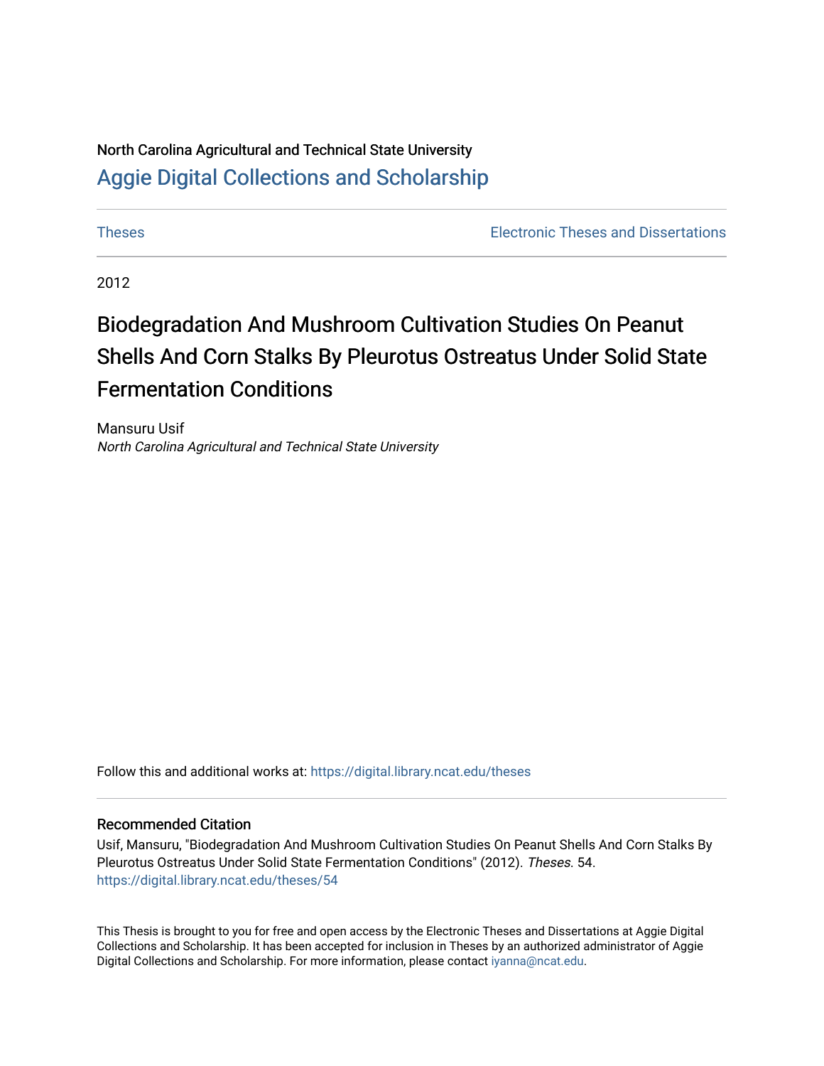North Carolina Agricultural and Technical State University

Aggie Digital Collections and Scholarship

Theses | Electronic Theses and Dissertations

2012

# Biodegradation And Mushroom Cultivation Studies On Peanut Shells And Corn Stalks By Pleurotus Ostreatus Under Solid State Fermentation Conditions

Mansuru Usif

*North Carolina Agricultural and Technical State University*

Follow this and additional works at: https://digital.library.ncat.edu/theses

## Recommended Citation

Usif, Mansuru, "Biodegradation And Mushroom Cultivation Studies On Peanut Shells And Corn Stalks By Pleurotus Ostreatus Under Solid State Fermentation Conditions" (2012). *Theses*. 54.
https://digital.library.ncat.edu/theses/54

This Thesis is brought to you for free and open access by the Electronic Theses and Dissertations at Aggie Digital Collections and Scholarship. It has been accepted for inclusion in Theses by an authorized administrator of Aggie Digital Collections and Scholarship. For more information, please contact iyanna@ncat.edu.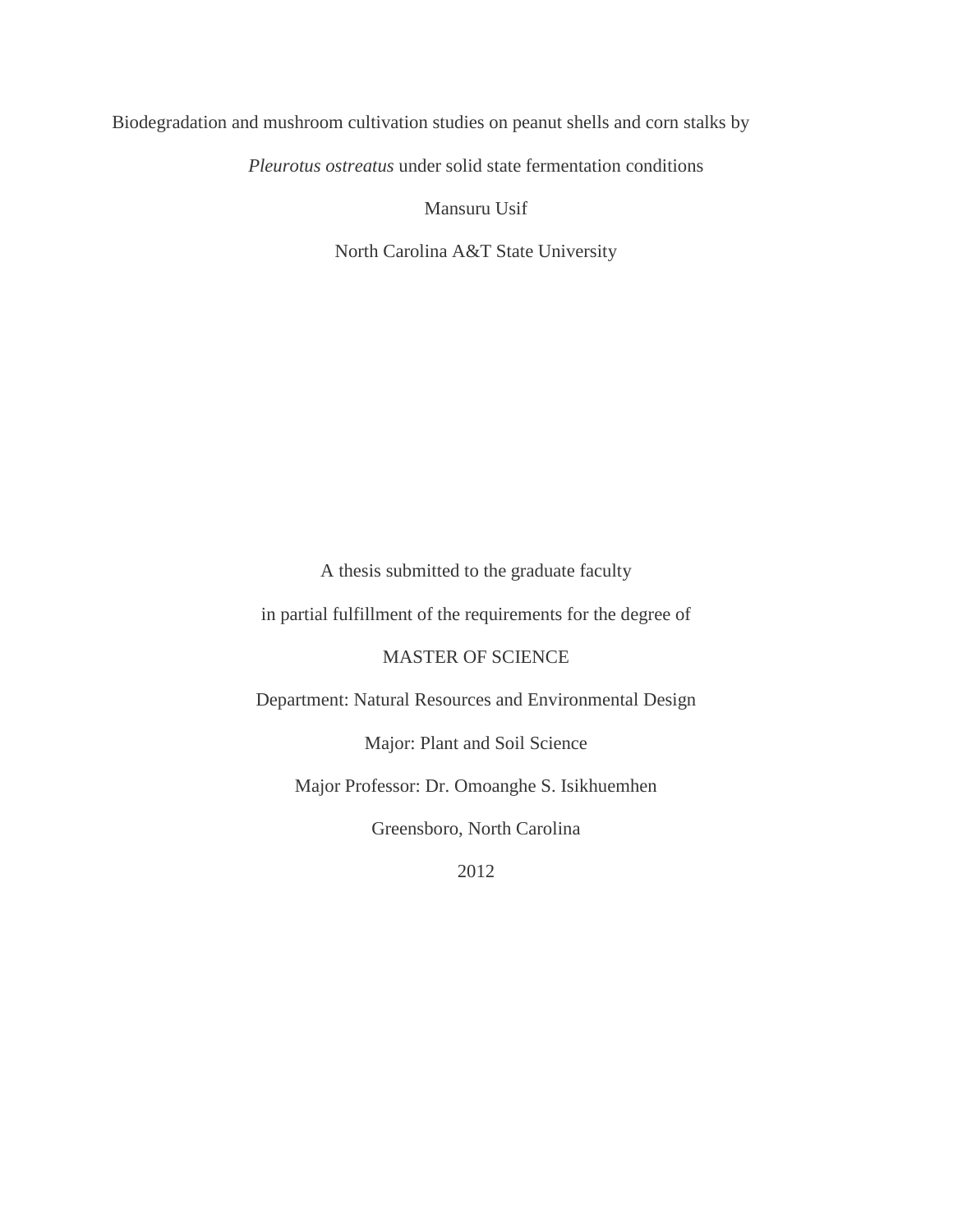Biodegradation and mushroom cultivation studies on peanut shells and corn stalks by

*Pleurotus ostreatus* under solid state fermentation conditions

Mansuru Usif

North Carolina A&T State University

A thesis submitted to the graduate faculty

in partial fulfillment of the requirements for the degree of

MASTER OF SCIENCE

Department: Natural Resources and Environmental Design

Major: Plant and Soil Science

Major Professor: Dr. Omoanghe S. Isikhuemhen

Greensboro, North Carolina

2012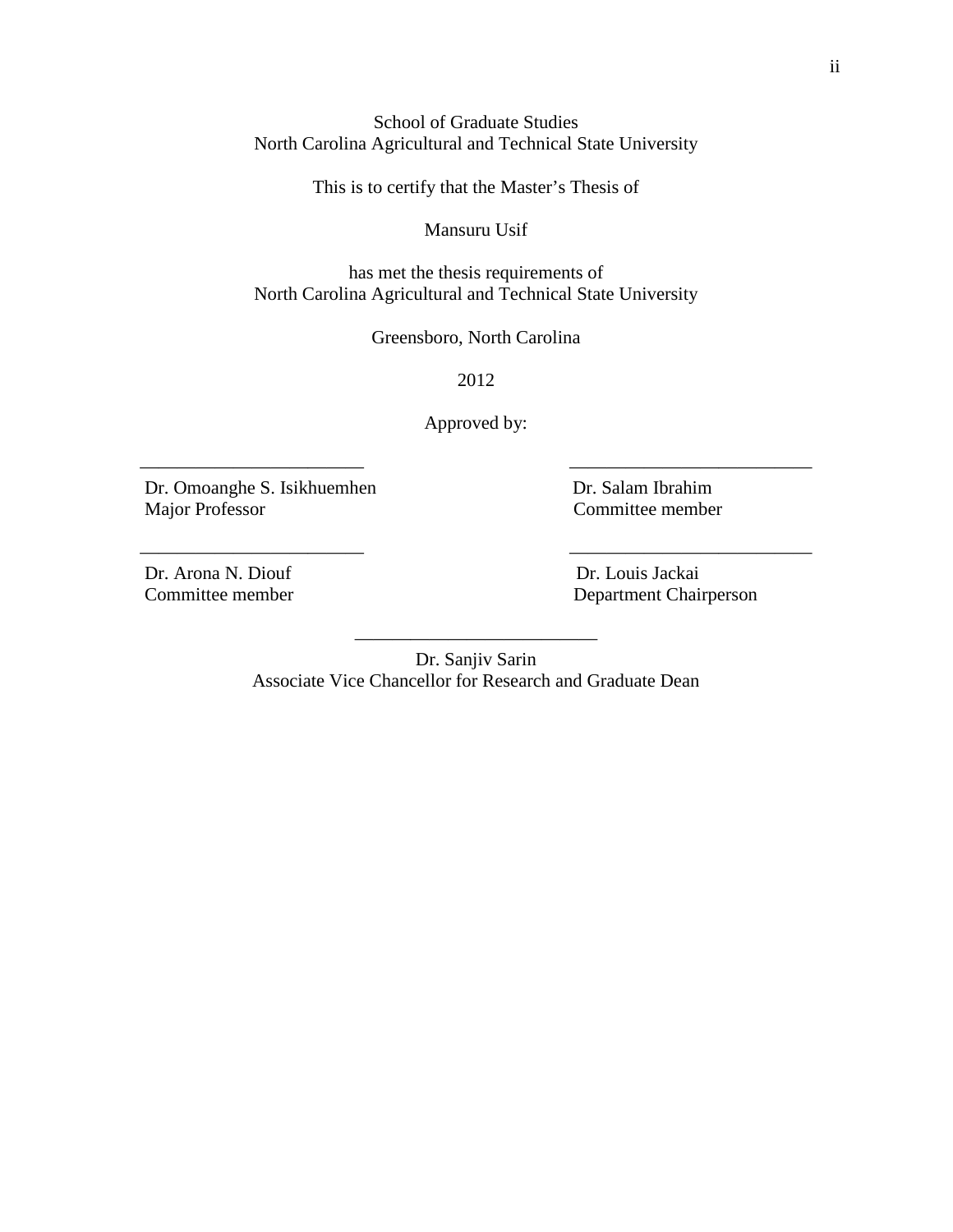School of Graduate Studies
North Carolina Agricultural and Technical State University

This is to certify that the Master's Thesis of

Mansuru Usif

has met the thesis requirements of
North Carolina Agricultural and Technical State University

Greensboro, North Carolina

2012

Approved by:

| ________________________ | ________________________ |
|---|---|
| Dr. Omoanghe S. Isikhuemhen<br>Major Professor | Dr. Salam Ibrahim<br>Committee member |
| ________________________ | ________________________ |
| Dr. Arona N. Diouf<br>Committee member | Dr. Louis Jackai<br>Department Chairperson |

________________________
Dr. Sanjiv Sarin
Associate Vice Chancellor for Research and Graduate Dean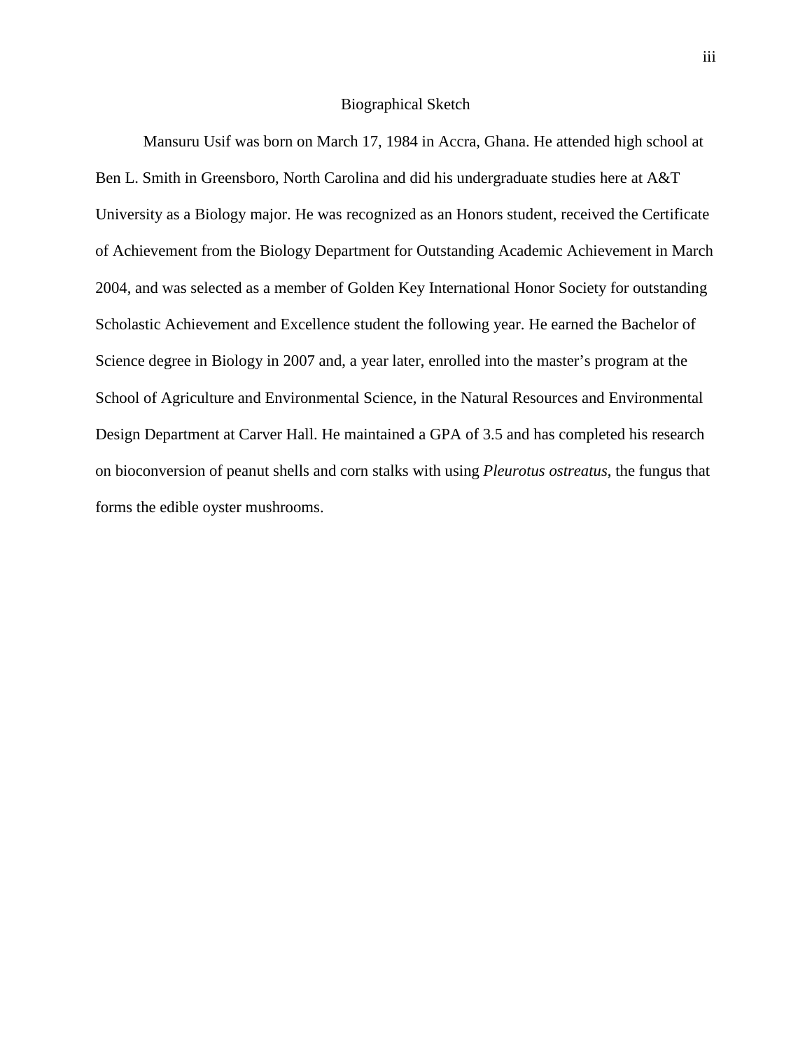# Biographical Sketch

Mansuru Usif was born on March 17, 1984 in Accra, Ghana. He attended high school at Ben L. Smith in Greensboro, North Carolina and did his undergraduate studies here at A&T University as a Biology major. He was recognized as an Honors student, received the Certificate of Achievement from the Biology Department for Outstanding Academic Achievement in March 2004, and was selected as a member of Golden Key International Honor Society for outstanding Scholastic Achievement and Excellence student the following year. He earned the Bachelor of Science degree in Biology in 2007 and, a year later, enrolled into the master's program at the School of Agriculture and Environmental Science, in the Natural Resources and Environmental Design Department at Carver Hall. He maintained a GPA of 3.5 and has completed his research on bioconversion of peanut shells and corn stalks with using *Pleurotus ostreatus*, the fungus that forms the edible oyster mushrooms.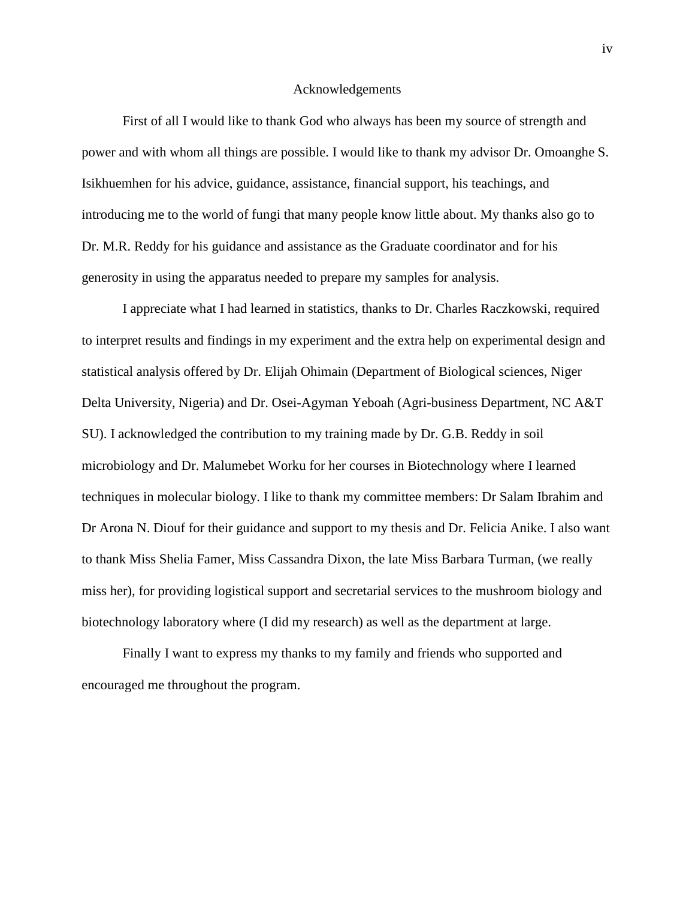# Acknowledgements

First of all I would like to thank God who always has been my source of strength and power and with whom all things are possible. I would like to thank my advisor Dr. Omoanghe S. Isikhuemhen for his advice, guidance, assistance, financial support, his teachings, and introducing me to the world of fungi that many people know little about. My thanks also go to Dr. M.R. Reddy for his guidance and assistance as the Graduate coordinator and for his generosity in using the apparatus needed to prepare my samples for analysis.

I appreciate what I had learned in statistics, thanks to Dr. Charles Raczkowski, required to interpret results and findings in my experiment and the extra help on experimental design and statistical analysis offered by Dr. Elijah Ohimain (Department of Biological sciences, Niger Delta University, Nigeria) and Dr. Osei-Agyman Yeboah (Agri-business Department, NC A&T SU). I acknowledged the contribution to my training made by Dr. G.B. Reddy in soil microbiology and Dr. Malumebet Worku for her courses in Biotechnology where I learned techniques in molecular biology. I like to thank my committee members: Dr Salam Ibrahim and Dr Arona N. Diouf for their guidance and support to my thesis and Dr. Felicia Anike. I also want to thank Miss Shelia Famer, Miss Cassandra Dixon, the late Miss Barbara Turman, (we really miss her), for providing logistical support and secretarial services to the mushroom biology and biotechnology laboratory where (I did my research) as well as the department at large.

Finally I want to express my thanks to my family and friends who supported and encouraged me throughout the program.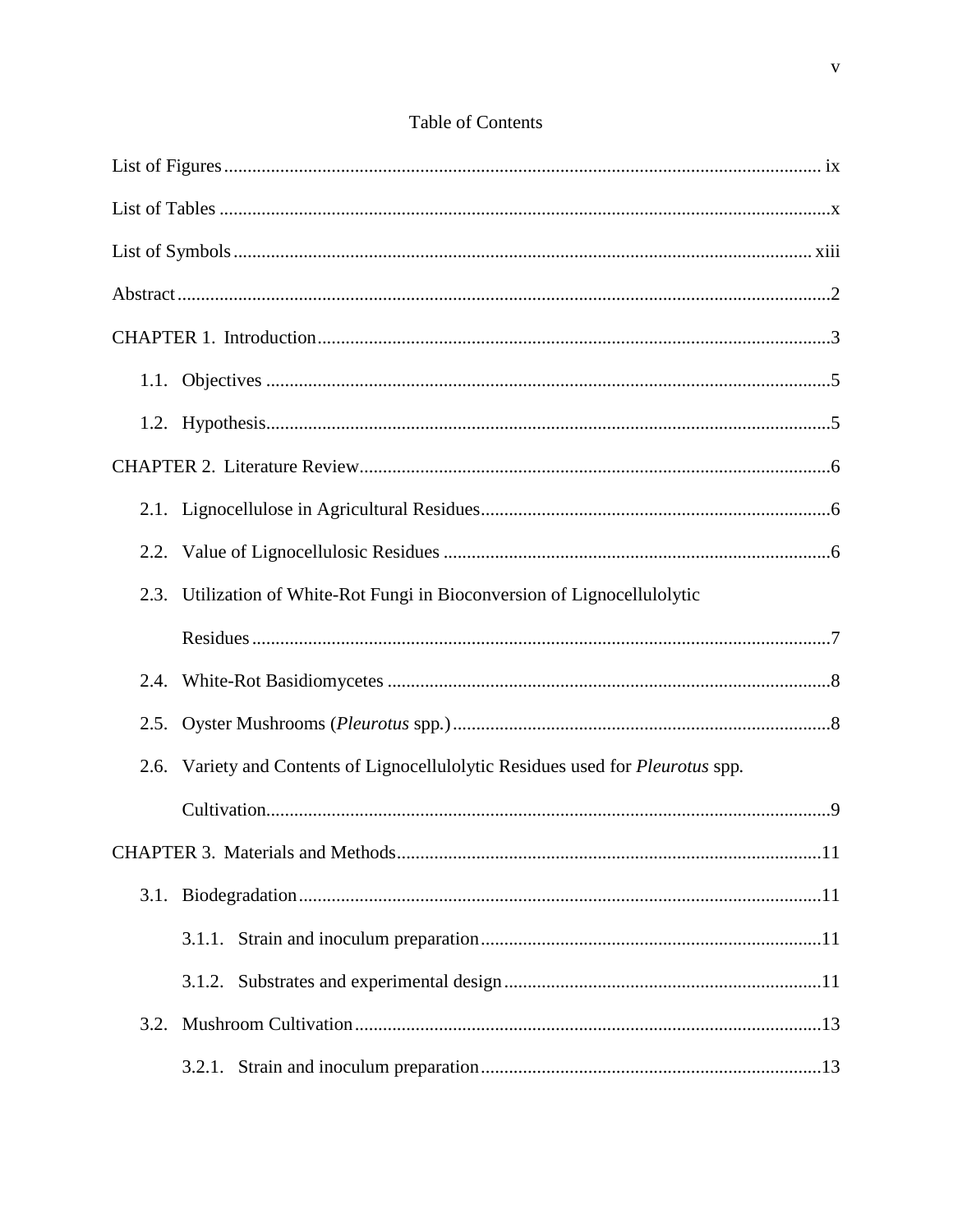# Table of Contents

List of Figures ........................................................ ix

List of Tables ........................................................ x

List of Symbols ........................................................ xiii

Abstract ........................................................ 2

CHAPTER 1. Introduction ........................................................ 3

- 1.1. Objectives ........................................................ 5
- 1.2. Hypothesis ........................................................ 5

CHAPTER 2. Literature Review ........................................................ 6

- 2.1. Lignocellulose in Agricultural Residues ........................................................ 6
- 2.2. Value of Lignocellulosic Residues ........................................................ 6
- 2.3. Utilization of White-Rot Fungi in Bioconversion of Lignocellulolytic Residues ........................................................ 7
- 2.4. White-Rot Basidiomycetes ........................................................ 8
- 2.5. Oyster Mushrooms (*Pleurotus* spp.) ........................................................ 8
- 2.6. Variety and Contents of Lignocellulolytic Residues used for *Pleurotus* spp. Cultivation ........................................................ 9

CHAPTER 3. Materials and Methods ........................................................ 11

- 3.1. Biodegradation ........................................................ 11
  - 3.1.1. Strain and inoculum preparation ........................................................ 11
  - 3.1.2. Substrates and experimental design ........................................................ 11
- 3.2. Mushroom Cultivation ........................................................ 13
  - 3.2.1. Strain and inoculum preparation ........................................................ 13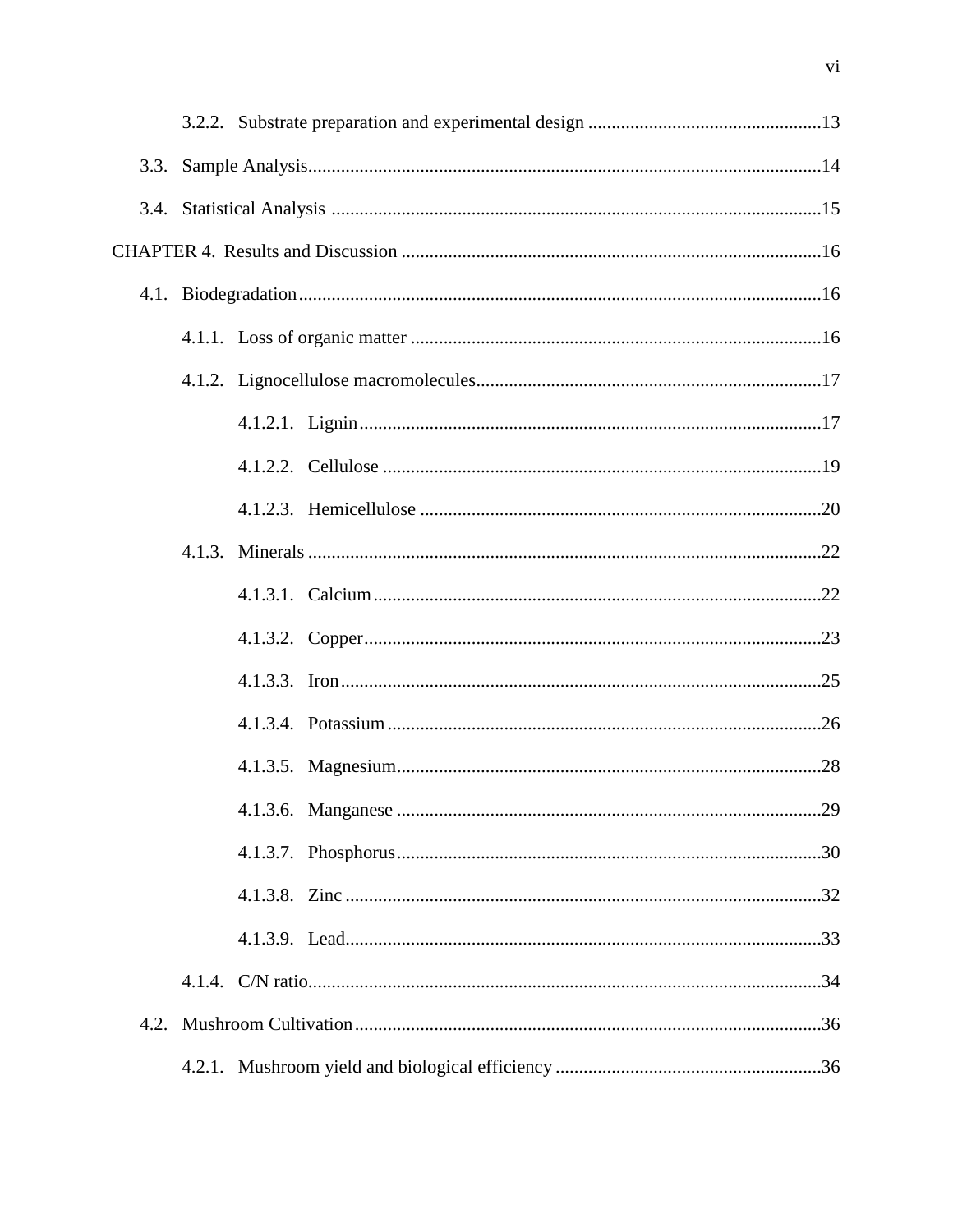3.2.2. Substrate preparation and experimental design .......................................... 13

3.3. Sample Analysis ............................................................................................... 14

3.4. Statistical Analysis .......................................................................................... 15

CHAPTER 4. Results and Discussion ..................................................................... 16

4.1. Biodegradation ................................................................................................. 16

4.1.1. Loss of organic matter ................................................................................. 16

4.1.2. Lignocellulose macromolecules ................................................................... 17

4.1.2.1. Lignin ........................................................................................................ 17

4.1.2.2. Cellulose ................................................................................................... 19

4.1.2.3. Hemicellulose ........................................................................................... 20

4.1.3. Minerals ........................................................................................................ 22

4.1.3.1. Calcium ..................................................................................................... 22

4.1.3.2. Copper ....................................................................................................... 23

4.1.3.3. Iron ............................................................................................................ 25

4.1.3.4. Potassium .................................................................................................. 26

4.1.3.5. Magnesium ................................................................................................ 28

4.1.3.6. Manganese ................................................................................................ 29

4.1.3.7. Phosphorus ................................................................................................ 30

4.1.3.8. Zinc ........................................................................................................... 32

4.1.3.9. Lead ........................................................................................................... 33

4.1.4. C/N ratio ....................................................................................................... 34

4.2. Mushroom Cultivation ..................................................................................... 36

4.2.1. Mushroom yield and biological efficiency .................................................. 36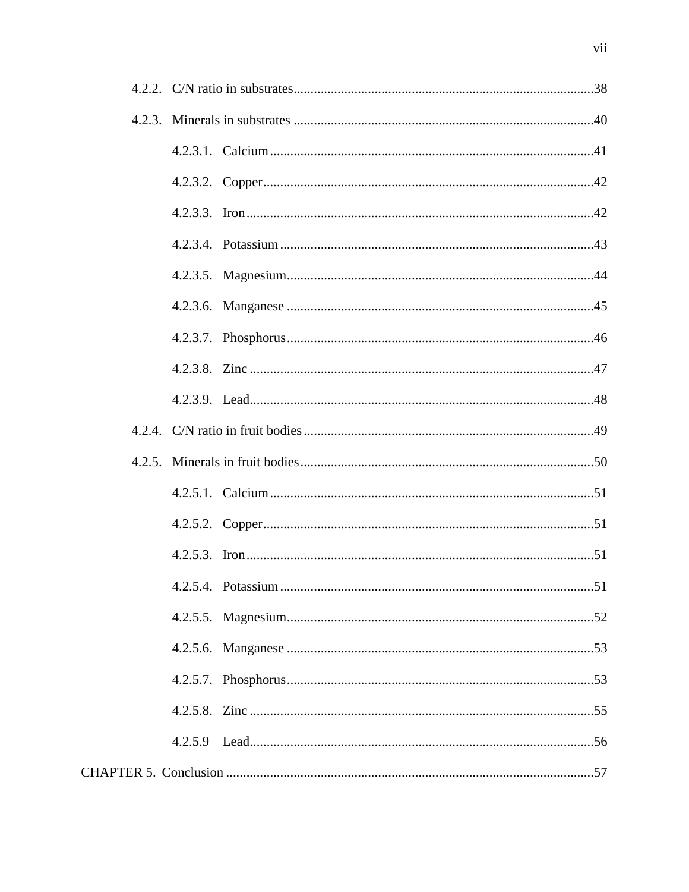4.2.2. C/N ratio in substrates ........................................................................................ 38

4.2.3. Minerals in substrates ........................................................................................ 40

4.2.3.1. Calcium ............................................................................................... 41

4.2.3.2. Copper ................................................................................................. 42

4.2.3.3. Iron ...................................................................................................... 42

4.2.3.4. Potassium ............................................................................................ 43

4.2.3.5. Magnesium .......................................................................................... 44

4.2.3.6. Manganese .......................................................................................... 45

4.2.3.7. Phosphorus .......................................................................................... 46

4.2.3.8. Zinc ..................................................................................................... 47

4.2.3.9. Lead ..................................................................................................... 48

4.2.4. C/N ratio in fruit bodies ..................................................................................... 49

4.2.5. Minerals in fruit bodies ...................................................................................... 50

4.2.5.1. Calcium ............................................................................................... 51

4.2.5.2. Copper ................................................................................................. 51

4.2.5.3. Iron ...................................................................................................... 51

4.2.5.4. Potassium ............................................................................................ 51

4.2.5.5. Magnesium .......................................................................................... 52

4.2.5.6. Manganese .......................................................................................... 53

4.2.5.7. Phosphorus .......................................................................................... 53

4.2.5.8. Zinc ..................................................................................................... 55

4.2.5.9 Lead ..................................................................................................... 56

CHAPTER 5. Conclusion ........................................................................................................... 57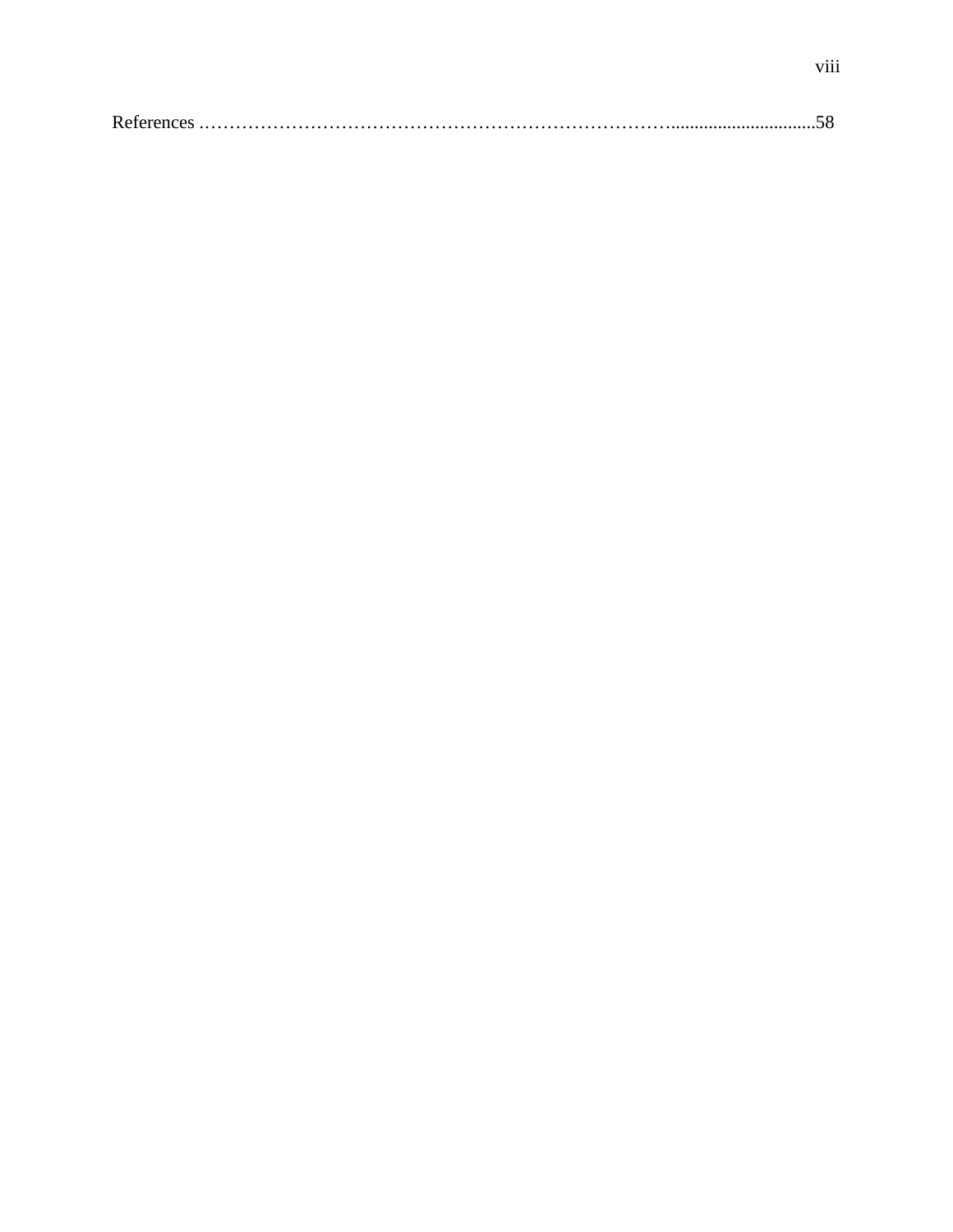References ……………………………………………………………………..............................58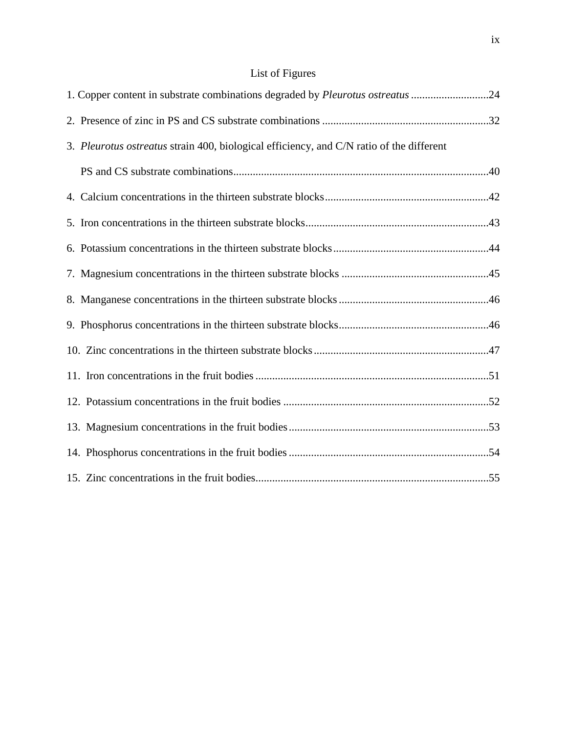## List of Figures

1. Copper content in substrate combinations degraded by *Pleurotus ostreatus* ............................24

2. Presence of zinc in PS and CS substrate combinations ............................................................32

3. *Pleurotus ostreatus* strain 400, biological efficiency, and C/N ratio of the different PS and CS substrate combinations...........................................................................................40

4. Calcium concentrations in the thirteen substrate blocks...........................................................42

5. Iron concentrations in the thirteen substrate blocks..................................................................43

6. Potassium concentrations in the thirteen substrate blocks........................................................44

7. Magnesium concentrations in the thirteen substrate blocks .....................................................45

8. Manganese concentrations in the thirteen substrate blocks......................................................46

9. Phosphorus concentrations in the thirteen substrate blocks......................................................46

10. Zinc concentrations in the thirteen substrate blocks...............................................................47

11. Iron concentrations in the fruit bodies ....................................................................................51

12. Potassium concentrations in the fruit bodies ..........................................................................52

13. Magnesium concentrations in the fruit bodies........................................................................53

14. Phosphorus concentrations in the fruit bodies ........................................................................54

15. Zinc concentrations in the fruit bodies....................................................................................55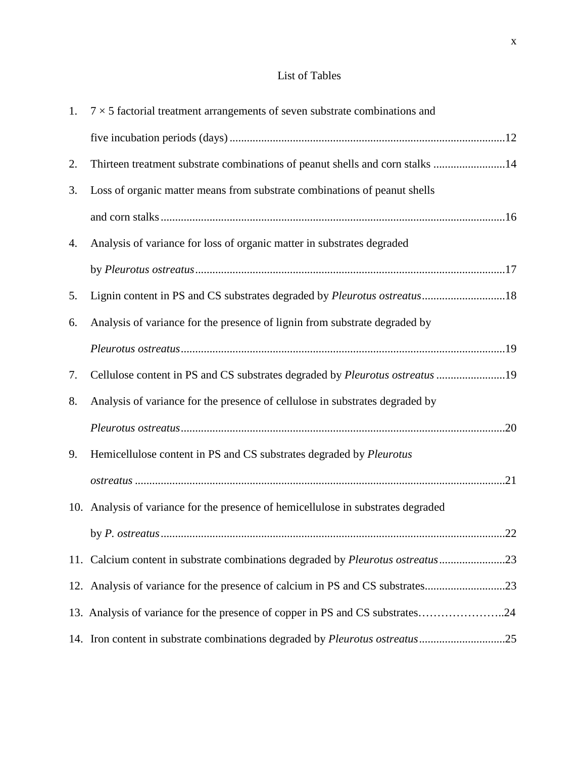# List of Tables

1. 7 × 5 factorial treatment arrangements of seven substrate combinations and five incubation periods (days) ....................12
2. Thirteen treatment substrate combinations of peanut shells and corn stalks ....................14
3. Loss of organic matter means from substrate combinations of peanut shells and corn stalks ....................16
4. Analysis of variance for loss of organic matter in substrates degraded by *Pleurotus ostreatus* ....................17
5. Lignin content in PS and CS substrates degraded by *Pleurotus ostreatus* ....................18
6. Analysis of variance for the presence of lignin from substrate degraded by *Pleurotus ostreatus* ....................19
7. Cellulose content in PS and CS substrates degraded by *Pleurotus ostreatus* ....................19
8. Analysis of variance for the presence of cellulose in substrates degraded by *Pleurotus ostreatus* ....................20
9. Hemicellulose content in PS and CS substrates degraded by *Pleurotus ostreatus* ....................21
10. Analysis of variance for the presence of hemicellulose in substrates degraded by *P. ostreatus* ....................22
11. Calcium content in substrate combinations degraded by *Pleurotus ostreatus* ....................23
12. Analysis of variance for the presence of calcium in PS and CS substrates ....................23
13. Analysis of variance for the presence of copper in PS and CS substrates ....................24
14. Iron content in substrate combinations degraded by *Pleurotus ostreatus* ....................25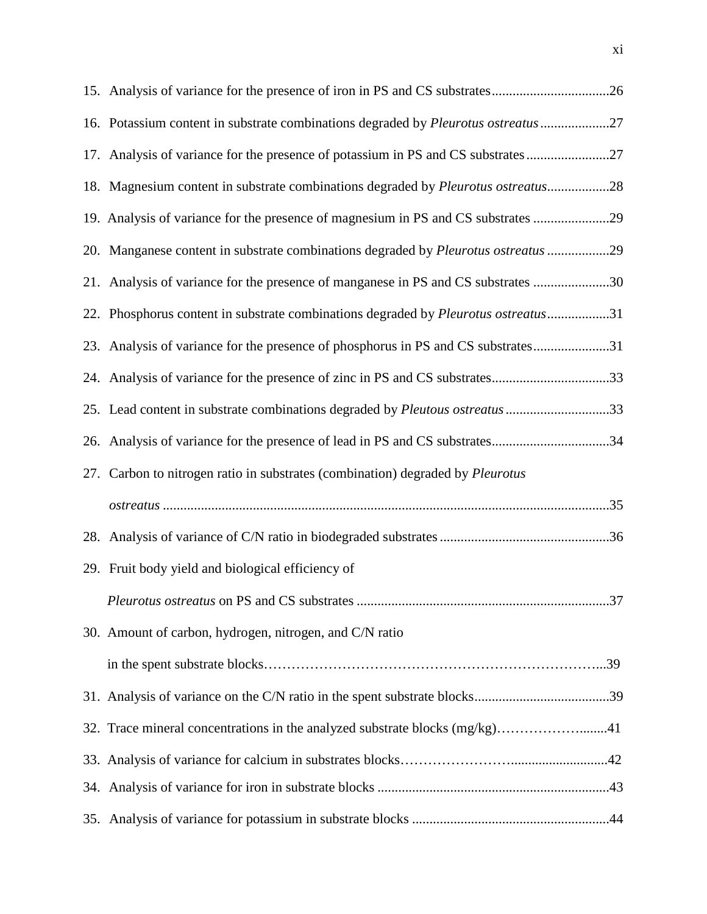15. Analysis of variance for the presence of iron in PS and CS substrates..................................26
16. Potassium content in substrate combinations degraded by *Pleurotus ostreatus*....................27
17. Analysis of variance for the presence of potassium in PS and CS substrates........................27
18. Magnesium content in substrate combinations degraded by *Pleurotus ostreatus*..................28
19. Analysis of variance for the presence of magnesium in PS and CS substrates ......................29
20. Manganese content in substrate combinations degraded by *Pleurotus ostreatus* ..................29
21. Analysis of variance for the presence of manganese in PS and CS substrates ......................30
22. Phosphorus content in substrate combinations degraded by *Pleurotus ostreatus*..................31
23. Analysis of variance for the presence of phosphorus in PS and CS substrates......................31
24. Analysis of variance for the presence of zinc in PS and CS substrates..................................33
25. Lead content in substrate combinations degraded by *Pleutous ostreatus* ..............................33
26. Analysis of variance for the presence of lead in PS and CS substrates..................................34
27. Carbon to nitrogen ratio in substrates (combination) degraded by *Pleurotus ostreatus* ................................................................................................................................35
28. Analysis of variance of C/N ratio in biodegraded substrates .................................................36
29. Fruit body yield and biological efficiency of *Pleurotus ostreatus* on PS and CS substrates .........................................................................37
30. Amount of carbon, hydrogen, nitrogen, and C/N ratio in the spent substrate blocks…………………………………………………………………...39
31. Analysis of variance on the C/N ratio in the spent substrate blocks.......................................39
32. Trace mineral concentrations in the analyzed substrate blocks (mg/kg)………………........41
33. Analysis of variance for calcium in substrates blocks…………………….............................42
34. Analysis of variance for iron in substrate blocks ...................................................................43
35. Analysis of variance for potassium in substrate blocks .........................................................44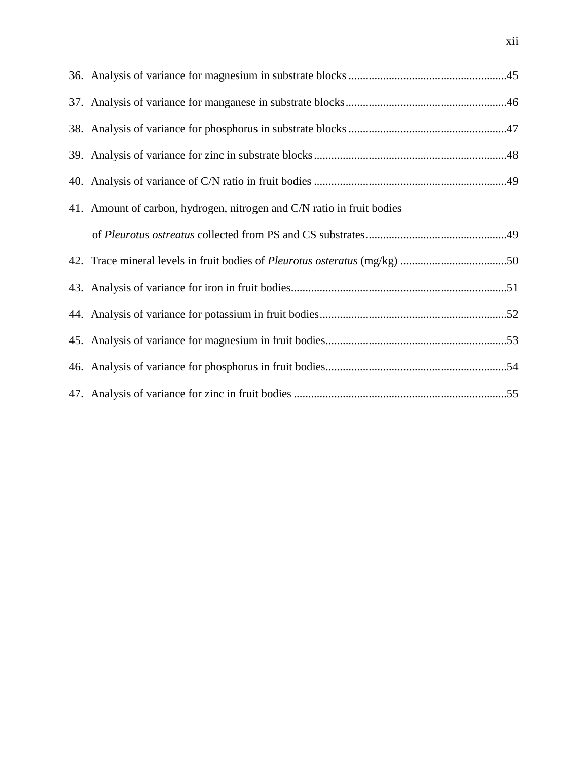36. Analysis of variance for magnesium in substrate blocks .......................................................45

37. Analysis of variance for manganese in substrate blocks........................................................46

38. Analysis of variance for phosphorus in substrate blocks .......................................................47

39. Analysis of variance for zinc in substrate blocks...................................................................48

40. Analysis of variance of C/N ratio in fruit bodies ...................................................................49

41. Amount of carbon, hydrogen, nitrogen and C/N ratio in fruit bodies of *Pleurotus ostreatus* collected from PS and CS substrates.................................................49

42. Trace mineral levels in fruit bodies of *Pleurotus osteratus* (mg/kg) .....................................50

43. Analysis of variance for iron in fruit bodies...........................................................................51

44. Analysis of variance for potassium in fruit bodies.................................................................52

45. Analysis of variance for magnesium in fruit bodies...............................................................53

46. Analysis of variance for phosphorus in fruit bodies...............................................................54

47. Analysis of variance for zinc in fruit bodies ..........................................................................55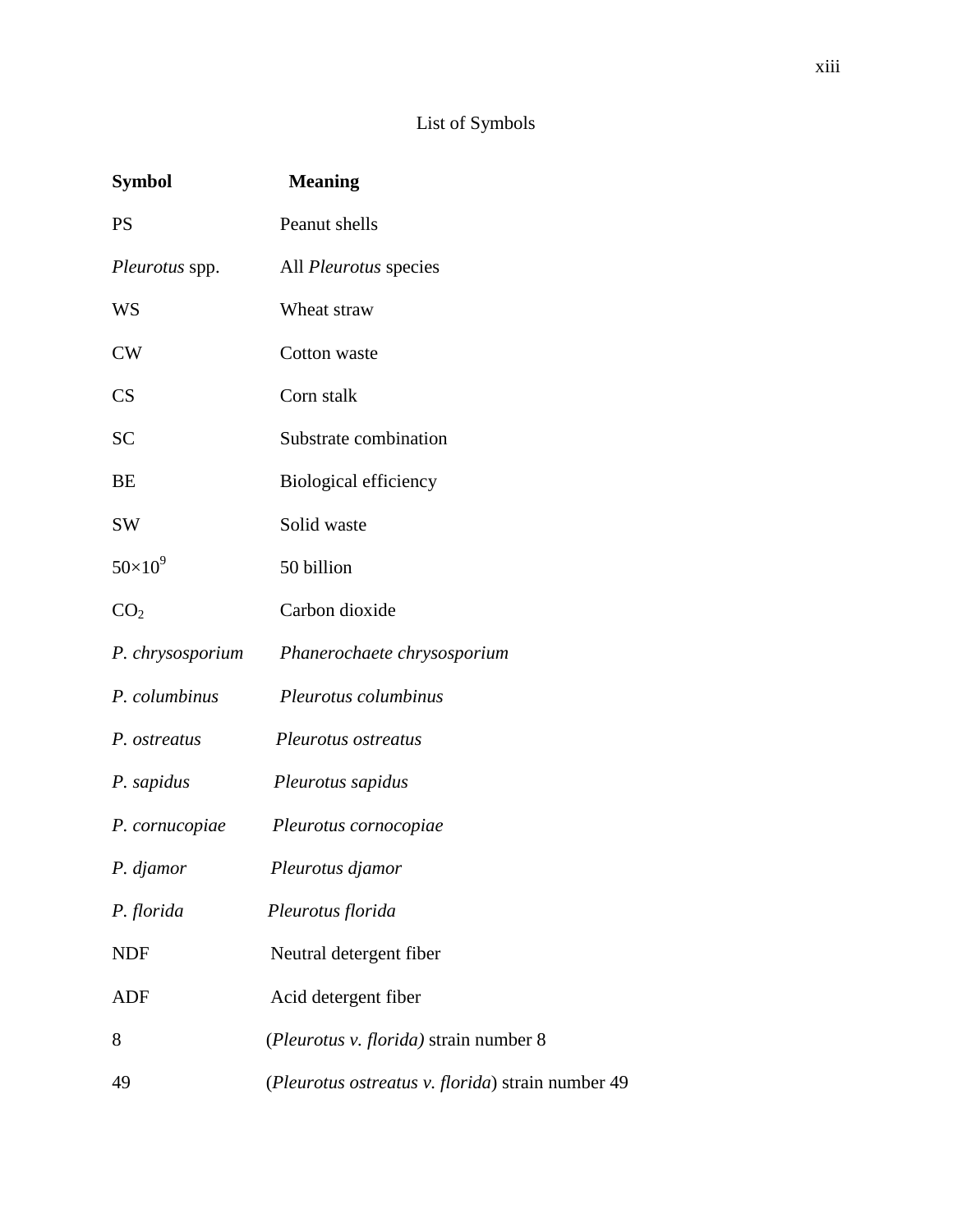# List of Symbols

| **Symbol** | **Meaning** |
|---|---|
| PS | Peanut shells |
| *Pleurotus* spp. | All *Pleurotus* species |
| WS | Wheat straw |
| CW | Cotton waste |
| CS | Corn stalk |
| SC | Substrate combination |
| BE | Biological efficiency |
| SW | Solid waste |
| $50 \times 10^9$ | 50 billion |
| $CO_2$ | Carbon dioxide |
| *P. chrysosporium* | *Phanerochaete chrysosporium* |
| *P. columbinus* | *Pleurotus columbinus* |
| *P. ostreatus* | *Pleurotus ostreatus* |
| *P. sapidus* | *Pleurotus sapidus* |
| *P. cornucopiae* | *Pleurotus cornocopiae* |
| *P. djamor* | *Pleurotus djamor* |
| *P. florida* | *Pleurotus florida* |
| NDF | Neutral detergent fiber |
| ADF | Acid detergent fiber |
| 8 | (*Pleurotus v. florida)* strain number 8 |
| 49 | (*Pleurotus ostreatus v. florida*) strain number 49 |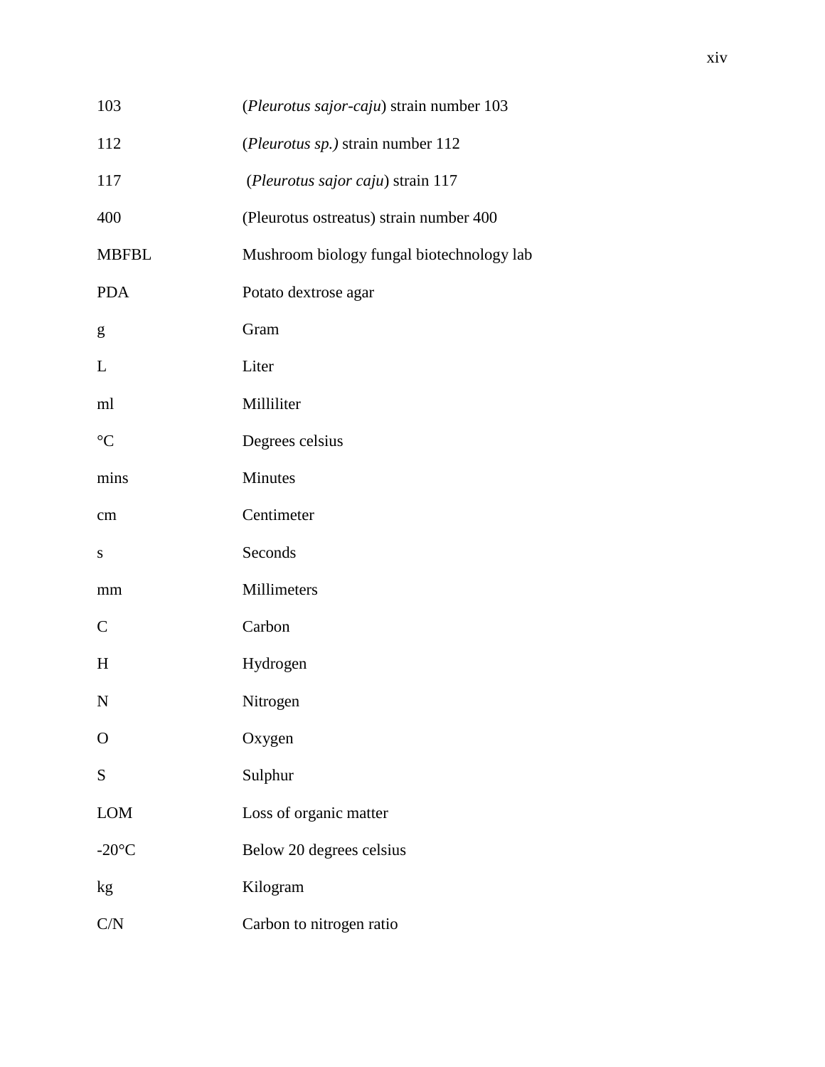| | |
|---|---|
| 103 | (*Pleurotus sajor-caju*) strain number 103 |
| 112 | (*Pleurotus sp.)* strain number 112 |
| 117 | (*Pleurotus sajor caju*) strain 117 |
| 400 | (Pleurotus ostreatus) strain number 400 |
| MBFBL | Mushroom biology fungal biotechnology lab |
| PDA | Potato dextrose agar |
| g | Gram |
| L | Liter |
| ml | Milliliter |
| °C | Degrees celsius |
| mins | Minutes |
| cm | Centimeter |
| s | Seconds |
| mm | Millimeters |
| C | Carbon |
| H | Hydrogen |
| N | Nitrogen |
| O | Oxygen |
| S | Sulphur |
| LOM | Loss of organic matter |
| -20°C | Below 20 degrees celsius |
| kg | Kilogram |
| C/N | Carbon to nitrogen ratio |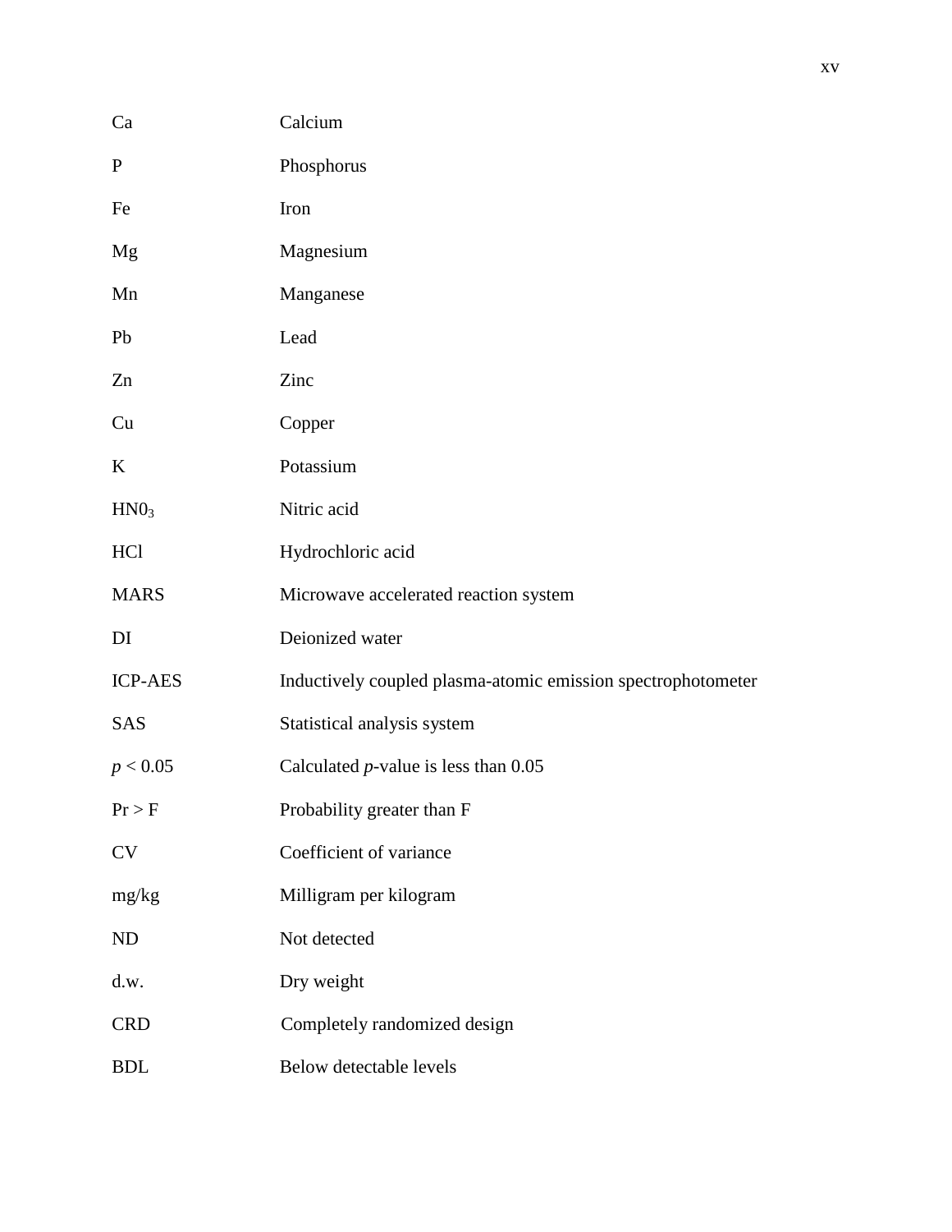| | |
|---|---|
| Ca | Calcium |
| P | Phosphorus |
| Fe | Iron |
| Mg | Magnesium |
| Mn | Manganese |
| Pb | Lead |
| Zn | Zinc |
| Cu | Copper |
| K | Potassium |
| $HN0_3$ | Nitric acid |
| HCl | Hydrochloric acid |
| MARS | Microwave accelerated reaction system |
| DI | Deionized water |
| ICP-AES | Inductively coupled plasma-atomic emission spectrophotometer |
| SAS | Statistical analysis system |
| $p < 0.05$ | Calculated $p$-value is less than 0.05 |
| Pr > F | Probability greater than F |
| CV | Coefficient of variance |
| mg/kg | Milligram per kilogram |
| ND | Not detected |
| d.w. | Dry weight |
| CRD | Completely randomized design |
| BDL | Below detectable levels |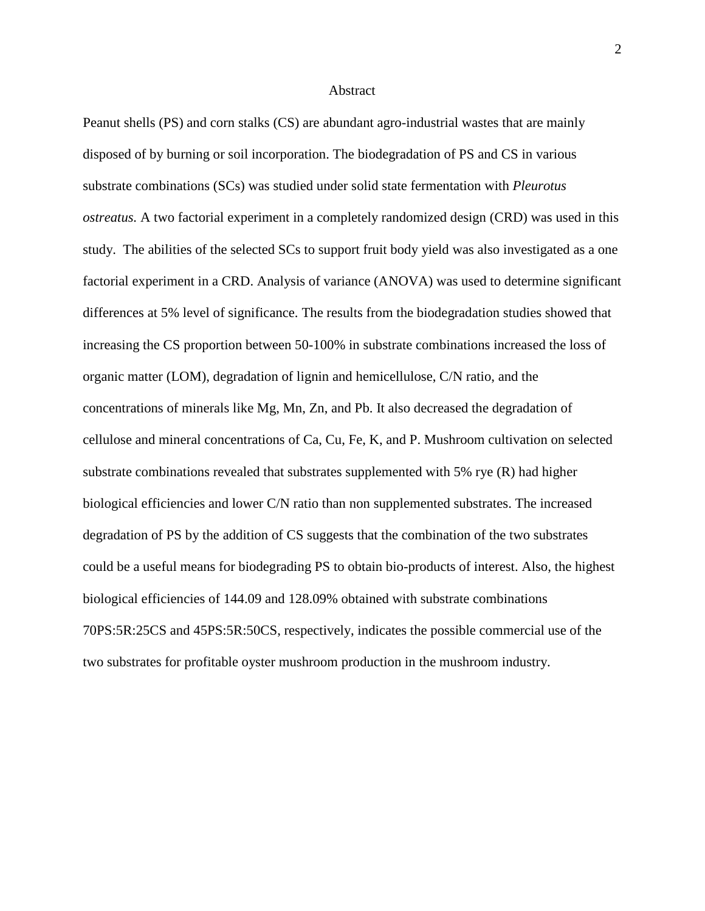# Abstract

Peanut shells (PS) and corn stalks (CS) are abundant agro-industrial wastes that are mainly disposed of by burning or soil incorporation. The biodegradation of PS and CS in various substrate combinations (SCs) was studied under solid state fermentation with *Pleurotus ostreatus.* A two factorial experiment in a completely randomized design (CRD) was used in this study. The abilities of the selected SCs to support fruit body yield was also investigated as a one factorial experiment in a CRD. Analysis of variance (ANOVA) was used to determine significant differences at 5% level of significance. The results from the biodegradation studies showed that increasing the CS proportion between 50-100% in substrate combinations increased the loss of organic matter (LOM), degradation of lignin and hemicellulose, C/N ratio, and the concentrations of minerals like Mg, Mn, Zn, and Pb. It also decreased the degradation of cellulose and mineral concentrations of Ca, Cu, Fe, K, and P. Mushroom cultivation on selected substrate combinations revealed that substrates supplemented with 5% rye (R) had higher biological efficiencies and lower C/N ratio than non supplemented substrates. The increased degradation of PS by the addition of CS suggests that the combination of the two substrates could be a useful means for biodegrading PS to obtain bio-products of interest. Also, the highest biological efficiencies of 144.09 and 128.09% obtained with substrate combinations 70PS:5R:25CS and 45PS:5R:50CS, respectively, indicates the possible commercial use of the two substrates for profitable oyster mushroom production in the mushroom industry.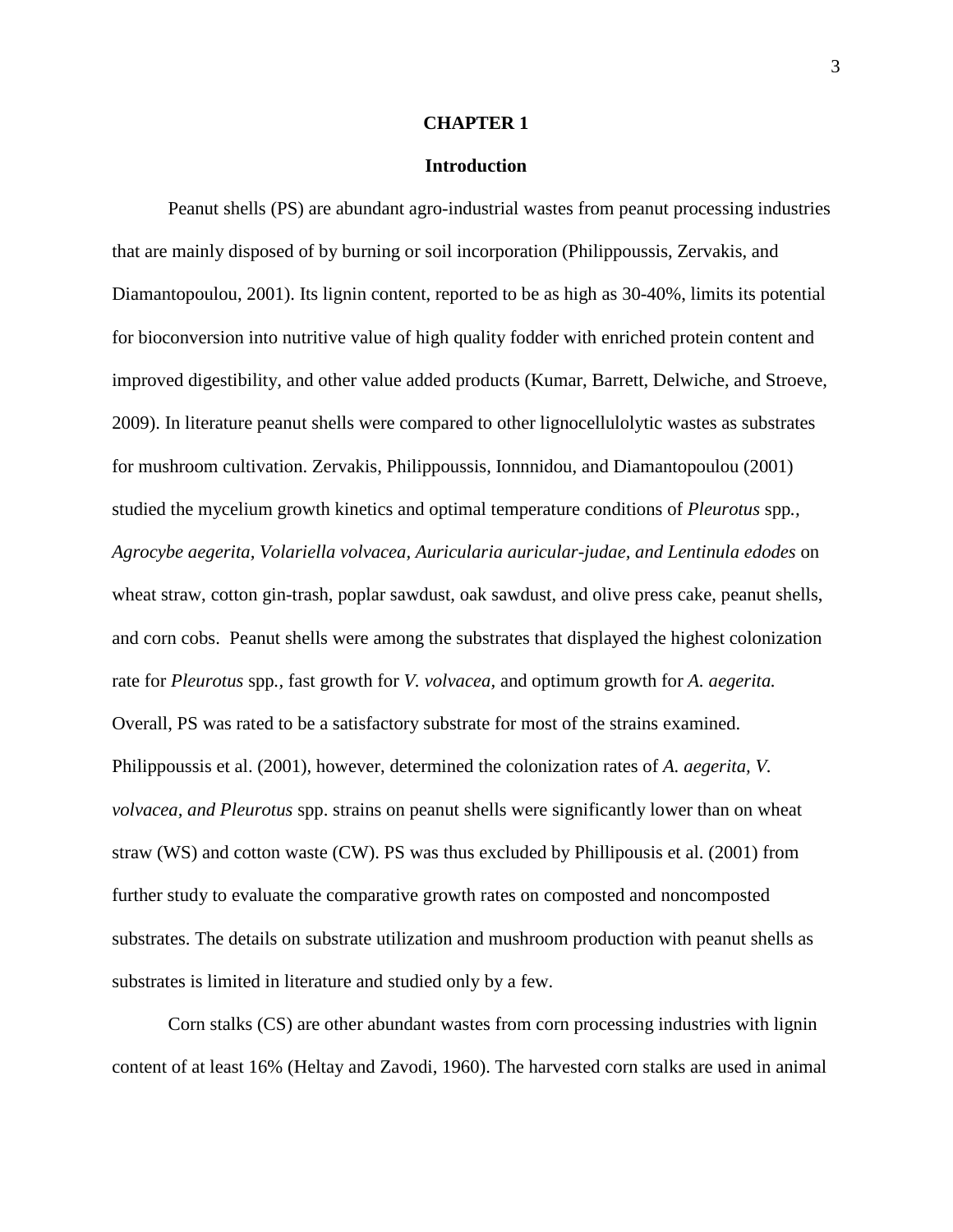# CHAPTER 1

## Introduction

Peanut shells (PS) are abundant agro-industrial wastes from peanut processing industries that are mainly disposed of by burning or soil incorporation (Philippoussis, Zervakis, and Diamantopoulou, 2001). Its lignin content, reported to be as high as 30-40%, limits its potential for bioconversion into nutritive value of high quality fodder with enriched protein content and improved digestibility, and other value added products (Kumar, Barrett, Delwiche, and Stroeve, 2009). In literature peanut shells were compared to other lignocellulolytic wastes as substrates for mushroom cultivation. Zervakis, Philippoussis, Ionnnidou, and Diamantopoulou (2001) studied the mycelium growth kinetics and optimal temperature conditions of *Pleurotus* spp*., Agrocybe aegerita, Volariella volvacea, Auricularia auricular-judae, and Lentinula edodes* on wheat straw, cotton gin-trash, poplar sawdust, oak sawdust, and olive press cake, peanut shells, and corn cobs. Peanut shells were among the substrates that displayed the highest colonization rate for *Pleurotus* spp*.,* fast growth for *V. volvacea,* and optimum growth for *A. aegerita.* Overall, PS was rated to be a satisfactory substrate for most of the strains examined. Philippoussis et al. (2001), however, determined the colonization rates of *A. aegerita, V. volvacea, and Pleurotus* spp. strains on peanut shells were significantly lower than on wheat straw (WS) and cotton waste (CW). PS was thus excluded by Phillipousis et al. (2001) from further study to evaluate the comparative growth rates on composted and noncomposted substrates. The details on substrate utilization and mushroom production with peanut shells as substrates is limited in literature and studied only by a few.

Corn stalks (CS) are other abundant wastes from corn processing industries with lignin content of at least 16% (Heltay and Zavodi, 1960). The harvested corn stalks are used in animal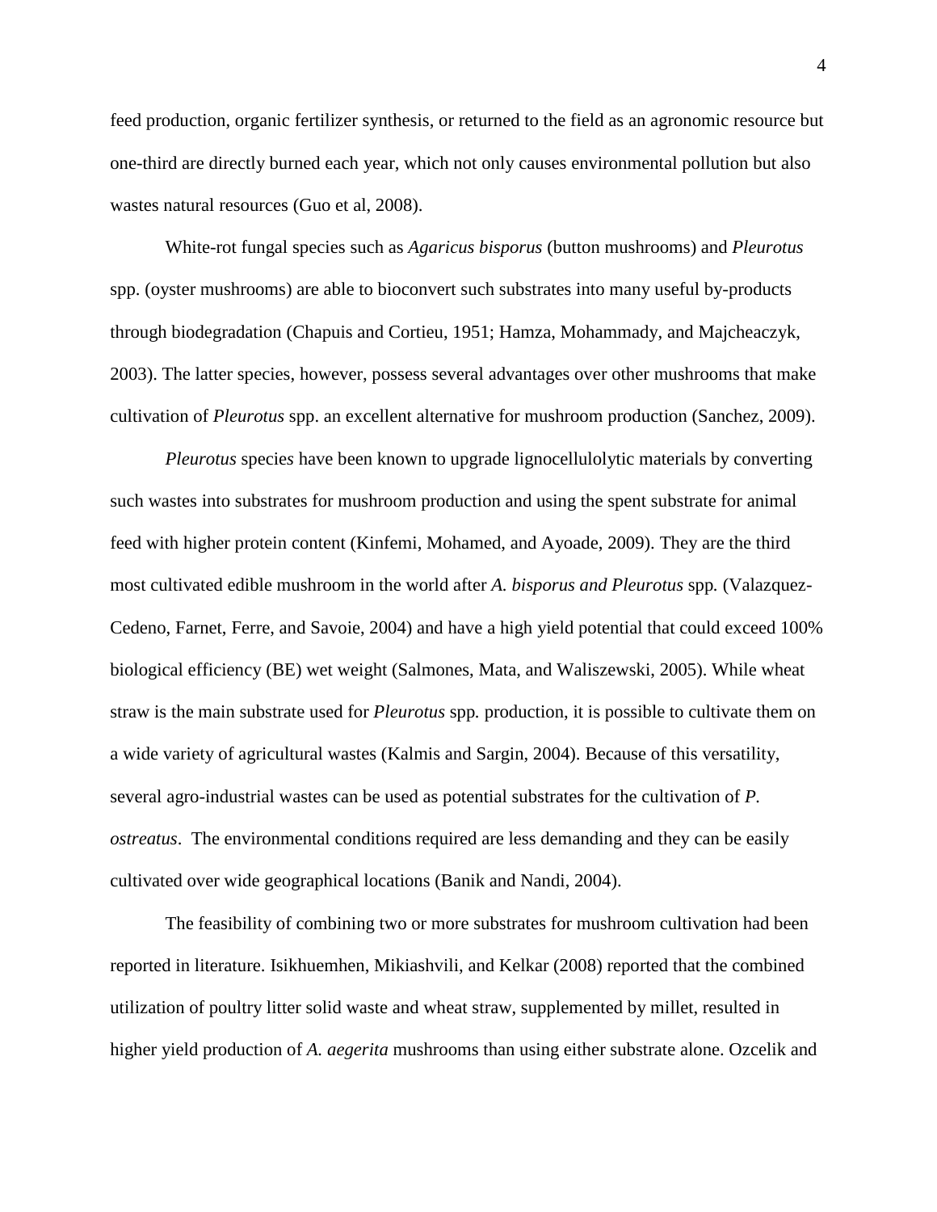feed production, organic fertilizer synthesis, or returned to the field as an agronomic resource but one-third are directly burned each year, which not only causes environmental pollution but also wastes natural resources (Guo et al, 2008).

White-rot fungal species such as *Agaricus bisporus* (button mushrooms) and *Pleurotus* spp. (oyster mushrooms) are able to bioconvert such substrates into many useful by-products through biodegradation (Chapuis and Cortieu, 1951; Hamza, Mohammady, and Majcheaczyk, 2003). The latter species, however, possess several advantages over other mushrooms that make cultivation of *Pleurotus* spp. an excellent alternative for mushroom production (Sanchez, 2009).

*Pleurotus* species have been known to upgrade lignocellulolytic materials by converting such wastes into substrates for mushroom production and using the spent substrate for animal feed with higher protein content (Kinfemi, Mohamed, and Ayoade, 2009). They are the third most cultivated edible mushroom in the world after *A. bisporus and Pleurotus* spp. (Valazquez-Cedeno, Farnet, Ferre, and Savoie, 2004) and have a high yield potential that could exceed 100% biological efficiency (BE) wet weight (Salmones, Mata, and Waliszewski, 2005). While wheat straw is the main substrate used for *Pleurotus* spp. production, it is possible to cultivate them on a wide variety of agricultural wastes (Kalmis and Sargin, 2004). Because of this versatility, several agro-industrial wastes can be used as potential substrates for the cultivation of *P. ostreatus*. The environmental conditions required are less demanding and they can be easily cultivated over wide geographical locations (Banik and Nandi, 2004).

The feasibility of combining two or more substrates for mushroom cultivation had been reported in literature. Isikhuemhen, Mikiashvili, and Kelkar (2008) reported that the combined utilization of poultry litter solid waste and wheat straw, supplemented by millet, resulted in higher yield production of *A. aegerita* mushrooms than using either substrate alone. Ozcelik and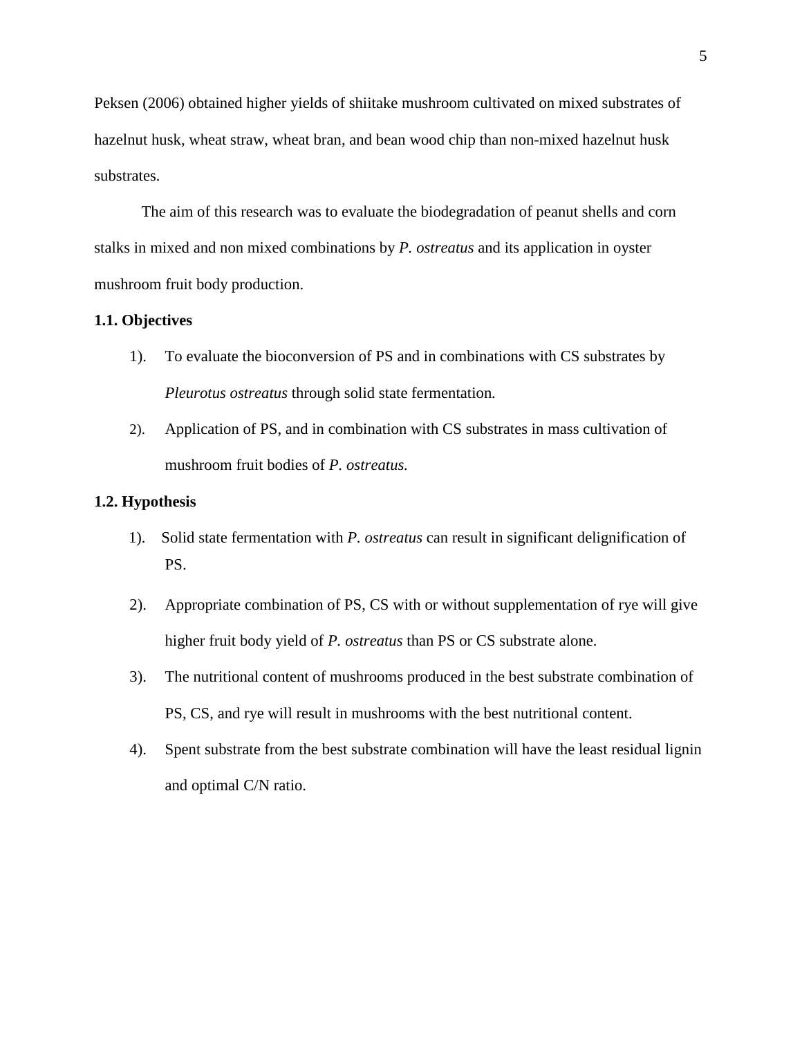Peksen (2006) obtained higher yields of shiitake mushroom cultivated on mixed substrates of hazelnut husk, wheat straw, wheat bran, and bean wood chip than non-mixed hazelnut husk substrates.

The aim of this research was to evaluate the biodegradation of peanut shells and corn stalks in mixed and non mixed combinations by *P. ostreatus* and its application in oyster mushroom fruit body production.

### 1.1. Objectives

1). To evaluate the bioconversion of PS and in combinations with CS substrates by *Pleurotus ostreatus* through solid state fermentation.

2). Application of PS, and in combination with CS substrates in mass cultivation of mushroom fruit bodies of *P. ostreatus.*

### 1.2. Hypothesis

1). Solid state fermentation with *P. ostreatus* can result in significant delignification of PS.

2). Appropriate combination of PS, CS with or without supplementation of rye will give higher fruit body yield of *P. ostreatus* than PS or CS substrate alone.

3). The nutritional content of mushrooms produced in the best substrate combination of PS, CS, and rye will result in mushrooms with the best nutritional content.

4). Spent substrate from the best substrate combination will have the least residual lignin and optimal C/N ratio.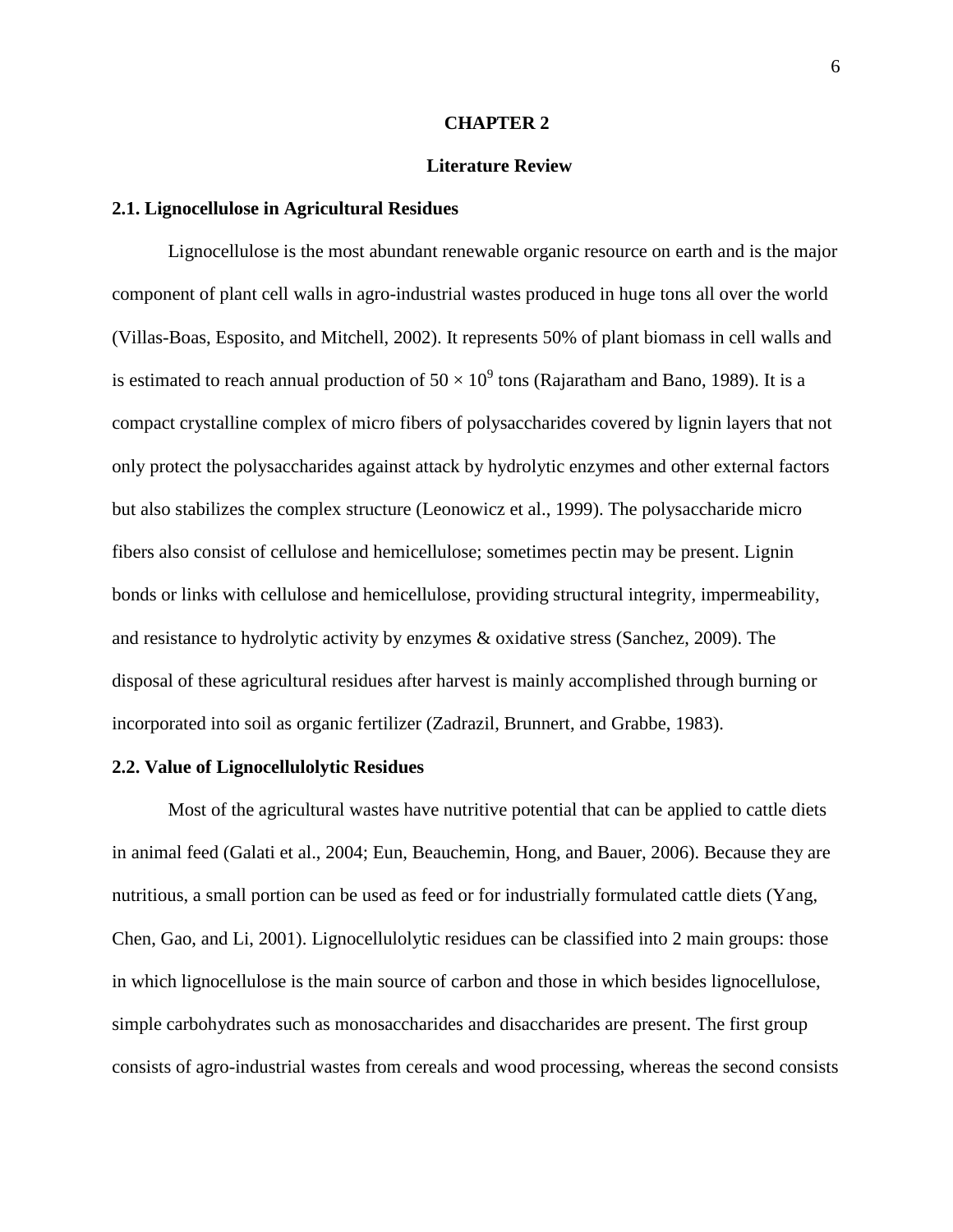# CHAPTER 2

# Literature Review

## 2.1. Lignocellulose in Agricultural Residues

Lignocellulose is the most abundant renewable organic resource on earth and is the major component of plant cell walls in agro-industrial wastes produced in huge tons all over the world (Villas-Boas, Esposito, and Mitchell, 2002). It represents 50% of plant biomass in cell walls and is estimated to reach annual production of $50 \times 10^9$ tons (Rajaratham and Bano, 1989). It is a compact crystalline complex of micro fibers of polysaccharides covered by lignin layers that not only protect the polysaccharides against attack by hydrolytic enzymes and other external factors but also stabilizes the complex structure (Leonowicz et al., 1999). The polysaccharide micro fibers also consist of cellulose and hemicellulose; sometimes pectin may be present. Lignin bonds or links with cellulose and hemicellulose, providing structural integrity, impermeability, and resistance to hydrolytic activity by enzymes & oxidative stress (Sanchez, 2009). The disposal of these agricultural residues after harvest is mainly accomplished through burning or incorporated into soil as organic fertilizer (Zadrazil, Brunnert, and Grabbe, 1983).

## 2.2. Value of Lignocellulolytic Residues

Most of the agricultural wastes have nutritive potential that can be applied to cattle diets in animal feed (Galati et al., 2004; Eun, Beauchemin, Hong, and Bauer, 2006). Because they are nutritious, a small portion can be used as feed or for industrially formulated cattle diets (Yang, Chen, Gao, and Li, 2001). Lignocellulolytic residues can be classified into 2 main groups: those in which lignocellulose is the main source of carbon and those in which besides lignocellulose, simple carbohydrates such as monosaccharides and disaccharides are present. The first group consists of agro-industrial wastes from cereals and wood processing, whereas the second consists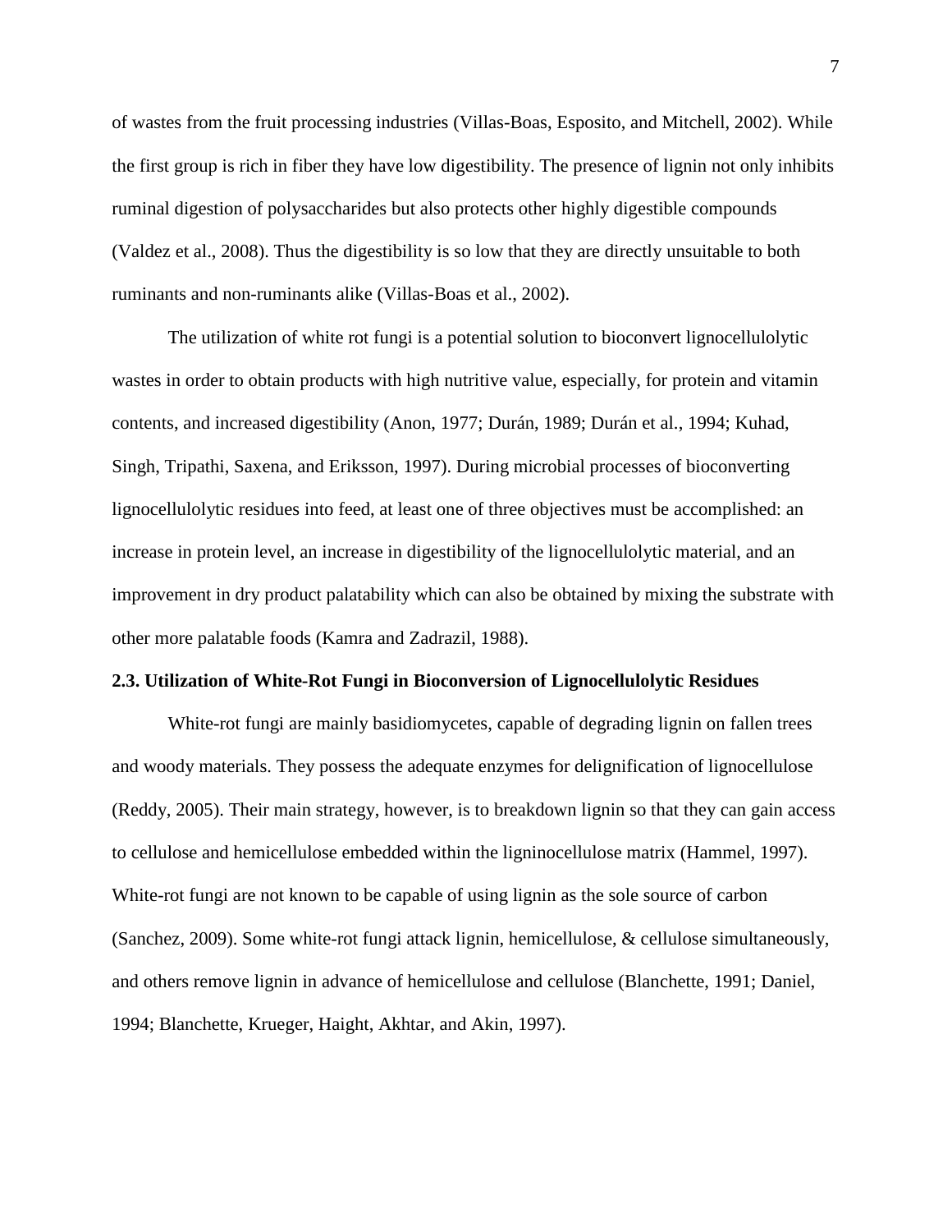of wastes from the fruit processing industries (Villas-Boas, Esposito, and Mitchell, 2002). While the first group is rich in fiber they have low digestibility. The presence of lignin not only inhibits ruminal digestion of polysaccharides but also protects other highly digestible compounds (Valdez et al., 2008). Thus the digestibility is so low that they are directly unsuitable to both ruminants and non-ruminants alike (Villas-Boas et al., 2002).

The utilization of white rot fungi is a potential solution to bioconvert lignocellulolytic wastes in order to obtain products with high nutritive value, especially, for protein and vitamin contents, and increased digestibility (Anon, 1977; Durán, 1989; Durán et al., 1994; Kuhad, Singh, Tripathi, Saxena, and Eriksson, 1997). During microbial processes of bioconverting lignocellulolytic residues into feed, at least one of three objectives must be accomplished: an increase in protein level, an increase in digestibility of the lignocellulolytic material, and an improvement in dry product palatability which can also be obtained by mixing the substrate with other more palatable foods (Kamra and Zadrazil, 1988).

### 2.3. Utilization of White-Rot Fungi in Bioconversion of Lignocellulolytic Residues

White-rot fungi are mainly basidiomycetes, capable of degrading lignin on fallen trees and woody materials. They possess the adequate enzymes for delignification of lignocellulose (Reddy, 2005). Their main strategy, however, is to breakdown lignin so that they can gain access to cellulose and hemicellulose embedded within the ligninocellulose matrix (Hammel, 1997). White-rot fungi are not known to be capable of using lignin as the sole source of carbon (Sanchez, 2009). Some white-rot fungi attack lignin, hemicellulose, & cellulose simultaneously, and others remove lignin in advance of hemicellulose and cellulose (Blanchette, 1991; Daniel, 1994; Blanchette, Krueger, Haight, Akhtar, and Akin, 1997).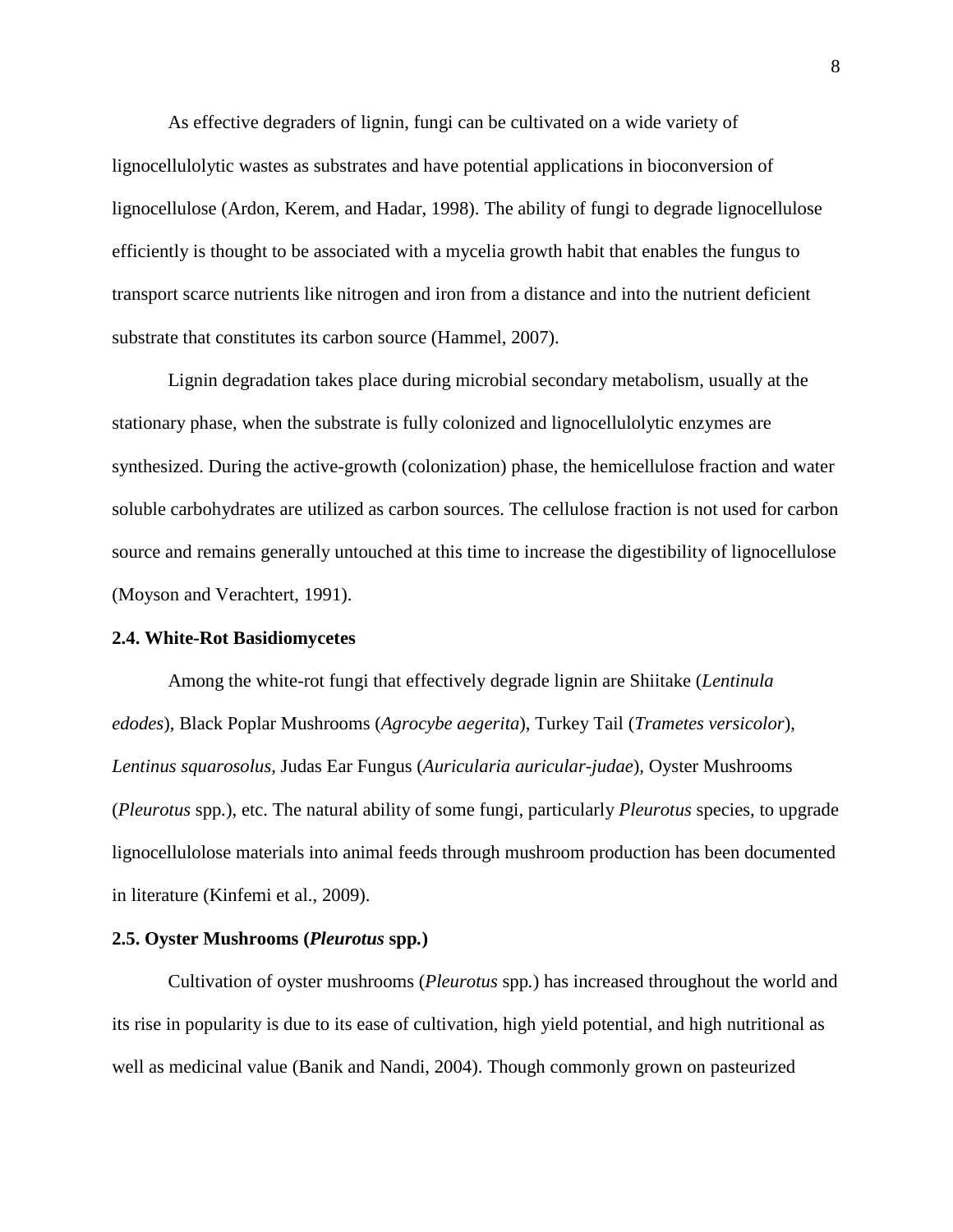As effective degraders of lignin, fungi can be cultivated on a wide variety of lignocellulolytic wastes as substrates and have potential applications in bioconversion of lignocellulose (Ardon, Kerem, and Hadar, 1998). The ability of fungi to degrade lignocellulose efficiently is thought to be associated with a mycelia growth habit that enables the fungus to transport scarce nutrients like nitrogen and iron from a distance and into the nutrient deficient substrate that constitutes its carbon source (Hammel, 2007).

Lignin degradation takes place during microbial secondary metabolism, usually at the stationary phase, when the substrate is fully colonized and lignocellulolytic enzymes are synthesized. During the active-growth (colonization) phase, the hemicellulose fraction and water soluble carbohydrates are utilized as carbon sources. The cellulose fraction is not used for carbon source and remains generally untouched at this time to increase the digestibility of lignocellulose (Moyson and Verachtert, 1991).

### 2.4. White-Rot Basidiomycetes

Among the white-rot fungi that effectively degrade lignin are Shiitake (*Lentinula edodes*), Black Poplar Mushrooms (*Agrocybe aegerita*), Turkey Tail (*Trametes versicolor*), *Lentinus squarosolus*, Judas Ear Fungus (*Auricularia auricular-judae*), Oyster Mushrooms (*Pleurotus* spp.), etc. The natural ability of some fungi, particularly *Pleurotus* species, to upgrade lignocellulolose materials into animal feeds through mushroom production has been documented in literature (Kinfemi et al., 2009).

### 2.5. Oyster Mushrooms (*Pleurotus* spp.)

Cultivation of oyster mushrooms (*Pleurotus* spp.) has increased throughout the world and its rise in popularity is due to its ease of cultivation, high yield potential, and high nutritional as well as medicinal value (Banik and Nandi, 2004). Though commonly grown on pasteurized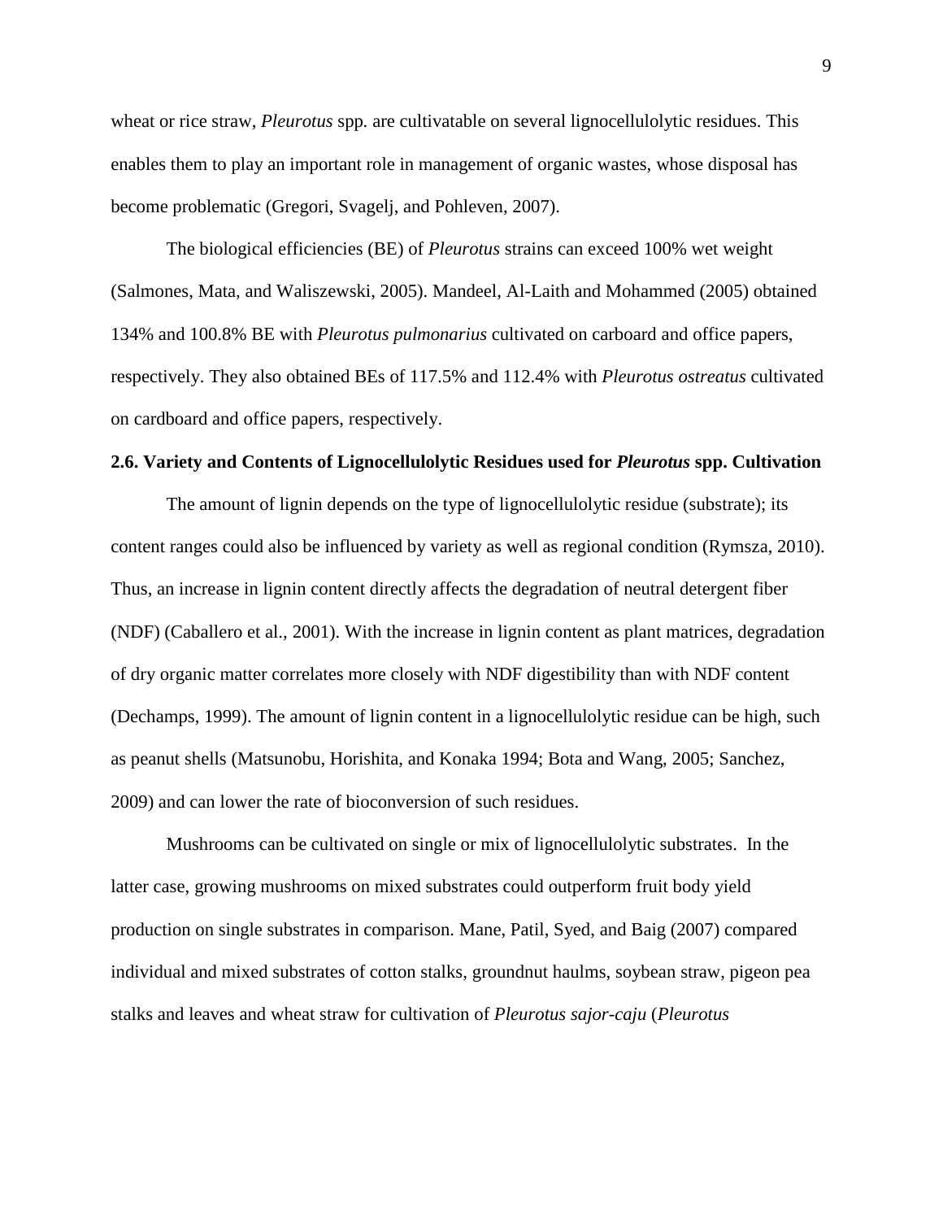wheat or rice straw, *Pleurotus* spp. are cultivatable on several lignocellulolytic residues. This enables them to play an important role in management of organic wastes, whose disposal has become problematic (Gregori, Svagelj, and Pohleven, 2007).

The biological efficiencies (BE) of *Pleurotus* strains can exceed 100% wet weight (Salmones, Mata, and Waliszewski, 2005). Mandeel, Al-Laith and Mohammed (2005) obtained 134% and 100.8% BE with *Pleurotus pulmonarius* cultivated on carboard and office papers, respectively. They also obtained BEs of 117.5% and 112.4% with *Pleurotus ostreatus* cultivated on cardboard and office papers, respectively.

### 2.6. Variety and Contents of Lignocellulolytic Residues used for *Pleurotus* spp. Cultivation

The amount of lignin depends on the type of lignocellulolytic residue (substrate); its content ranges could also be influenced by variety as well as regional condition (Rymsza, 2010). Thus, an increase in lignin content directly affects the degradation of neutral detergent fiber (NDF) (Caballero et al., 2001). With the increase in lignin content as plant matrices, degradation of dry organic matter correlates more closely with NDF digestibility than with NDF content (Dechamps, 1999). The amount of lignin content in a lignocellulolytic residue can be high, such as peanut shells (Matsunobu, Horishita, and Konaka 1994; Bota and Wang, 2005; Sanchez, 2009) and can lower the rate of bioconversion of such residues.

Mushrooms can be cultivated on single or mix of lignocellulolytic substrates. In the latter case, growing mushrooms on mixed substrates could outperform fruit body yield production on single substrates in comparison. Mane, Patil, Syed, and Baig (2007) compared individual and mixed substrates of cotton stalks, groundnut haulms, soybean straw, pigeon pea stalks and leaves and wheat straw for cultivation of *Pleurotus sajor-caju* (*Pleurotus*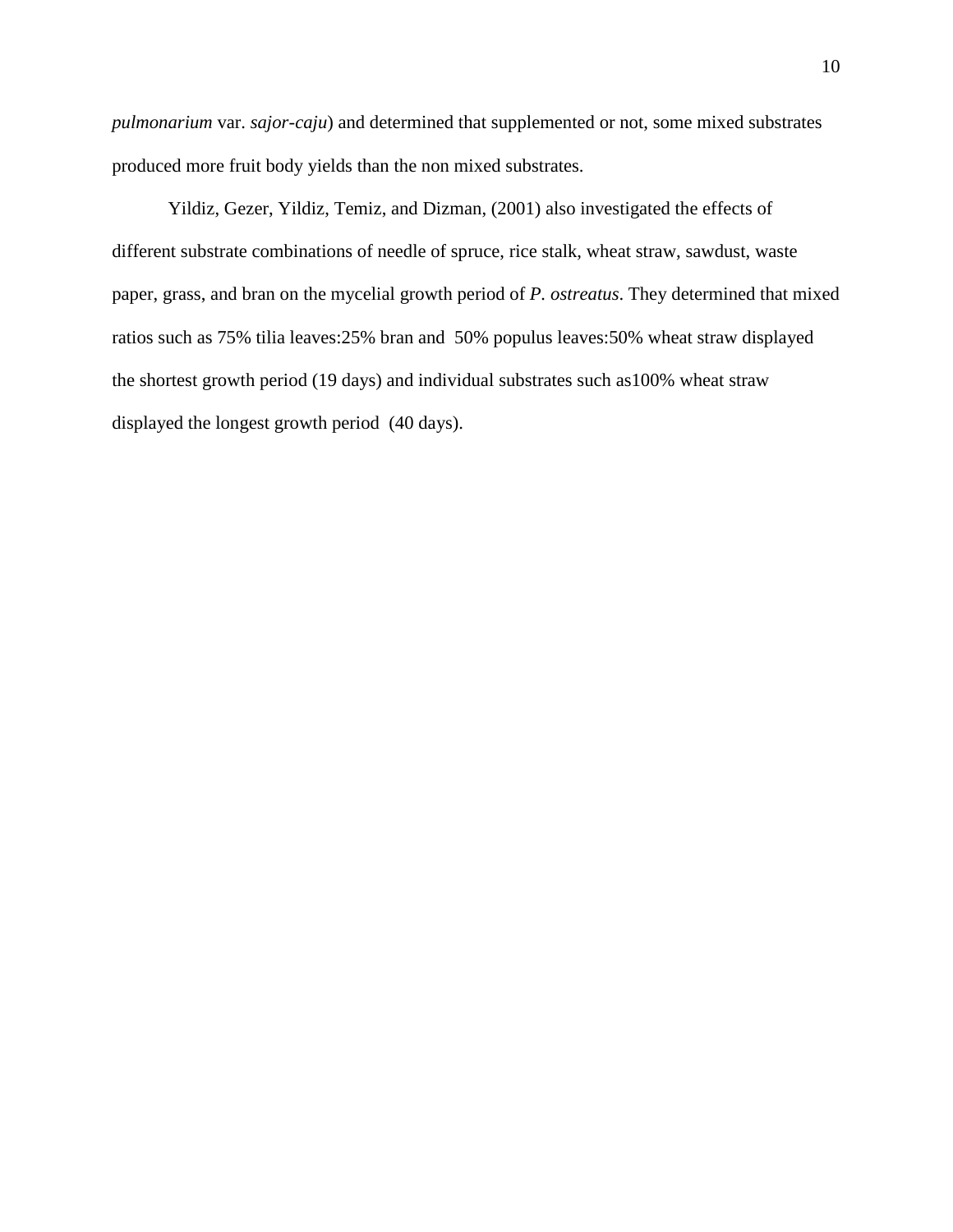*pulmonarium* var. *sajor-caju*) and determined that supplemented or not, some mixed substrates produced more fruit body yields than the non mixed substrates.

Yildiz, Gezer, Yildiz, Temiz, and Dizman, (2001) also investigated the effects of different substrate combinations of needle of spruce, rice stalk, wheat straw, sawdust, waste paper, grass, and bran on the mycelial growth period of *P. ostreatus*. They determined that mixed ratios such as 75% tilia leaves:25% bran and 50% populus leaves:50% wheat straw displayed the shortest growth period (19 days) and individual substrates such as100% wheat straw displayed the longest growth period (40 days).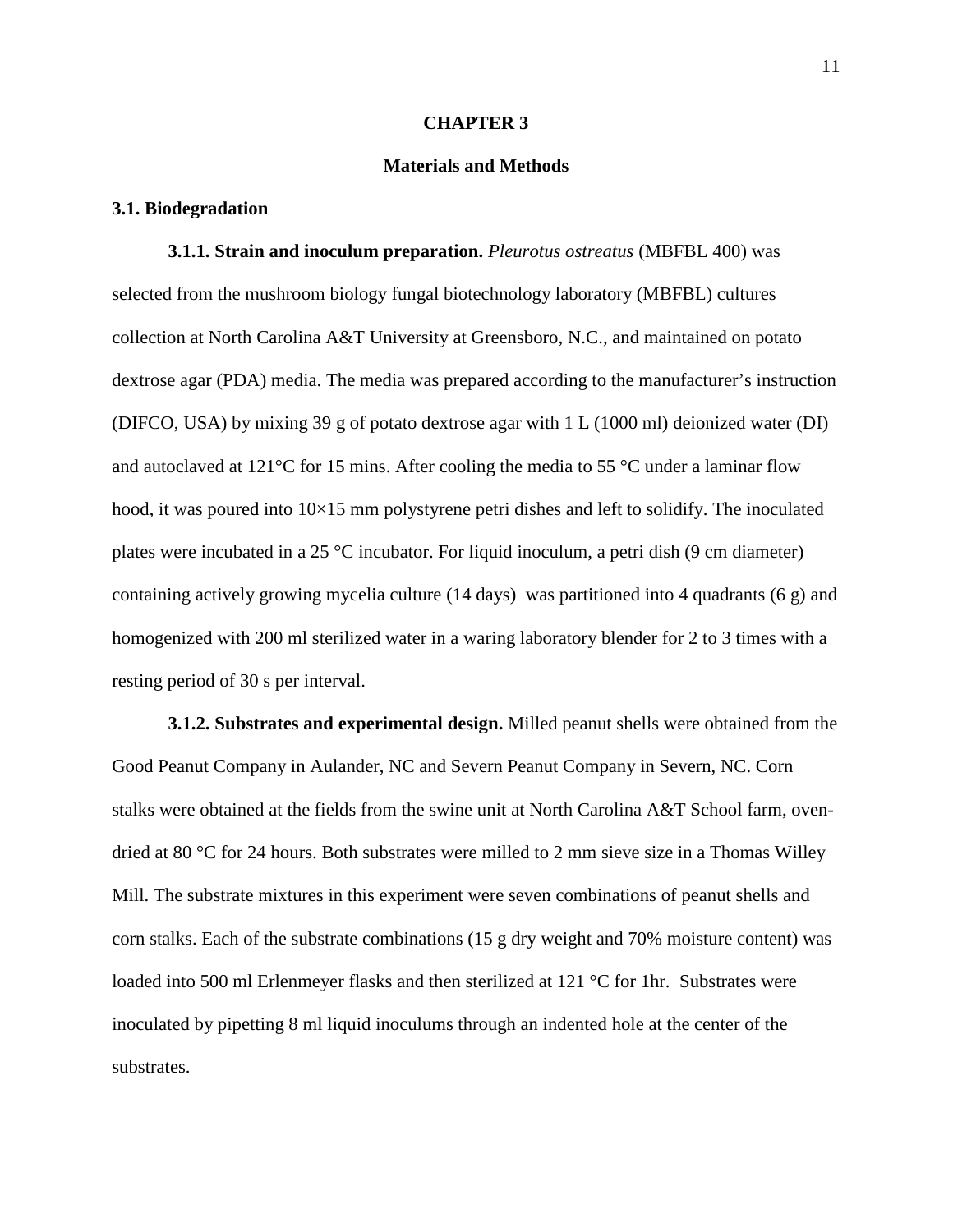# CHAPTER 3

# Materials and Methods

## 3.1. Biodegradation

**3.1.1. Strain and inoculum preparation.** *Pleurotus ostreatus* (MBFBL 400) was selected from the mushroom biology fungal biotechnology laboratory (MBFBL) cultures collection at North Carolina A&T University at Greensboro, N.C., and maintained on potato dextrose agar (PDA) media. The media was prepared according to the manufacturer's instruction (DIFCO, USA) by mixing 39 g of potato dextrose agar with 1 L (1000 ml) deionized water (DI) and autoclaved at 121°C for 15 mins. After cooling the media to 55 °C under a laminar flow hood, it was poured into 10×15 mm polystyrene petri dishes and left to solidify. The inoculated plates were incubated in a 25 °C incubator. For liquid inoculum, a petri dish (9 cm diameter) containing actively growing mycelia culture (14 days) was partitioned into 4 quadrants (6 g) and homogenized with 200 ml sterilized water in a waring laboratory blender for 2 to 3 times with a resting period of 30 s per interval.

**3.1.2. Substrates and experimental design.** Milled peanut shells were obtained from the Good Peanut Company in Aulander, NC and Severn Peanut Company in Severn, NC. Corn stalks were obtained at the fields from the swine unit at North Carolina A&T School farm, oven-dried at 80 °C for 24 hours. Both substrates were milled to 2 mm sieve size in a Thomas Willey Mill. The substrate mixtures in this experiment were seven combinations of peanut shells and corn stalks. Each of the substrate combinations (15 g dry weight and 70% moisture content) was loaded into 500 ml Erlenmeyer flasks and then sterilized at 121 °C for 1hr. Substrates were inoculated by pipetting 8 ml liquid inoculums through an indented hole at the center of the substrates.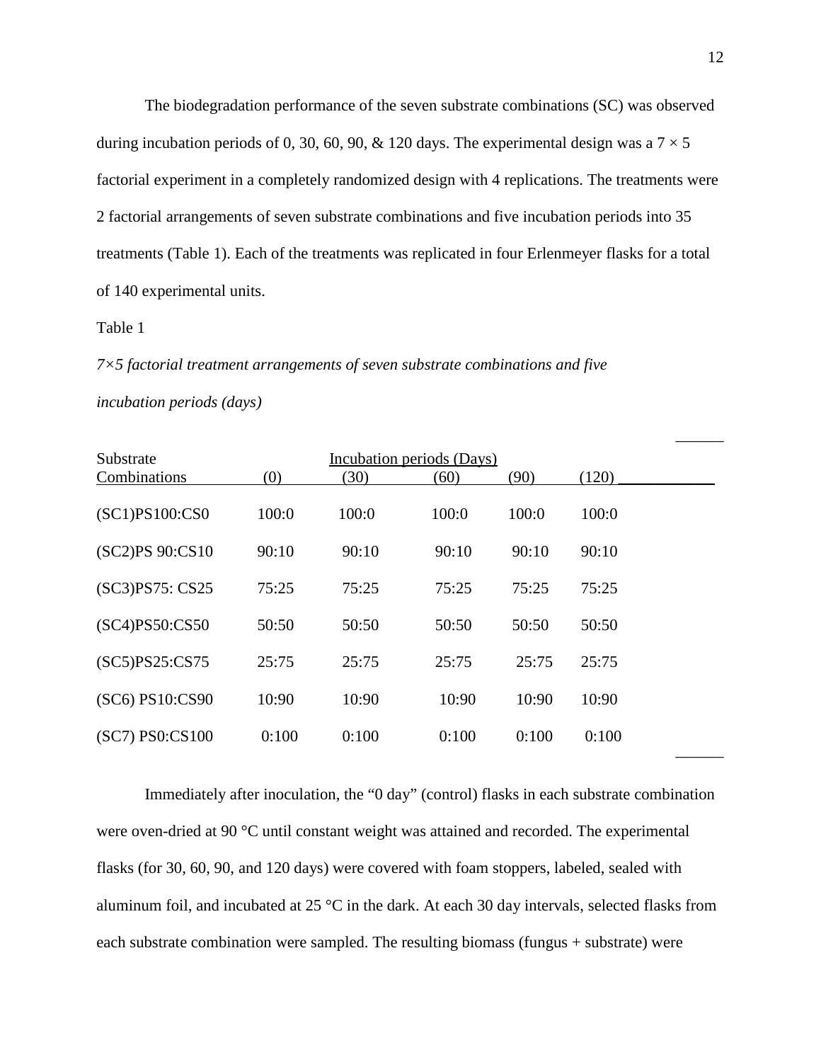The biodegradation performance of the seven substrate combinations (SC) was observed during incubation periods of 0, 30, 60, 90, & 120 days. The experimental design was a $7 \times 5$ factorial experiment in a completely randomized design with 4 replications. The treatments were 2 factorial arrangements of seven substrate combinations and five incubation periods into 35 treatments (Table 1). Each of the treatments was replicated in four Erlenmeyer flasks for a total of 140 experimental units.

Table 1

*7×5 factorial treatment arrangements of seven substrate combinations and five incubation periods (days)*

| Substrate Combinations | Incubation periods (Days) (0) | (30) | (60) | (90) | (120) |
|---|---|---|---|---|---|
| (SC1)PS100:CS0 | 100:0 | 100:0 | 100:0 | 100:0 | 100:0 |
| (SC2)PS 90:CS10 | 90:10 | 90:10 | 90:10 | 90:10 | 90:10 |
| (SC3)PS75: CS25 | 75:25 | 75:25 | 75:25 | 75:25 | 75:25 |
| (SC4)PS50:CS50 | 50:50 | 50:50 | 50:50 | 50:50 | 50:50 |
| (SC5)PS25:CS75 | 25:75 | 25:75 | 25:75 | 25:75 | 25:75 |
| (SC6) PS10:CS90 | 10:90 | 10:90 | 10:90 | 10:90 | 10:90 |
| (SC7) PS0:CS100 | 0:100 | 0:100 | 0:100 | 0:100 | 0:100 |

Immediately after inoculation, the "0 day" (control) flasks in each substrate combination were oven-dried at 90 °C until constant weight was attained and recorded. The experimental flasks (for 30, 60, 90, and 120 days) were covered with foam stoppers, labeled, sealed with aluminum foil, and incubated at 25 °C in the dark. At each 30 day intervals, selected flasks from each substrate combination were sampled. The resulting biomass (fungus + substrate) were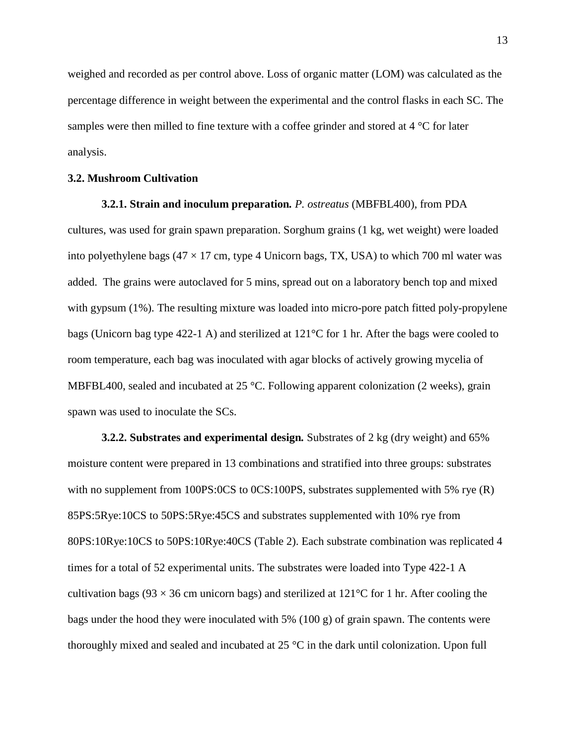weighed and recorded as per control above. Loss of organic matter (LOM) was calculated as the percentage difference in weight between the experimental and the control flasks in each SC. The samples were then milled to fine texture with a coffee grinder and stored at 4 °C for later analysis.

### 3.2. Mushroom Cultivation

**3.2.1. Strain and inoculum preparation.** *P. ostreatus* (MBFBL400), from PDA cultures, was used for grain spawn preparation. Sorghum grains (1 kg, wet weight) were loaded into polyethylene bags (47 × 17 cm, type 4 Unicorn bags, TX, USA) to which 700 ml water was added. The grains were autoclaved for 5 mins, spread out on a laboratory bench top and mixed with gypsum (1%). The resulting mixture was loaded into micro-pore patch fitted poly-propylene bags (Unicorn bag type 422-1 A) and sterilized at 121°C for 1 hr. After the bags were cooled to room temperature, each bag was inoculated with agar blocks of actively growing mycelia of MBFBL400, sealed and incubated at 25 °C. Following apparent colonization (2 weeks), grain spawn was used to inoculate the SCs.

**3.2.2. Substrates and experimental design.** Substrates of 2 kg (dry weight) and 65% moisture content were prepared in 13 combinations and stratified into three groups: substrates with no supplement from 100PS:0CS to 0CS:100PS, substrates supplemented with 5% rye (R) 85PS:5Rye:10CS to 50PS:5Rye:45CS and substrates supplemented with 10% rye from 80PS:10Rye:10CS to 50PS:10Rye:40CS (Table 2). Each substrate combination was replicated 4 times for a total of 52 experimental units. The substrates were loaded into Type 422-1 A cultivation bags (93 × 36 cm unicorn bags) and sterilized at 121°C for 1 hr. After cooling the bags under the hood they were inoculated with 5% (100 g) of grain spawn. The contents were thoroughly mixed and sealed and incubated at 25 °C in the dark until colonization. Upon full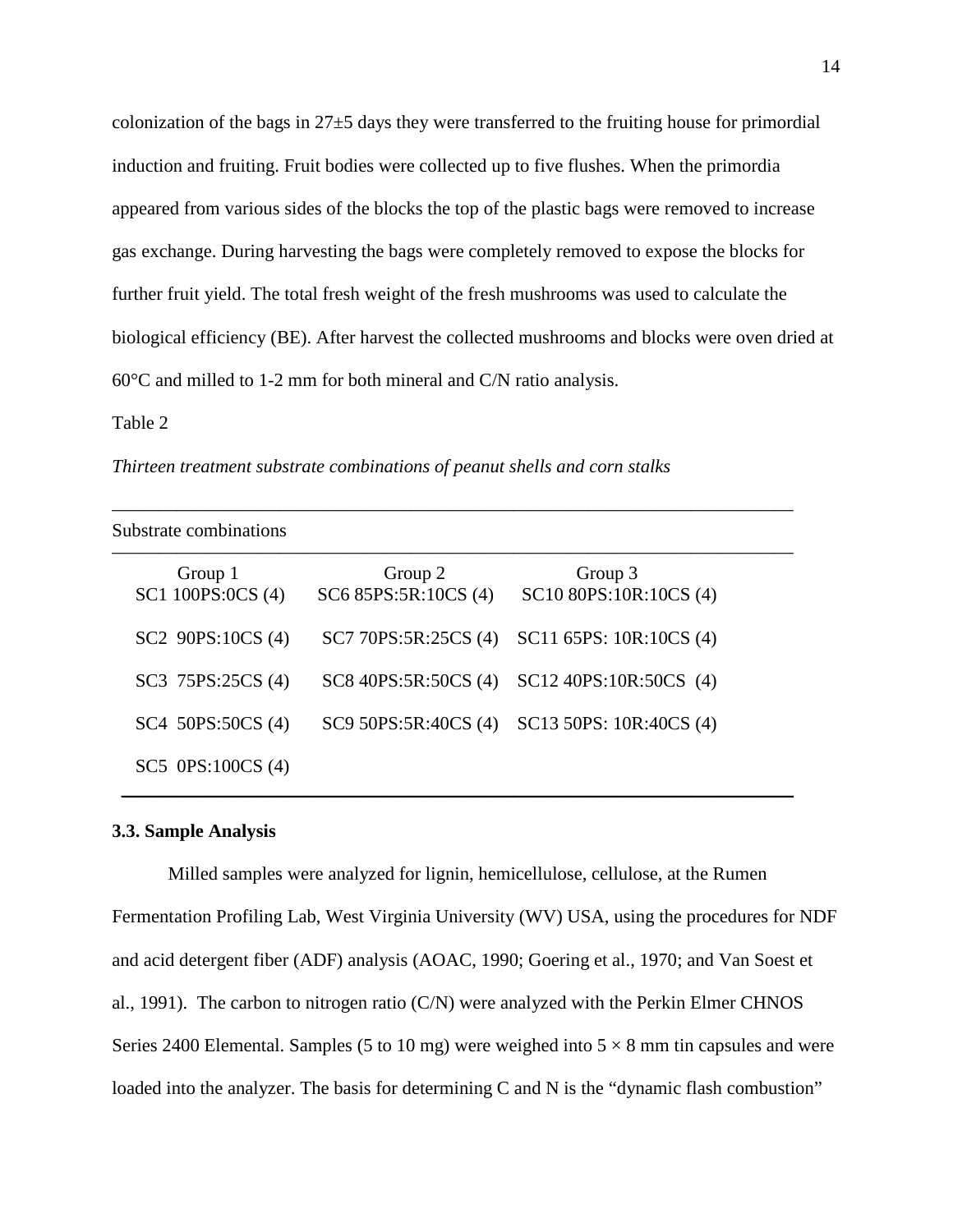colonization of the bags in 27±5 days they were transferred to the fruiting house for primordial induction and fruiting. Fruit bodies were collected up to five flushes. When the primordia appeared from various sides of the blocks the top of the plastic bags were removed to increase gas exchange. During harvesting the bags were completely removed to expose the blocks for further fruit yield. The total fresh weight of the fresh mushrooms was used to calculate the biological efficiency (BE). After harvest the collected mushrooms and blocks were oven dried at 60°C and milled to 1-2 mm for both mineral and C/N ratio analysis.

Table 2

*Thirteen treatment substrate combinations of peanut shells and corn stalks*

| Substrate combinations | | |
|---|---|---|
| Group 1 | Group 2 | Group 3 |
| SC1 100PS:0CS (4) | SC6 85PS:5R:10CS (4) | SC10 80PS:10R:10CS (4) |
| SC2 90PS:10CS (4) | SC7 70PS:5R:25CS (4) | SC11 65PS: 10R:10CS (4) |
| SC3 75PS:25CS (4) | SC8 40PS:5R:50CS (4) | SC12 40PS:10R:50CS (4) |
| SC4 50PS:50CS (4) | SC9 50PS:5R:40CS (4) | SC13 50PS: 10R:40CS (4) |
| SC5 0PS:100CS (4) | | |

### 3.3. Sample Analysis

Milled samples were analyzed for lignin, hemicellulose, cellulose, at the Rumen Fermentation Profiling Lab, West Virginia University (WV) USA, using the procedures for NDF and acid detergent fiber (ADF) analysis (AOAC, 1990; Goering et al., 1970; and Van Soest et al., 1991). The carbon to nitrogen ratio (C/N) were analyzed with the Perkin Elmer CHNOS Series 2400 Elemental. Samples (5 to 10 mg) were weighed into $5 \times 8$ mm tin capsules and were loaded into the analyzer. The basis for determining C and N is the "dynamic flash combustion"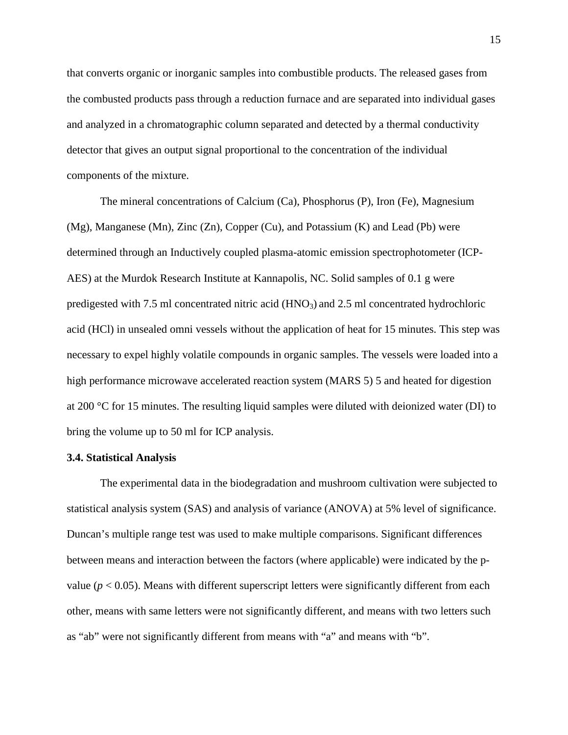that converts organic or inorganic samples into combustible products. The released gases from the combusted products pass through a reduction furnace and are separated into individual gases and analyzed in a chromatographic column separated and detected by a thermal conductivity detector that gives an output signal proportional to the concentration of the individual components of the mixture.

The mineral concentrations of Calcium (Ca), Phosphorus (P), Iron (Fe), Magnesium (Mg), Manganese (Mn), Zinc (Zn), Copper (Cu), and Potassium (K) and Lead (Pb) were determined through an Inductively coupled plasma-atomic emission spectrophotometer (ICP-AES) at the Murdok Research Institute at Kannapolis, NC. Solid samples of 0.1 g were predigested with 7.5 ml concentrated nitric acid ($HNO_3$) and 2.5 ml concentrated hydrochloric acid (HCl) in unsealed omni vessels without the application of heat for 15 minutes. This step was necessary to expel highly volatile compounds in organic samples. The vessels were loaded into a high performance microwave accelerated reaction system (MARS 5) 5 and heated for digestion at 200 °C for 15 minutes. The resulting liquid samples were diluted with deionized water (DI) to bring the volume up to 50 ml for ICP analysis.

### 3.4. Statistical Analysis

The experimental data in the biodegradation and mushroom cultivation were subjected to statistical analysis system (SAS) and analysis of variance (ANOVA) at 5% level of significance. Duncan's multiple range test was used to make multiple comparisons. Significant differences between means and interaction between the factors (where applicable) were indicated by the p-value ($p < 0.05$). Means with different superscript letters were significantly different from each other, means with same letters were not significantly different, and means with two letters such as "ab" were not significantly different from means with "a" and means with "b".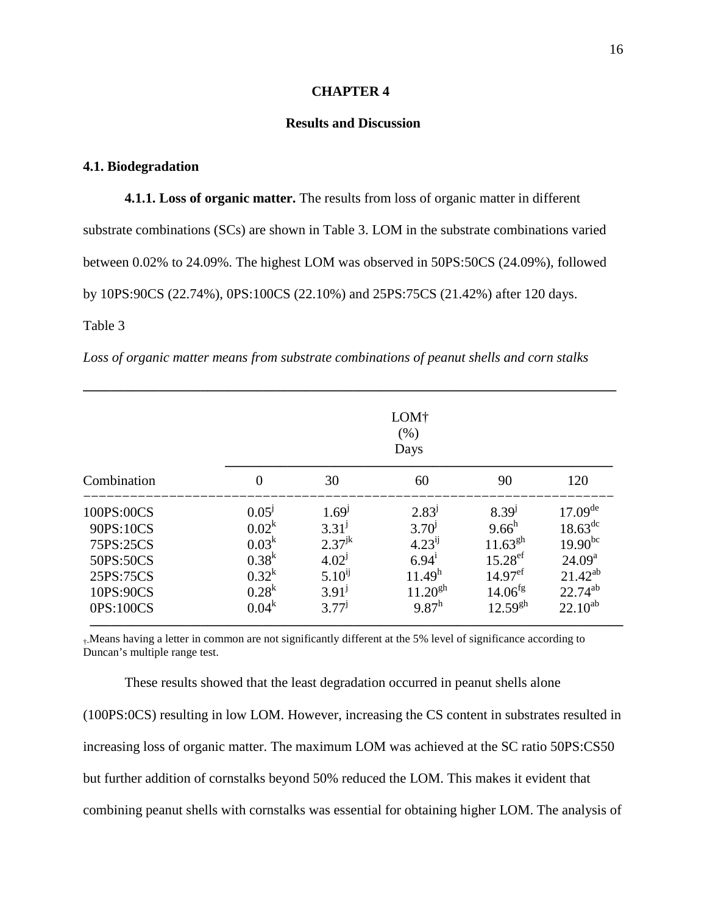# CHAPTER 4

## Results and Discussion

### 4.1. Biodegradation

**4.1.1. Loss of organic matter.** The results from loss of organic matter in different substrate combinations (SCs) are shown in Table 3. LOM in the substrate combinations varied between 0.02% to 24.09%. The highest LOM was observed in 50PS:50CS (24.09%), followed by 10PS:90CS (22.74%), 0PS:100CS (22.10%) and 25PS:75CS (21.42%) after 120 days.

Table 3

*Loss of organic matter means from substrate combinations of peanut shells and corn stalks*

| | LOM† (%) Days | | | | |
|---|---|---|---|---|---|
| Combination | 0 | 30 | 60 | 90 | 120 |
| 100PS:00CS | $0.05^{j}$ | $1.69^{j}$ | $2.83^{j}$ | $8.39^{j}$ | $17.09^{de}$ |
| 90PS:10CS | $0.02^{k}$ | $3.31^{j}$ | $3.70^{j}$ | $9.66^{h}$ | $18.63^{dc}$ |
| 75PS:25CS | $0.03^{k}$ | $2.37^{jk}$ | $4.23^{ij}$ | $11.63^{gh}$ | $19.90^{bc}$ |
| 50PS:50CS | $0.38^{k}$ | $4.02^{j}$ | $6.94^{i}$ | $15.28^{ef}$ | $24.09^{a}$ |
| 25PS:75CS | $0.32^{k}$ | $5.10^{ij}$ | $11.49^{h}$ | $14.97^{ef}$ | $21.42^{ab}$ |
| 10PS:90CS | $0.28^{k}$ | $3.91^{j}$ | $11.20^{gh}$ | $14.06^{fg}$ | $22.74^{ab}$ |
| 0PS:100CS | $0.04^{k}$ | $3.77^{j}$ | $9.87^{h}$ | $12.59^{gh}$ | $22.10^{ab}$ |

†-Means having a letter in common are not significantly different at the 5% level of significance according to Duncan's multiple range test.

These results showed that the least degradation occurred in peanut shells alone (100PS:0CS) resulting in low LOM. However, increasing the CS content in substrates resulted in increasing loss of organic matter. The maximum LOM was achieved at the SC ratio 50PS:CS50 but further addition of cornstalks beyond 50% reduced the LOM. This makes it evident that combining peanut shells with cornstalks was essential for obtaining higher LOM. The analysis of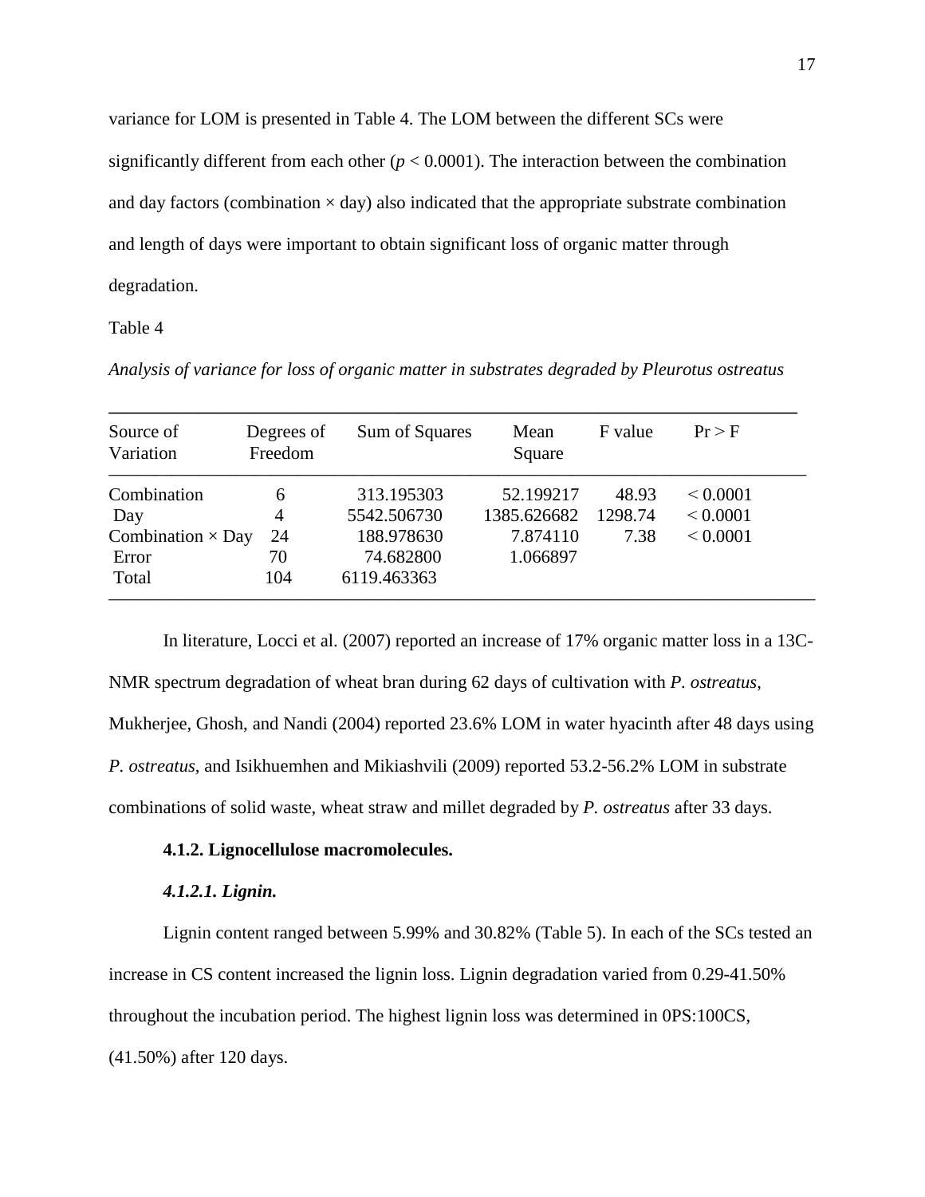variance for LOM is presented in Table 4. The LOM between the different SCs were significantly different from each other ($p < 0.0001$). The interaction between the combination and day factors (combination × day) also indicated that the appropriate substrate combination and length of days were important to obtain significant loss of organic matter through degradation.

Table 4

*Analysis of variance for loss of organic matter in substrates degraded by Pleurotus ostreatus*

| Source of Variation | Degrees of Freedom | Sum of Squares | Mean Square | F value | Pr > F |
|---|---|---|---|---|---|
| Combination | 6 | 313.195303 | 52.199217 | 48.93 | < 0.0001 |
| Day | 4 | 5542.506730 | 1385.626682 | 1298.74 | < 0.0001 |
| Combination × Day | 24 | 188.978630 | 7.874110 | 7.38 | < 0.0001 |
| Error | 70 | 74.682800 | 1.066897 | | |
| Total | 104 | 6119.463363 | | | |

In literature, Locci et al. (2007) reported an increase of 17% organic matter loss in a 13C-NMR spectrum degradation of wheat bran during 62 days of cultivation with *P. ostreatus*, Mukherjee, Ghosh, and Nandi (2004) reported 23.6% LOM in water hyacinth after 48 days using *P. ostreatus*, and Isikhuemhen and Mikiashvili (2009) reported 53.2-56.2% LOM in substrate combinations of solid waste, wheat straw and millet degraded by *P. ostreatus* after 33 days.

### 4.1.2. Lignocellulose macromolecules.

#### *4.1.2.1. Lignin.*

Lignin content ranged between 5.99% and 30.82% (Table 5). In each of the SCs tested an increase in CS content increased the lignin loss. Lignin degradation varied from 0.29-41.50% throughout the incubation period. The highest lignin loss was determined in 0PS:100CS, (41.50%) after 120 days.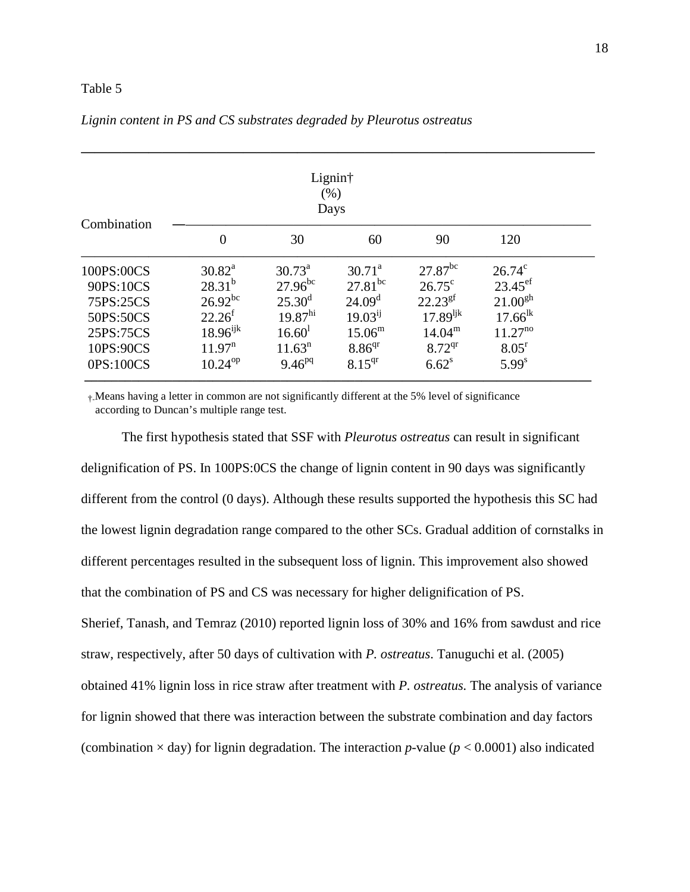Table 5

*Lignin content in PS and CS substrates degraded by Pleurotus ostreatus*

| Combination | Lignin† (%) Days | | | | |
|---|---|---|---|---|---|
| | 0 | 30 | 60 | 90 | 120 |
| 100PS:00CS | $30.82^{a}$ | $30.73^{a}$ | $30.71^{a}$ | $27.87^{bc}$ | $26.74^{c}$ |
| 90PS:10CS | $28.31^{b}$ | $27.96^{bc}$ | $27.81^{bc}$ | $26.75^{c}$ | $23.45^{ef}$ |
| 75PS:25CS | $26.92^{bc}$ | $25.30^{d}$ | $24.09^{d}$ | $22.23^{gf}$ | $21.00^{gh}$ |
| 50PS:50CS | $22.26^{f}$ | $19.87^{hi}$ | $19.03^{ij}$ | $17.89^{ljk}$ | $17.66^{lk}$ |
| 25PS:75CS | $18.96^{ijk}$ | $16.60^{l}$ | $15.06^{m}$ | $14.04^{m}$ | $11.27^{no}$ |
| 10PS:90CS | $11.97^{n}$ | $11.63^{n}$ | $8.86^{qr}$ | $8.72^{qr}$ | $8.05^{r}$ |
| 0PS:100CS | $10.24^{op}$ | $9.46^{pq}$ | $8.15^{qr}$ | $6.62^{s}$ | $5.99^{s}$ |

†-Means having a letter in common are not significantly different at the 5% level of significance according to Duncan's multiple range test.

The first hypothesis stated that SSF with *Pleurotus ostreatus* can result in significant delignification of PS. In 100PS:0CS the change of lignin content in 90 days was significantly different from the control (0 days). Although these results supported the hypothesis this SC had the lowest lignin degradation range compared to the other SCs. Gradual addition of cornstalks in different percentages resulted in the subsequent loss of lignin. This improvement also showed that the combination of PS and CS was necessary for higher delignification of PS.

Sherief, Tanash, and Temraz (2010) reported lignin loss of 30% and 16% from sawdust and rice straw, respectively, after 50 days of cultivation with *P. ostreatus*. Tanuguchi et al. (2005) obtained 41% lignin loss in rice straw after treatment with *P. ostreatus.* The analysis of variance for lignin showed that there was interaction between the substrate combination and day factors (combination × day) for lignin degradation. The interaction *p*-value ($p < 0.0001$) also indicated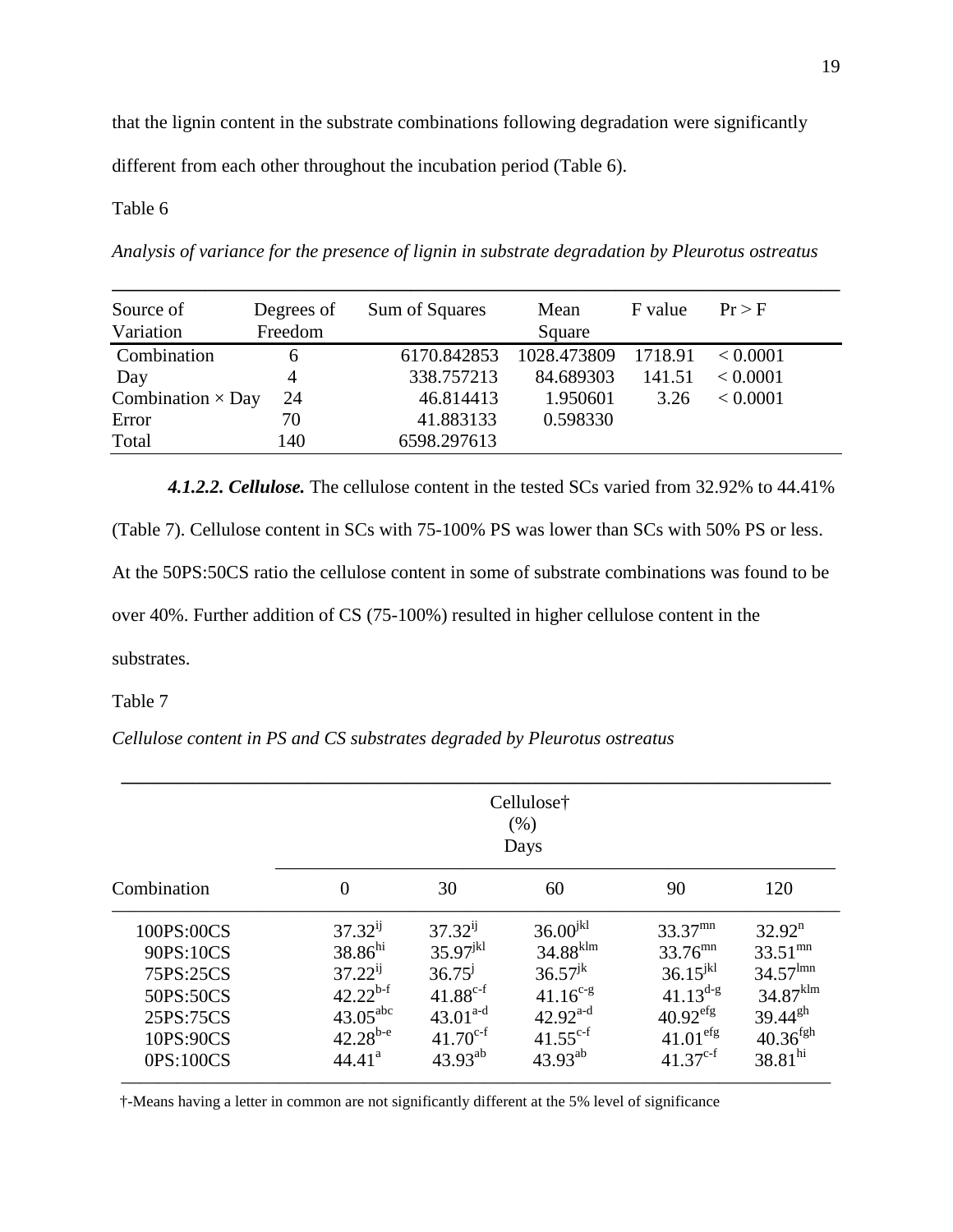that the lignin content in the substrate combinations following degradation were significantly different from each other throughout the incubation period (Table 6).

Table 6

*Analysis of variance for the presence of lignin in substrate degradation by Pleurotus ostreatus*

| Source of Variation | Degrees of Freedom | Sum of Squares | Mean Square | F value | Pr > F |
|---|---|---|---|---|---|
| Combination | 6 | 6170.842853 | 1028.473809 | 1718.91 | < 0.0001 |
| Day | 4 | 338.757213 | 84.689303 | 141.51 | < 0.0001 |
| Combination × Day | 24 | 46.814413 | 1.950601 | 3.26 | < 0.0001 |
| Error | 70 | 41.883133 | 0.598330 | | |
| Total | 140 | 6598.297613 | | | |

***4.1.2.2. Cellulose.*** The cellulose content in the tested SCs varied from 32.92% to 44.41% (Table 7). Cellulose content in SCs with 75-100% PS was lower than SCs with 50% PS or less. At the 50PS:50CS ratio the cellulose content in some of substrate combinations was found to be over 40%. Further addition of CS (75-100%) resulted in higher cellulose content in the substrates.

Table 7

*Cellulose content in PS and CS substrates degraded by Pleurotus ostreatus*

| | Cellulose† (%) Days | | | | |
|---|---|---|---|---|---|
| Combination | 0 | 30 | 60 | 90 | 120 |
| 100PS:00CS | $37.32^{ij}$ | $37.32^{ij}$ | $36.00^{jkl}$ | $33.37^{mn}$ | $32.92^{n}$ |
| 90PS:10CS | $38.86^{hi}$ | $35.97^{jkl}$ | $34.88^{klm}$ | $33.76^{mn}$ | $33.51^{mn}$ |
| 75PS:25CS | $37.22^{ij}$ | $36.75^{j}$ | $36.57^{jk}$ | $36.15^{jkl}$ | $34.57^{lmn}$ |
| 50PS:50CS | $42.22^{b\text{-}f}$ | $41.88^{c\text{-}f}$ | $41.16^{c\text{-}g}$ | $41.13^{d\text{-}g}$ | $34.87^{klm}$ |
| 25PS:75CS | $43.05^{abc}$ | $43.01^{a\text{-}d}$ | $42.92^{a\text{-}d}$ | $40.92^{efg}$ | $39.44^{gh}$ |
| 10PS:90CS | $42.28^{b\text{-}e}$ | $41.70^{c\text{-}f}$ | $41.55^{c\text{-}f}$ | $41.01^{efg}$ | $40.36^{fgh}$ |
| 0PS:100CS | $44.41^{a}$ | $43.93^{ab}$ | $43.93^{ab}$ | $41.37^{c\text{-}f}$ | $38.81^{hi}$ |

†-Means having a letter in common are not significantly different at the 5% level of significance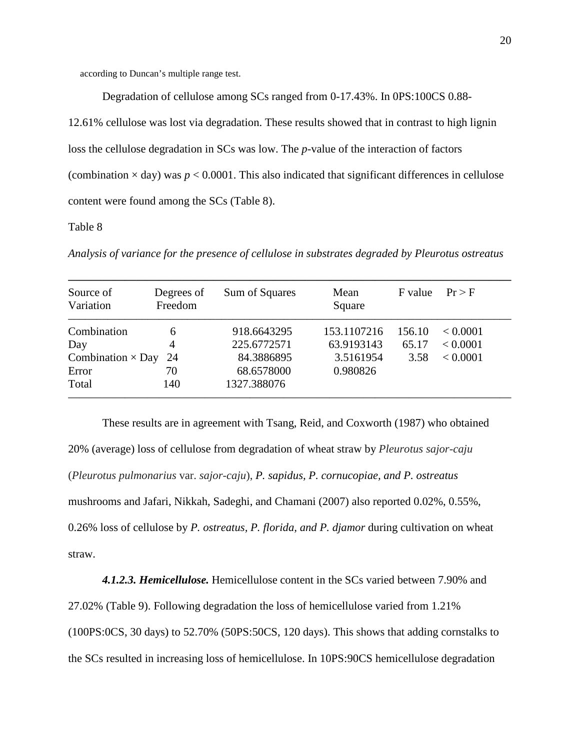according to Duncan’s multiple range test.

Degradation of cellulose among SCs ranged from 0-17.43%. In 0PS:100CS 0.88-12.61% cellulose was lost via degradation. These results showed that in contrast to high lignin loss the cellulose degradation in SCs was low. The *p*-value of the interaction of factors (combination × day) was $p < 0.0001$. This also indicated that significant differences in cellulose content were found among the SCs (Table 8).

Table 8

*Analysis of variance for the presence of cellulose in substrates degraded by Pleurotus ostreatus*

| Source of Variation | Degrees of Freedom | Sum of Squares | Mean Square | F value | Pr > F |
|---|---|---|---|---|---|
| Combination | 6 | 918.6643295 | 153.1107216 | 156.10 | < 0.0001 |
| Day | 4 | 225.6772571 | 63.9193143 | 65.17 | < 0.0001 |
| Combination × Day | 24 | 84.3886895 | 3.5161954 | 3.58 | < 0.0001 |
| Error | 70 | 68.6578000 | 0.980826 | | |
| Total | 140 | 1327.388076 | | | |

These results are in agreement with Tsang, Reid, and Coxworth (1987) who obtained 20% (average) loss of cellulose from degradation of wheat straw by *Pleurotus sajor-caju* (*Pleurotus pulmonarius* var. *sajor-caju*), ***P. sapidus, P. cornucopiae, and P. ostreatus*** mushrooms and Jafari, Nikkah, Sadeghi, and Chamani (2007) also reported 0.02%, 0.55%, 0.26% loss of cellulose by ***P. ostreatus, P. florida, and P. djamor*** during cultivation on wheat straw.

***4.1.2.3. Hemicellulose.*** Hemicellulose content in the SCs varied between 7.90% and 27.02% (Table 9). Following degradation the loss of hemicellulose varied from 1.21% (100PS:0CS, 30 days) to 52.70% (50PS:50CS, 120 days). This shows that adding cornstalks to the SCs resulted in increasing loss of hemicellulose. In 10PS:90CS hemicellulose degradation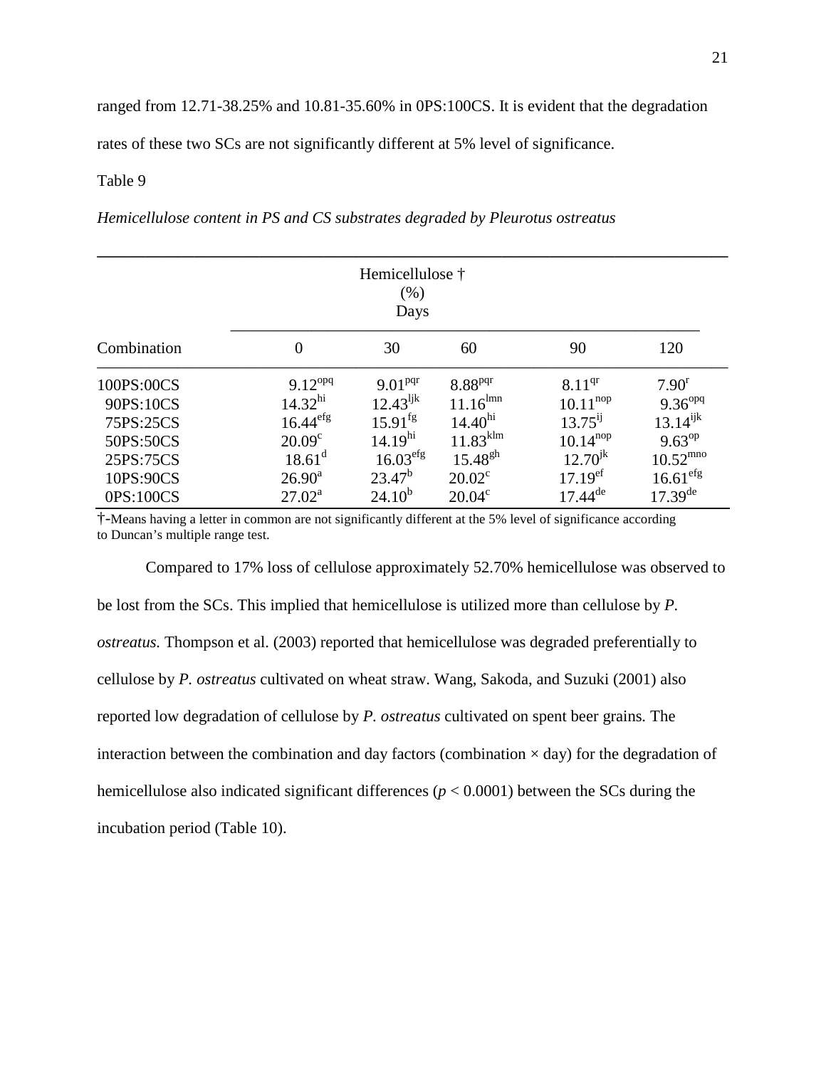ranged from 12.71-38.25% and 10.81-35.60% in 0PS:100CS. It is evident that the degradation rates of these two SCs are not significantly different at 5% level of significance.

Table 9

*Hemicellulose content in PS and CS substrates degraded by Pleurotus ostreatus*

| | Hemicellulose † (%) Days | | | | |
|---|---|---|---|---|---|
| Combination | 0 | 30 | 60 | 90 | 120 |
| 100PS:00CS | $9.12^{opq}$ | $9.01^{pqr}$ | $8.88^{pqr}$ | $8.11^{qr}$ | $7.90^{r}$ |
| 90PS:10CS | $14.32^{hi}$ | $12.43^{ljk}$ | $11.16^{lmn}$ | $10.11^{nop}$ | $9.36^{opq}$ |
| 75PS:25CS | $16.44^{efg}$ | $15.91^{fg}$ | $14.40^{hi}$ | $13.75^{ij}$ | $13.14^{ijk}$ |
| 50PS:50CS | $20.09^{c}$ | $14.19^{hi}$ | $11.83^{klm}$ | $10.14^{nop}$ | $9.63^{op}$ |
| 25PS:75CS | $18.61^{d}$ | $16.03^{efg}$ | $15.48^{gh}$ | $12.70^{jk}$ | $10.52^{mno}$ |
| 10PS:90CS | $26.90^{a}$ | $23.47^{b}$ | $20.02^{c}$ | $17.19^{ef}$ | $16.61^{efg}$ |
| 0PS:100CS | $27.02^{a}$ | $24.10^{b}$ | $20.04^{c}$ | $17.44^{de}$ | $17.39^{de}$ |

†-Means having a letter in common are not significantly different at the 5% level of significance according to Duncan's multiple range test.

Compared to 17% loss of cellulose approximately 52.70% hemicellulose was observed to be lost from the SCs. This implied that hemicellulose is utilized more than cellulose by *P. ostreatus.* Thompson et al. (2003) reported that hemicellulose was degraded preferentially to cellulose by *P. ostreatus* cultivated on wheat straw. Wang, Sakoda, and Suzuki (2001) also reported low degradation of cellulose by *P. ostreatus* cultivated on spent beer grains. The interaction between the combination and day factors (combination × day) for the degradation of hemicellulose also indicated significant differences ($p < 0.0001$) between the SCs during the incubation period (Table 10).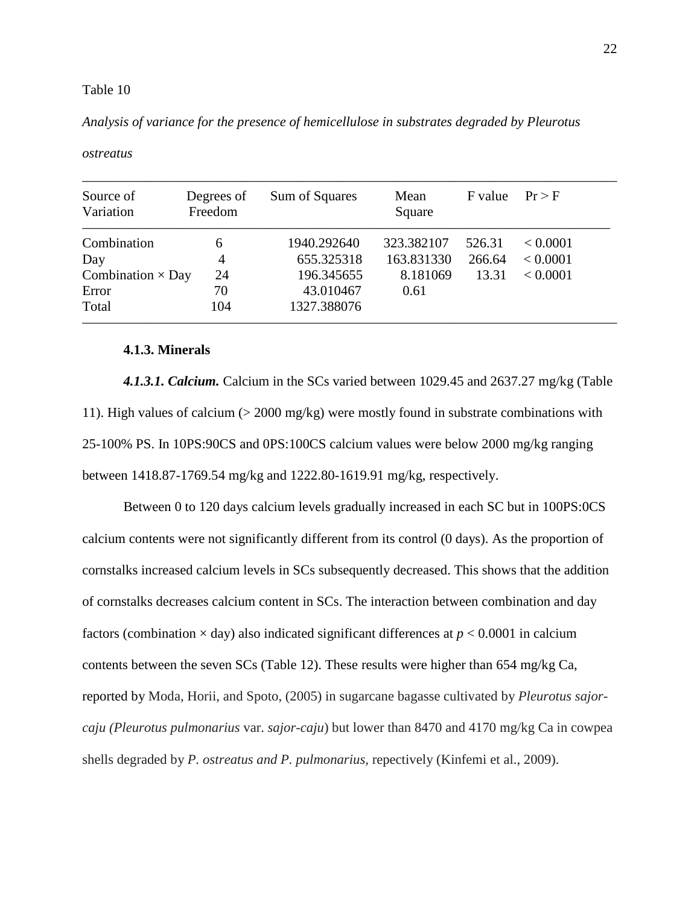Table 10

*Analysis of variance for the presence of hemicellulose in substrates degraded by Pleurotus ostreatus*

| Source of Variation | Degrees of Freedom | Sum of Squares | Mean Square | F value | Pr > F |
|---|---|---|---|---|---|
| Combination | 6 | 1940.292640 | 323.382107 | 526.31 | < 0.0001 |
| Day | 4 | 655.325318 | 163.831330 | 266.64 | < 0.0001 |
| Combination × Day | 24 | 196.345655 | 8.181069 | 13.31 | < 0.0001 |
| Error | 70 | 43.010467 | 0.61 | | |
| Total | 104 | 1327.388076 | | | |

### 4.1.3. Minerals

***4.1.3.1. Calcium.*** Calcium in the SCs varied between 1029.45 and 2637.27 mg/kg (Table 11). High values of calcium (> 2000 mg/kg) were mostly found in substrate combinations with 25-100% PS. In 10PS:90CS and 0PS:100CS calcium values were below 2000 mg/kg ranging between 1418.87-1769.54 mg/kg and 1222.80-1619.91 mg/kg, respectively.

Between 0 to 120 days calcium levels gradually increased in each SC but in 100PS:0CS calcium contents were not significantly different from its control (0 days). As the proportion of cornstalks increased calcium levels in SCs subsequently decreased. This shows that the addition of cornstalks decreases calcium content in SCs. The interaction between combination and day factors (combination × day) also indicated significant differences at $p < 0.0001$ in calcium contents between the seven SCs (Table 12). These results were higher than 654 mg/kg Ca, reported by Moda, Horii, and Spoto, (2005) in sugarcane bagasse cultivated by *Pleurotus sajor-caju (Pleurotus pulmonarius* var. *sajor-caju*) but lower than 8470 and 4170 mg/kg Ca in cowpea shells degraded by *P. ostreatus and P. pulmonarius,* repectively (Kinfemi et al., 2009).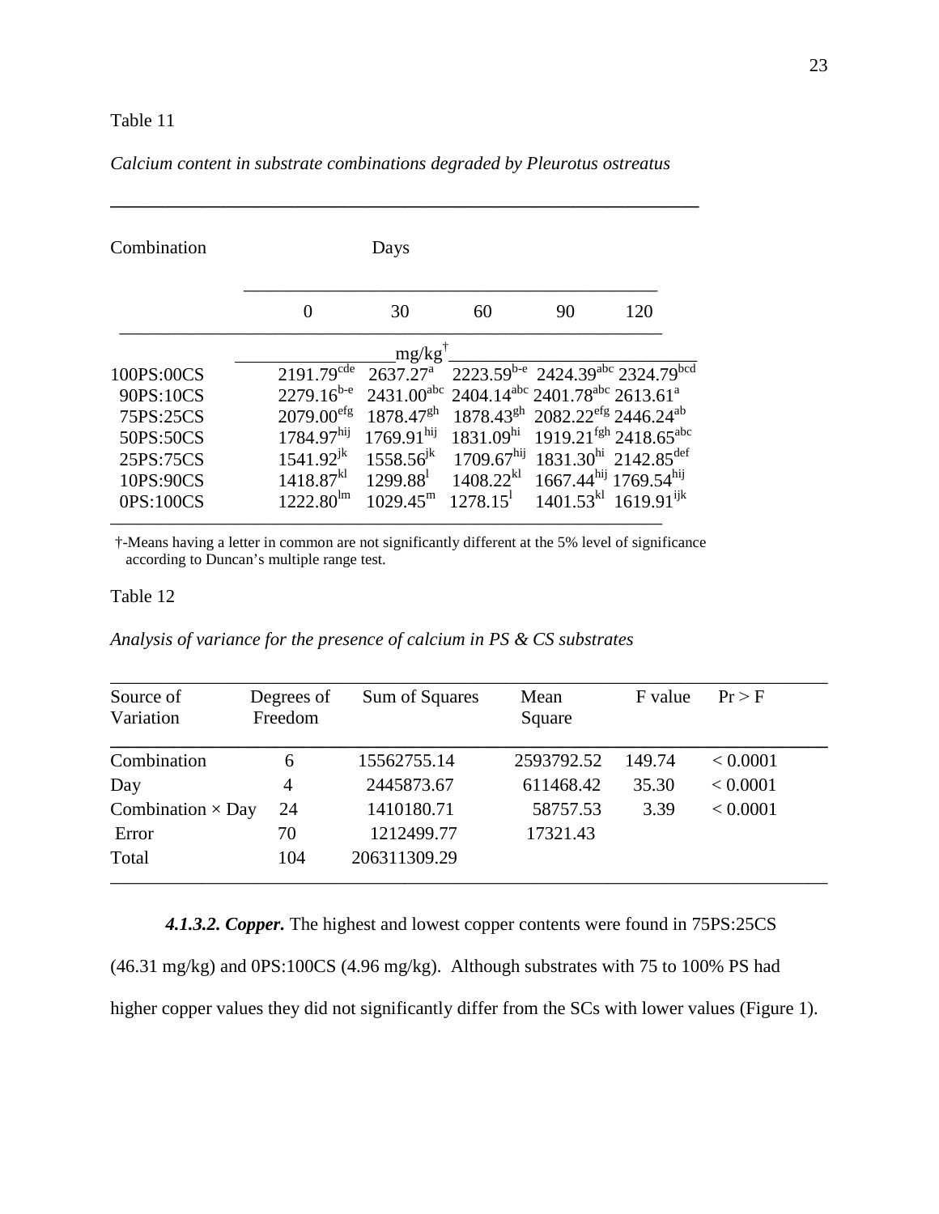Table 11

*Calcium content in substrate combinations degraded by Pleurotus ostreatus*

| Combination | Days | | | | |
|---|---|---|---|---|---|
| | 0 | 30 | 60 | 90 | 120 |
| | mg/kg† | | | | |
| 100PS:00CS | 2191.79$^{cde}$ | 2637.27$^{a}$ | 2223.59$^{b\text{-}e}$ | 2424.39$^{abc}$ | 2324.79$^{bcd}$ |
| 90PS:10CS | 2279.16$^{b\text{-}e}$ | 2431.00$^{abc}$ | 2404.14$^{abc}$ | 2401.78$^{abc}$ | 2613.61$^{a}$ |
| 75PS:25CS | 2079.00$^{efg}$ | 1878.47$^{gh}$ | 1878.43$^{gh}$ | 2082.22$^{efg}$ | 2446.24$^{ab}$ |
| 50PS:50CS | 1784.97$^{hij}$ | 1769.91$^{hij}$ | 1831.09$^{hi}$ | 1919.21$^{fgh}$ | 2418.65$^{abc}$ |
| 25PS:75CS | 1541.92$^{jk}$ | 1558.56$^{jk}$ | 1709.67$^{hij}$ | 1831.30$^{hi}$ | 2142.85$^{def}$ |
| 10PS:90CS | 1418.87$^{kl}$ | 1299.88$^{l}$ | 1408.22$^{kl}$ | 1667.44$^{hij}$ | 1769.54$^{hij}$ |
| 0PS:100CS | 1222.80$^{lm}$ | 1029.45$^{m}$ | 1278.15$^{l}$ | 1401.53$^{kl}$ | 1619.91$^{ijk}$ |

†-Means having a letter in common are not significantly different at the 5% level of significance according to Duncan's multiple range test.

Table 12

*Analysis of variance for the presence of calcium in PS & CS substrates*

| Source of Variation | Degrees of Freedom | Sum of Squares | Mean Square | F value | Pr > F |
|---|---|---|---|---|---|
| Combination | 6 | 15562755.14 | 2593792.52 | 149.74 | < 0.0001 |
| Day | 4 | 2445873.67 | 611468.42 | 35.30 | < 0.0001 |
| Combination × Day | 24 | 1410180.71 | 58757.53 | 3.39 | < 0.0001 |
| Error | 70 | 1212499.77 | 17321.43 | | |
| Total | 104 | 206311309.29 | | | |

***4.1.3.2. Copper.*** The highest and lowest copper contents were found in 75PS:25CS (46.31 mg/kg) and 0PS:100CS (4.96 mg/kg). Although substrates with 75 to 100% PS had higher copper values they did not significantly differ from the SCs with lower values (Figure 1).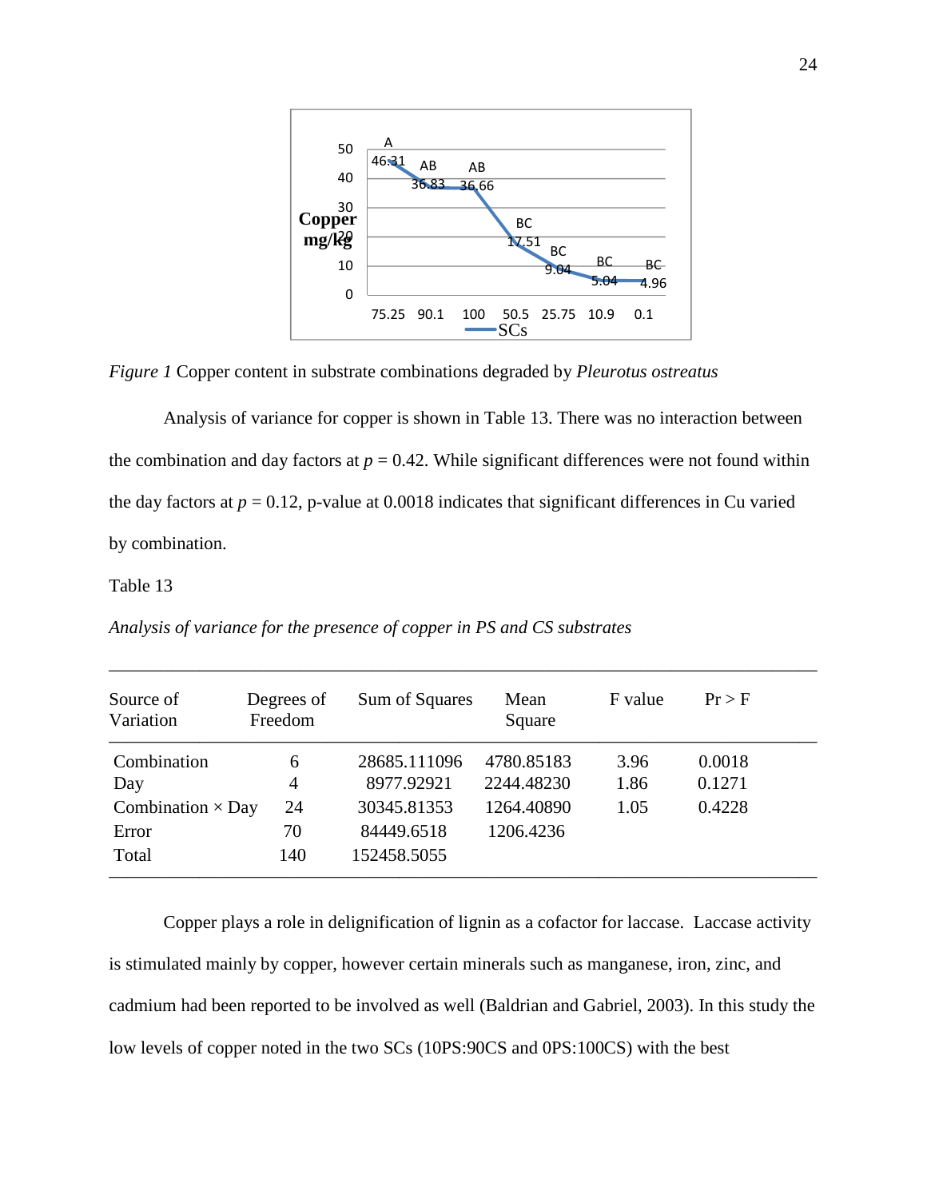*Figure 1* Copper content in substrate combinations degraded by *Pleurotus ostreatus*

Analysis of variance for copper is shown in Table 13. There was no interaction between the combination and day factors at $p$ = 0.42. While significant differences were not found within the day factors at $p$ = 0.12, p-value at 0.0018 indicates that significant differences in Cu varied by combination.

Table 13

*Analysis of variance for the presence of copper in PS and CS substrates*

| Source of Variation | Degrees of Freedom | Sum of Squares | Mean Square | F value | Pr > F |
|---|---|---|---|---|---|
| Combination | 6 | 28685.111096 | 4780.85183 | 3.96 | 0.0018 |
| Day | 4 | 8977.92921 | 2244.48230 | 1.86 | 0.1271 |
| Combination × Day | 24 | 30345.81353 | 1264.40890 | 1.05 | 0.4228 |
| Error | 70 | 84449.6518 | 1206.4236 | | |
| Total | 140 | 152458.5055 | | | |

Copper plays a role in delignification of lignin as a cofactor for laccase. Laccase activity is stimulated mainly by copper, however certain minerals such as manganese, iron, zinc, and cadmium had been reported to be involved as well (Baldrian and Gabriel, 2003). In this study the low levels of copper noted in the two SCs (10PS:90CS and 0PS:100CS) with the best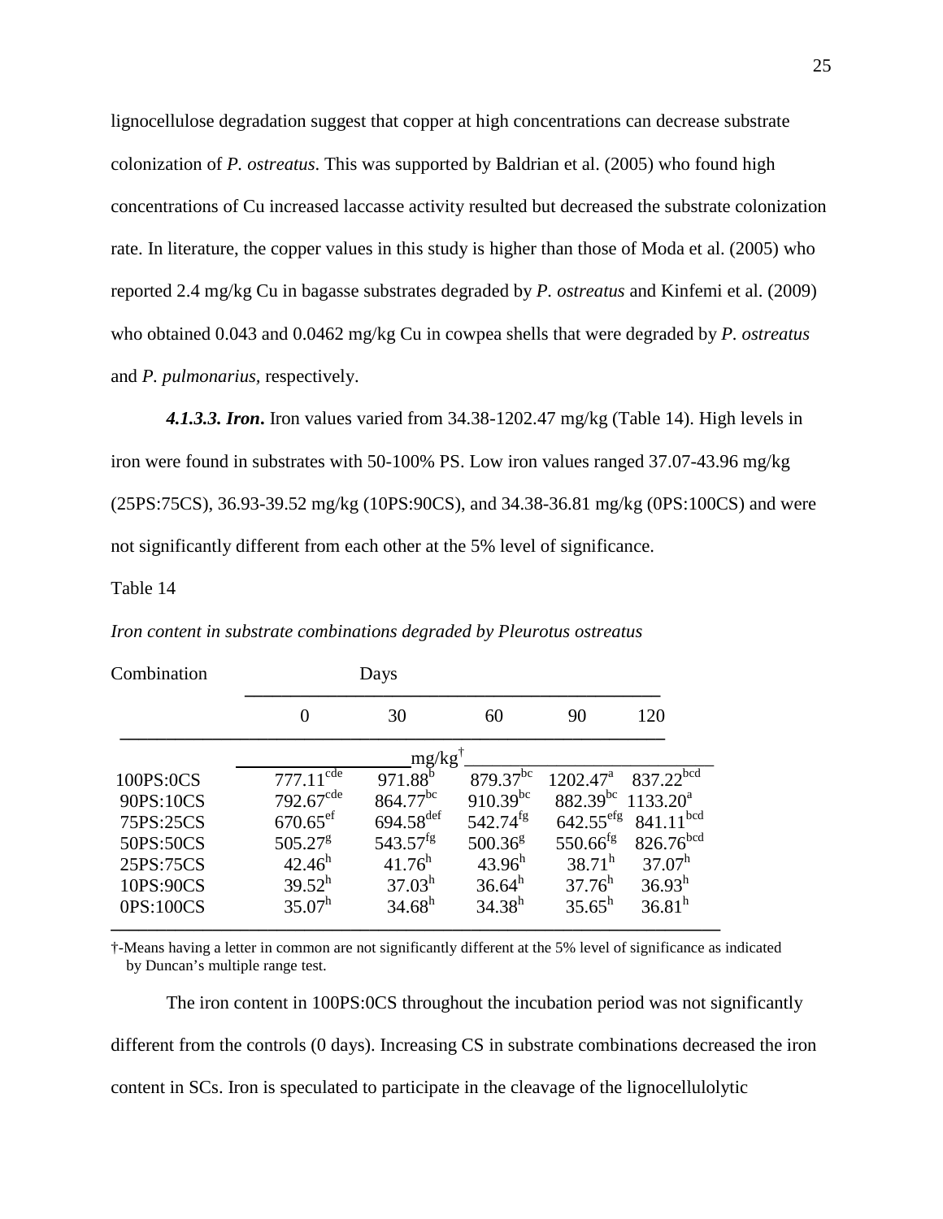lignocellulose degradation suggest that copper at high concentrations can decrease substrate colonization of *P. ostreatus*. This was supported by Baldrian et al. (2005) who found high concentrations of Cu increased laccasse activity resulted but decreased the substrate colonization rate. In literature, the copper values in this study is higher than those of Moda et al. (2005) who reported 2.4 mg/kg Cu in bagasse substrates degraded by *P. ostreatus* and Kinfemi et al. (2009) who obtained 0.043 and 0.0462 mg/kg Cu in cowpea shells that were degraded by *P. ostreatus* and *P. pulmonarius*, respectively.

***4.1.3.3. Iron*.** Iron values varied from 34.38-1202.47 mg/kg (Table 14). High levels in iron were found in substrates with 50-100% PS. Low iron values ranged 37.07-43.96 mg/kg (25PS:75CS), 36.93-39.52 mg/kg (10PS:90CS), and 34.38-36.81 mg/kg (0PS:100CS) and were not significantly different from each other at the 5% level of significance.

Table 14

*Iron content in substrate combinations degraded by Pleurotus ostreatus*

| Combination | Days | | | | |
|---|---|---|---|---|---|
| | 0 | 30 | 60 | 90 | 120 |
| | mg/kg† | | | | |
| 100PS:0CS | $777.11^{cde}$ | $971.88^{b}$ | $879.37^{bc}$ | $1202.47^{a}$ | $837.22^{bcd}$ |
| 90PS:10CS | $792.67^{cde}$ | $864.77^{bc}$ | $910.39^{bc}$ | $882.39^{bc}$ | $1133.20^{a}$ |
| 75PS:25CS | $670.65^{ef}$ | $694.58^{def}$ | $542.74^{fg}$ | $642.55^{efg}$ | $841.11^{bcd}$ |
| 50PS:50CS | $505.27^{g}$ | $543.57^{fg}$ | $500.36^{g}$ | $550.66^{fg}$ | $826.76^{bcd}$ |
| 25PS:75CS | $42.46^{h}$ | $41.76^{h}$ | $43.96^{h}$ | $38.71^{h}$ | $37.07^{h}$ |
| 10PS:90CS | $39.52^{h}$ | $37.03^{h}$ | $36.64^{h}$ | $37.76^{h}$ | $36.93^{h}$ |
| 0PS:100CS | $35.07^{h}$ | $34.68^{h}$ | $34.38^{h}$ | $35.65^{h}$ | $36.81^{h}$ |

†-Means having a letter in common are not significantly different at the 5% level of significance as indicated by Duncan's multiple range test.

The iron content in 100PS:0CS throughout the incubation period was not significantly different from the controls (0 days). Increasing CS in substrate combinations decreased the iron content in SCs. Iron is speculated to participate in the cleavage of the lignocellulolytic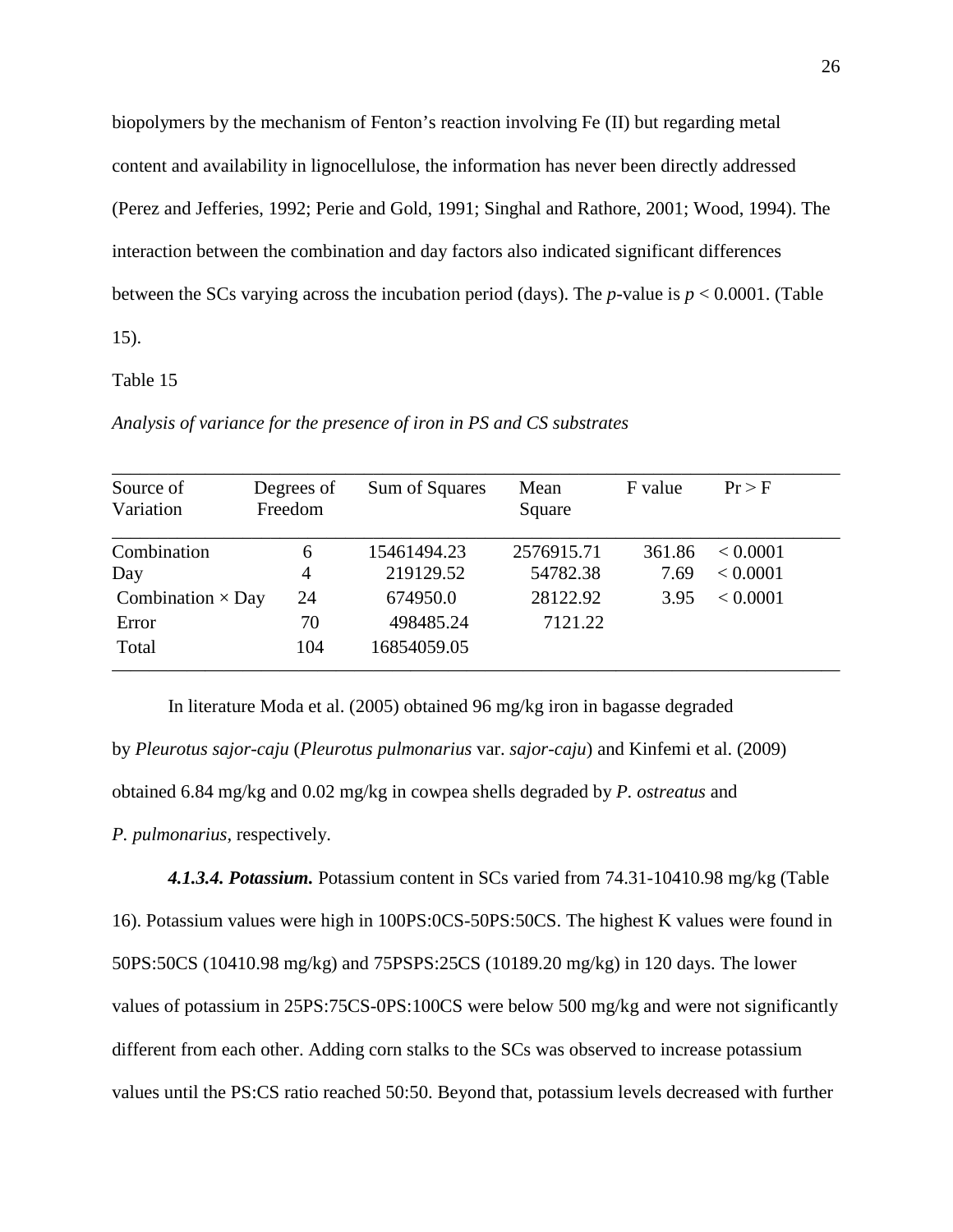biopolymers by the mechanism of Fenton's reaction involving Fe (II) but regarding metal content and availability in lignocellulose, the information has never been directly addressed (Perez and Jefferies, 1992; Perie and Gold, 1991; Singhal and Rathore, 2001; Wood, 1994). The interaction between the combination and day factors also indicated significant differences between the SCs varying across the incubation period (days). The *p*-value is $p < 0.0001$. (Table 15).

Table 15

*Analysis of variance for the presence of iron in PS and CS substrates*

| Source of Variation | Degrees of Freedom | Sum of Squares | Mean Square | F value | Pr > F |
|---|---|---|---|---|---|
| Combination | 6 | 15461494.23 | 2576915.71 | 361.86 | < 0.0001 |
| Day | 4 | 219129.52 | 54782.38 | 7.69 | < 0.0001 |
| Combination × Day | 24 | 674950.0 | 28122.92 | 3.95 | < 0.0001 |
| Error | 70 | 498485.24 | 7121.22 | | |
| Total | 104 | 16854059.05 | | | |

In literature Moda et al. (2005) obtained 96 mg/kg iron in bagasse degraded by *Pleurotus sajor-caju* (*Pleurotus pulmonarius* var. *sajor-caju*) and Kinfemi et al. (2009) obtained 6.84 mg/kg and 0.02 mg/kg in cowpea shells degraded by *P. ostreatus* and *P. pulmonarius*, respectively.

***4.1.3.4. Potassium.*** Potassium content in SCs varied from 74.31-10410.98 mg/kg (Table 16). Potassium values were high in 100PS:0CS-50PS:50CS. The highest K values were found in 50PS:50CS (10410.98 mg/kg) and 75PSPS:25CS (10189.20 mg/kg) in 120 days. The lower values of potassium in 25PS:75CS-0PS:100CS were below 500 mg/kg and were not significantly different from each other. Adding corn stalks to the SCs was observed to increase potassium values until the PS:CS ratio reached 50:50. Beyond that, potassium levels decreased with further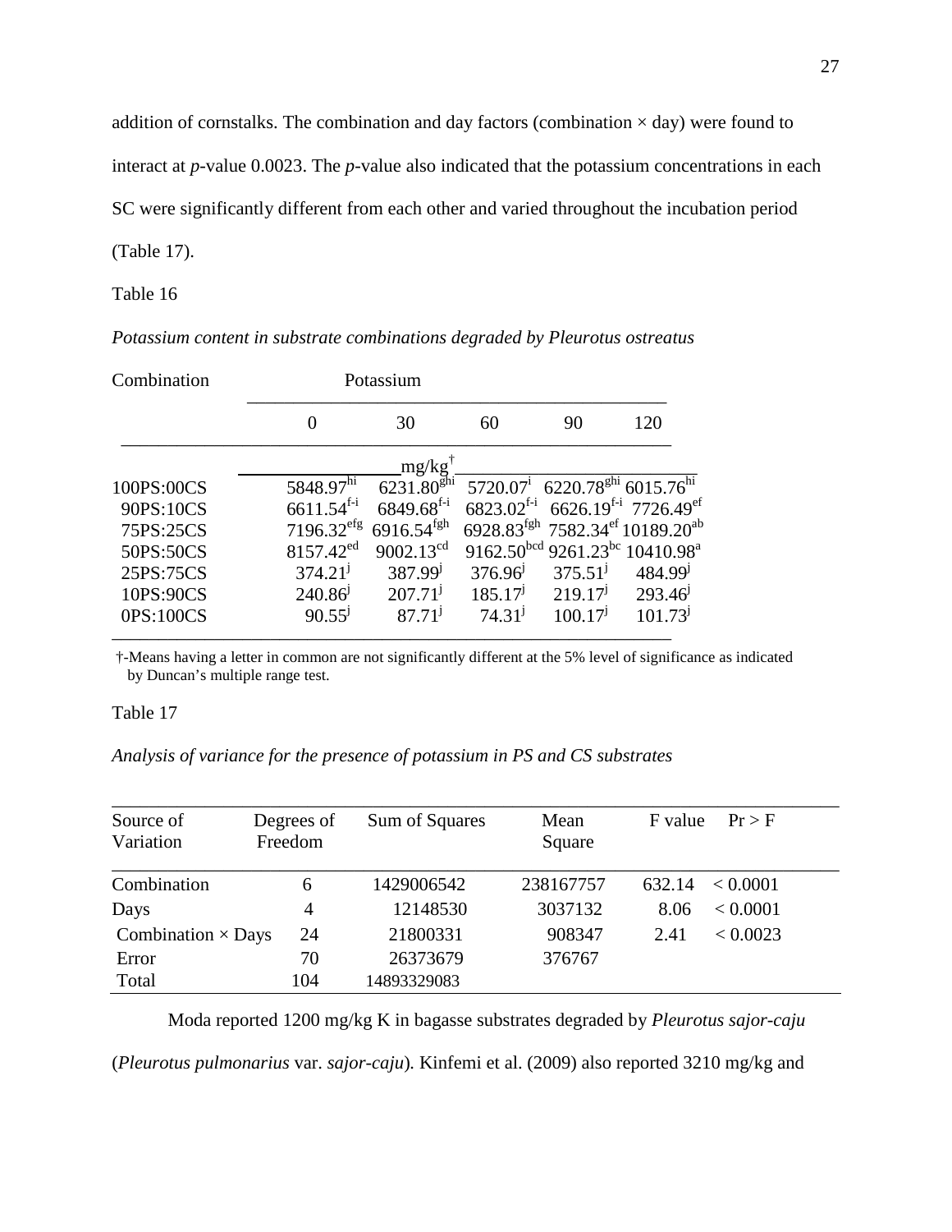addition of cornstalks. The combination and day factors (combination × day) were found to interact at *p*-value 0.0023. The *p*-value also indicated that the potassium concentrations in each SC were significantly different from each other and varied throughout the incubation period (Table 17).

Table 16

*Potassium content in substrate combinations degraded by Pleurotus ostreatus*

| Combination | Potassium | | | | |
|---|---|---|---|---|---|
| | 0 | 30 | 60 | 90 | 120 |
| | mg/kg† | | | | |
| 100PS:00CS | 5848.97$^{hi}$ | 6231.80$^{ghi}$ | 5720.07$^{i}$ | 6220.78$^{ghi}$ | 6015.76$^{hi}$ |
| 90PS:10CS | 6611.54$^{f\text{-}i}$ | 6849.68$^{f\text{-}i}$ | 6823.02$^{f\text{-}i}$ | 6626.19$^{f\text{-}i}$ | 7726.49$^{ef}$ |
| 75PS:25CS | 7196.32$^{efg}$ | 6916.54$^{fgh}$ | 6928.83$^{fgh}$ | 7582.34$^{ef}$ | 10189.20$^{ab}$ |
| 50PS:50CS | 8157.42$^{ed}$ | 9002.13$^{cd}$ | 9162.50$^{bcd}$ | 9261.23$^{bc}$ | 10410.98$^{a}$ |
| 25PS:75CS | 374.21$^{j}$ | 387.99$^{j}$ | 376.96$^{j}$ | 375.51$^{j}$ | 484.99$^{j}$ |
| 10PS:90CS | 240.86$^{j}$ | 207.71$^{j}$ | 185.17$^{j}$ | 219.17$^{j}$ | 293.46$^{j}$ |
| 0PS:100CS | 90.55$^{j}$ | 87.71$^{j}$ | 74.31$^{j}$ | 100.17$^{j}$ | 101.73$^{j}$ |

†-Means having a letter in common are not significantly different at the 5% level of significance as indicated by Duncan's multiple range test.

Table 17

*Analysis of variance for the presence of potassium in PS and CS substrates*

| Source of Variation | Degrees of Freedom | Sum of Squares | Mean Square | F value | Pr > F |
|---|---|---|---|---|---|
| Combination | 6 | 1429006542 | 238167757 | 632.14 | < 0.0001 |
| Days | 4 | 12148530 | 3037132 | 8.06 | < 0.0001 |
| Combination × Days | 24 | 21800331 | 908347 | 2.41 | < 0.0023 |
| Error | 70 | 26373679 | 376767 | | |
| Total | 104 | 14893329083 | | | |

Moda reported 1200 mg/kg K in bagasse substrates degraded by *Pleurotus sajor-caju* (*Pleurotus pulmonarius* var. *sajor-caju*). Kinfemi et al. (2009) also reported 3210 mg/kg and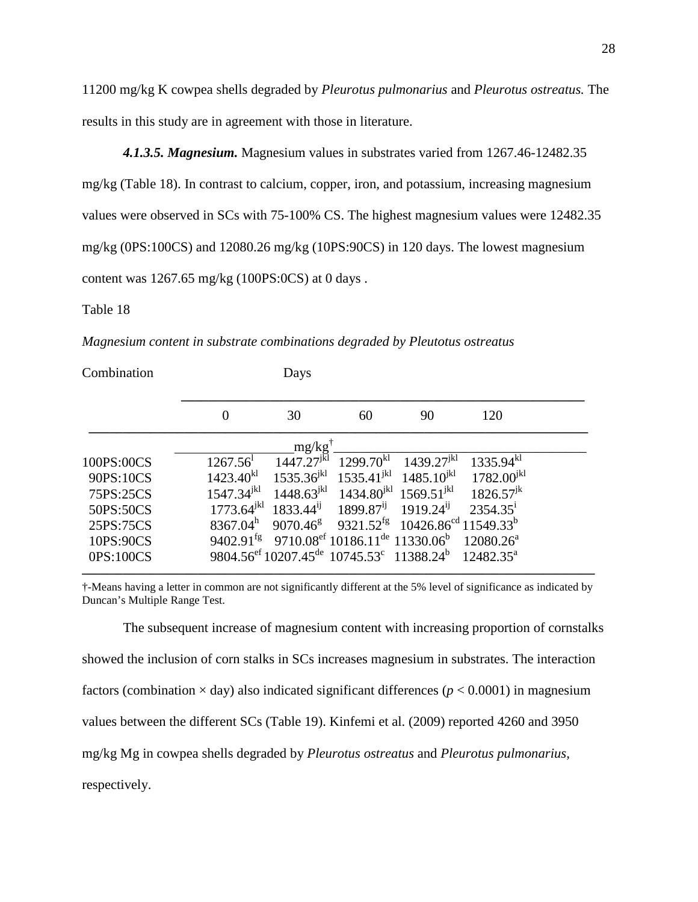11200 mg/kg K cowpea shells degraded by *Pleurotus pulmonarius* and *Pleurotus ostreatus.* The results in this study are in agreement with those in literature.

***4.1.3.5. Magnesium.*** Magnesium values in substrates varied from 1267.46-12482.35 mg/kg (Table 18). In contrast to calcium, copper, iron, and potassium, increasing magnesium values were observed in SCs with 75-100% CS. The highest magnesium values were 12482.35 mg/kg (0PS:100CS) and 12080.26 mg/kg (10PS:90CS) in 120 days. The lowest magnesium content was 1267.65 mg/kg (100PS:0CS) at 0 days .

Table 18

*Magnesium content in substrate combinations degraded by Pleutotus ostreatus*

| Combination | Days | | | | |
|---|---|---|---|---|---|
| | 0 | 30 | 60 | 90 | 120 |
| | mg/kg† | | | | |
| 100PS:00CS | 1267.56$^{l}$ | 1447.27$^{jkl}$ | 1299.70$^{kl}$ | 1439.27$^{jkl}$ | 1335.94$^{kl}$ |
| 90PS:10CS | 1423.40$^{kl}$ | 1535.36$^{jkl}$ | 1535.41$^{jkl}$ | 1485.10$^{jkl}$ | 1782.00$^{jkl}$ |
| 75PS:25CS | 1547.34$^{jkl}$ | 1448.63$^{jkl}$ | 1434.80$^{jkl}$ | 1569.51$^{jkl}$ | 1826.57$^{jk}$ |
| 50PS:50CS | 1773.64$^{jkl}$ | 1833.44$^{ij}$ | 1899.87$^{ij}$ | 1919.24$^{ij}$ | 2354.35$^{i}$ |
| 25PS:75CS | 8367.04$^{h}$ | 9070.46$^{g}$ | 9321.52$^{fg}$ | 10426.86$^{cd}$ | 11549.33$^{b}$ |
| 10PS:90CS | 9402.91$^{fg}$ | 9710.08$^{ef}$ | 10186.11$^{de}$ | 11330.06$^{b}$ | 12080.26$^{a}$ |
| 0PS:100CS | 9804.56$^{ef}$ | 10207.45$^{de}$ | 10745.53$^{c}$ | 11388.24$^{b}$ | 12482.35$^{a}$ |

†-Means having a letter in common are not significantly different at the 5% level of significance as indicated by Duncan's Multiple Range Test.

The subsequent increase of magnesium content with increasing proportion of cornstalks showed the inclusion of corn stalks in SCs increases magnesium in substrates. The interaction factors (combination × day) also indicated significant differences ($p < 0.0001$) in magnesium values between the different SCs (Table 19). Kinfemi et al. (2009) reported 4260 and 3950 mg/kg Mg in cowpea shells degraded by *Pleurotus ostreatus* and *Pleurotus pulmonarius,* respectively.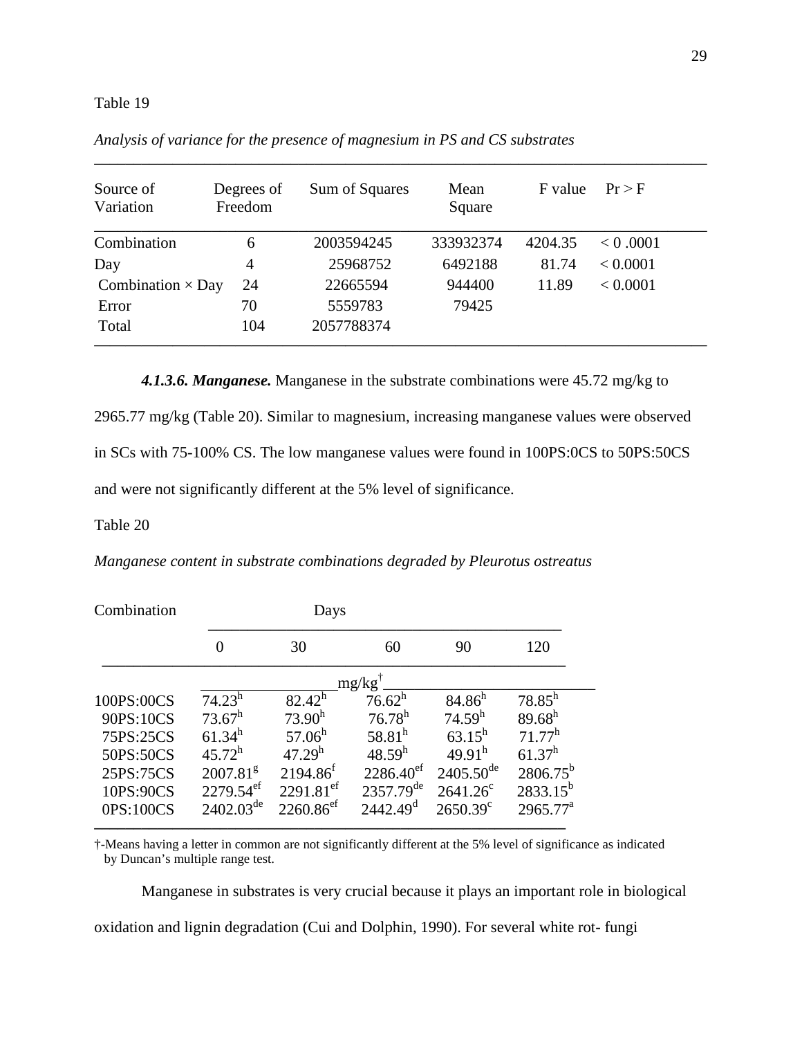Table 19

*Analysis of variance for the presence of magnesium in PS and CS substrates*

| Source of Variation | Degrees of Freedom | Sum of Squares | Mean Square | F value | Pr > F |
|---|---|---|---|---|---|
| Combination | 6 | 2003594245 | 333932374 | 4204.35 | < 0 .0001 |
| Day | 4 | 25968752 | 6492188 | 81.74 | < 0.0001 |
| Combination × Day | 24 | 22665594 | 944400 | 11.89 | < 0.0001 |
| Error | 70 | 5559783 | 79425 | | |
| Total | 104 | 2057788374 | | | |

***4.1.3.6. Manganese.*** Manganese in the substrate combinations were 45.72 mg/kg to 2965.77 mg/kg (Table 20). Similar to magnesium, increasing manganese values were observed in SCs with 75-100% CS. The low manganese values were found in 100PS:0CS to 50PS:50CS and were not significantly different at the 5% level of significance.

Table 20

*Manganese content in substrate combinations degraded by Pleurotus ostreatus*

| Combination | Days | | | | |
|---|---|---|---|---|---|
| | 0 | 30 | 60 | 90 | 120 |
| | mg/kg† | | | | |
| 100PS:00CS | $74.23^{h}$ | $82.42^{h}$ | $76.62^{h}$ | $84.86^{h}$ | $78.85^{h}$ |
| 90PS:10CS | $73.67^{h}$ | $73.90^{h}$ | $76.78^{h}$ | $74.59^{h}$ | $89.68^{h}$ |
| 75PS:25CS | $61.34^{h}$ | $57.06^{h}$ | $58.81^{h}$ | $63.15^{h}$ | $71.77^{h}$ |
| 50PS:50CS | $45.72^{h}$ | $47.29^{h}$ | $48.59^{h}$ | $49.91^{h}$ | $61.37^{h}$ |
| 25PS:75CS | $2007.81^{g}$ | $2194.86^{f}$ | $2286.40^{ef}$ | $2405.50^{de}$ | $2806.75^{b}$ |
| 10PS:90CS | $2279.54^{ef}$ | $2291.81^{ef}$ | $2357.79^{de}$ | $2641.26^{c}$ | $2833.15^{b}$ |
| 0PS:100CS | $2402.03^{de}$ | $2260.86^{ef}$ | $2442.49^{d}$ | $2650.39^{c}$ | $2965.77^{a}$ |

†-Means having a letter in common are not significantly different at the 5% level of significance as indicated by Duncan's multiple range test.

Manganese in substrates is very crucial because it plays an important role in biological oxidation and lignin degradation (Cui and Dolphin, 1990). For several white rot- fungi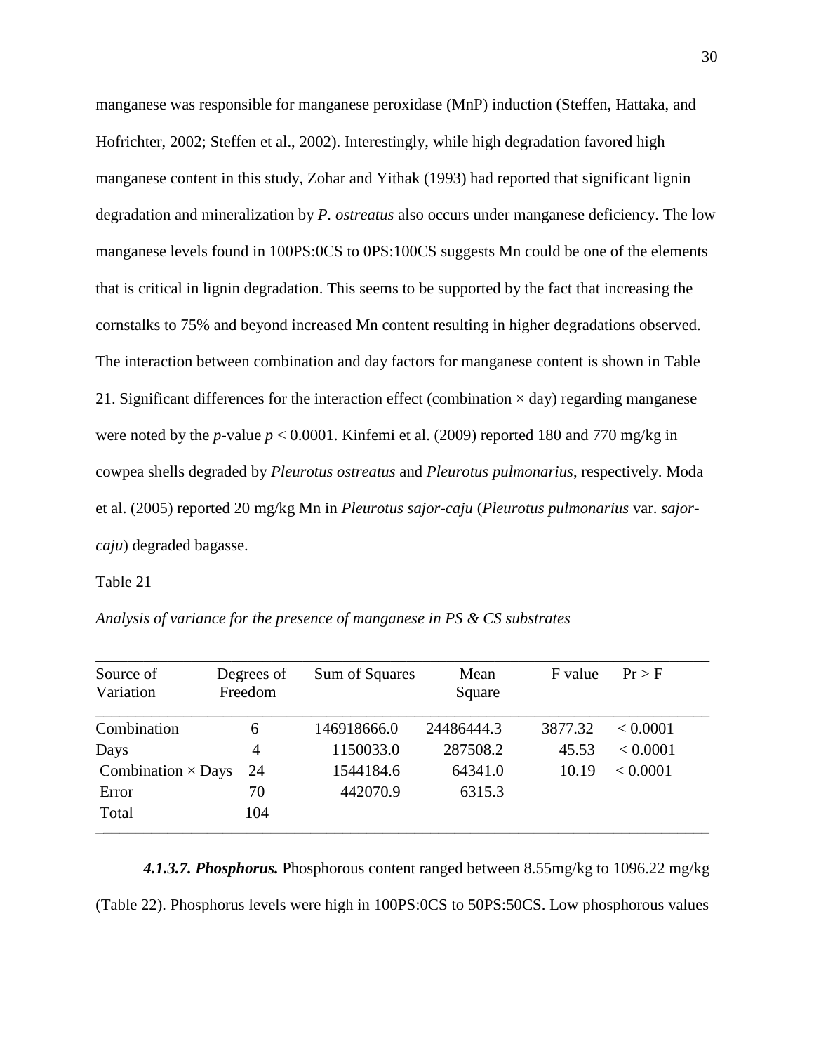manganese was responsible for manganese peroxidase (MnP) induction (Steffen, Hattaka, and Hofrichter, 2002; Steffen et al., 2002). Interestingly, while high degradation favored high manganese content in this study, Zohar and Yithak (1993) had reported that significant lignin degradation and mineralization by *P. ostreatus* also occurs under manganese deficiency. The low manganese levels found in 100PS:0CS to 0PS:100CS suggests Mn could be one of the elements that is critical in lignin degradation. This seems to be supported by the fact that increasing the cornstalks to 75% and beyond increased Mn content resulting in higher degradations observed. The interaction between combination and day factors for manganese content is shown in Table 21. Significant differences for the interaction effect (combination × day) regarding manganese were noted by the *p*-value $p < 0.0001$. Kinfemi et al. (2009) reported 180 and 770 mg/kg in cowpea shells degraded by *Pleurotus ostreatus* and *Pleurotus pulmonarius*, respectively. Moda et al. (2005) reported 20 mg/kg Mn in *Pleurotus sajor-caju* (*Pleurotus pulmonarius* var. *sajor-caju*) degraded bagasse.

Table 21

*Analysis of variance for the presence of manganese in PS & CS substrates*

| Source of Variation | Degrees of Freedom | Sum of Squares | Mean Square | F value | Pr > F |
|---|---|---|---|---|---|
| Combination | 6 | 146918666.0 | 24486444.3 | 3877.32 | < 0.0001 |
| Days | 4 | 1150033.0 | 287508.2 | 45.53 | < 0.0001 |
| Combination × Days | 24 | 1544184.6 | 64341.0 | 10.19 | < 0.0001 |
| Error | 70 | 442070.9 | 6315.3 | | |
| Total | 104 | | | | |

***4.1.3.7. Phosphorus.*** Phosphorous content ranged between 8.55mg/kg to 1096.22 mg/kg (Table 22). Phosphorus levels were high in 100PS:0CS to 50PS:50CS. Low phosphorous values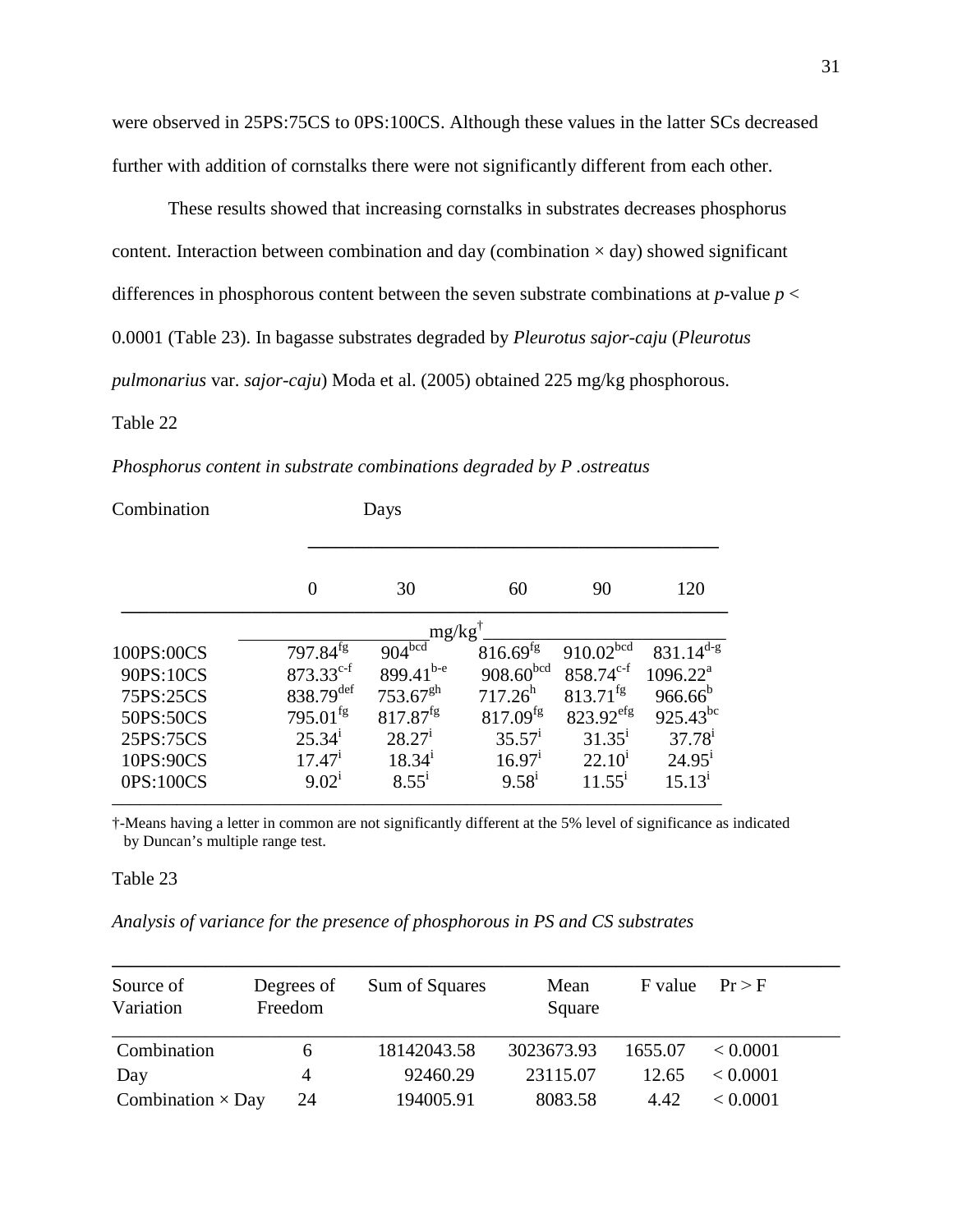were observed in 25PS:75CS to 0PS:100CS. Although these values in the latter SCs decreased further with addition of cornstalks there were not significantly different from each other.

These results showed that increasing cornstalks in substrates decreases phosphorus content. Interaction between combination and day (combination × day) showed significant differences in phosphorous content between the seven substrate combinations at *p*-value $p < 0.0001$ (Table 23). In bagasse substrates degraded by *Pleurotus sajor-caju* (*Pleurotus pulmonarius* var. *sajor-caju*) Moda et al. (2005) obtained 225 mg/kg phosphorous.

Table 22

*Phosphorus content in substrate combinations degraded by P .ostreatus*

| Combination | Days | | | | |
|---|---|---|---|---|---|
| | 0 | 30 | 60 | 90 | 120 |
| | mg/kg† | | | | |
| 100PS:00CS | 797.84$^{fg}$ | 904$^{bcd}$ | 816.69$^{fg}$ | 910.02$^{bcd}$ | 831.14$^{d\text{-}g}$ |
| 90PS:10CS | 873.33$^{c\text{-}f}$ | 899.41$^{b\text{-}e}$ | 908.60$^{bcd}$ | 858.74$^{c\text{-}f}$ | 1096.22$^{a}$ |
| 75PS:25CS | 838.79$^{def}$ | 753.67$^{gh}$ | 717.26$^{h}$ | 813.71$^{fg}$ | 966.66$^{b}$ |
| 50PS:50CS | 795.01$^{fg}$ | 817.87$^{fg}$ | 817.09$^{fg}$ | 823.92$^{efg}$ | 925.43$^{bc}$ |
| 25PS:75CS | 25.34$^{i}$ | 28.27$^{i}$ | 35.57$^{i}$ | 31.35$^{i}$ | 37.78$^{i}$ |
| 10PS:90CS | 17.47$^{i}$ | 18.34$^{i}$ | 16.97$^{i}$ | 22.10$^{i}$ | 24.95$^{i}$ |
| 0PS:100CS | 9.02$^{i}$ | 8.55$^{i}$ | 9.58$^{i}$ | 11.55$^{i}$ | 15.13$^{i}$ |

†-Means having a letter in common are not significantly different at the 5% level of significance as indicated by Duncan's multiple range test.

Table 23

*Analysis of variance for the presence of phosphorous in PS and CS substrates*

| Source of Variation | Degrees of Freedom | Sum of Squares | Mean Square | F value | Pr > F |
|---|---|---|---|---|---|
| Combination | 6 | 18142043.58 | 3023673.93 | 1655.07 | < 0.0001 |
| Day | 4 | 92460.29 | 23115.07 | 12.65 | < 0.0001 |
| Combination × Day | 24 | 194005.91 | 8083.58 | 4.42 | < 0.0001 |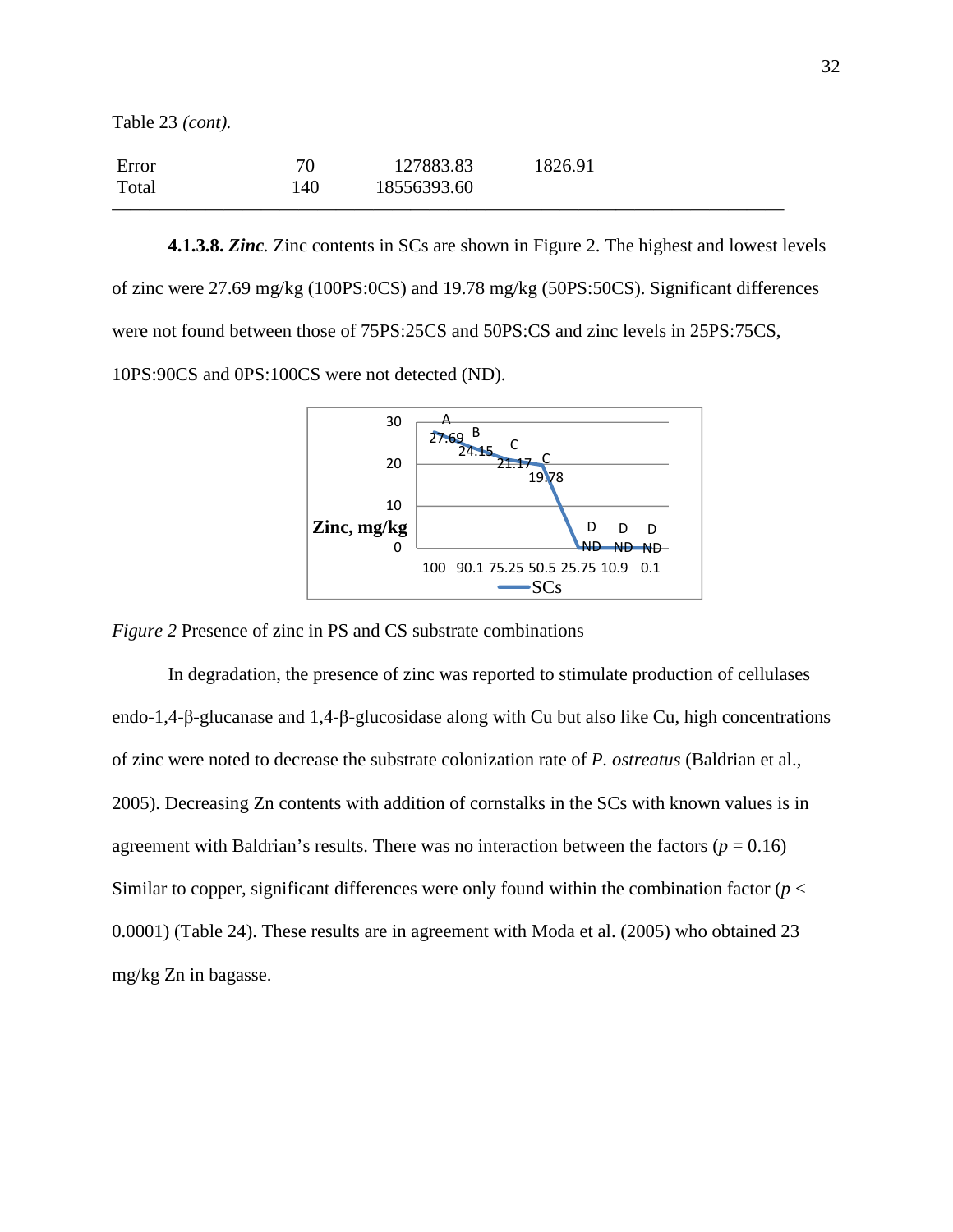Table 23 *(cont).*

| | | | |
|---|---|---|---|
| Error | 70 | 127883.83 | 1826.91 |
| Total | 140 | 18556393.60 | |

**4.1.3.8. *Zinc*.** Zinc contents in SCs are shown in Figure 2. The highest and lowest levels of zinc were 27.69 mg/kg (100PS:0CS) and 19.78 mg/kg (50PS:50CS). Significant differences were not found between those of 75PS:25CS and 50PS:CS and zinc levels in 25PS:75CS, 10PS:90CS and 0PS:100CS were not detected (ND).

*Figure 2* Presence of zinc in PS and CS substrate combinations

In degradation, the presence of zinc was reported to stimulate production of cellulases endo-1,4-β-glucanase and 1,4-β-glucosidase along with Cu but also like Cu, high concentrations of zinc were noted to decrease the substrate colonization rate of *P. ostreatus* (Baldrian et al., 2005). Decreasing Zn contents with addition of cornstalks in the SCs with known values is in agreement with Baldrian's results. There was no interaction between the factors ($p$ = 0.16) Similar to copper, significant differences were only found within the combination factor ($p$ < 0.0001) (Table 24). These results are in agreement with Moda et al. (2005) who obtained 23 mg/kg Zn in bagasse.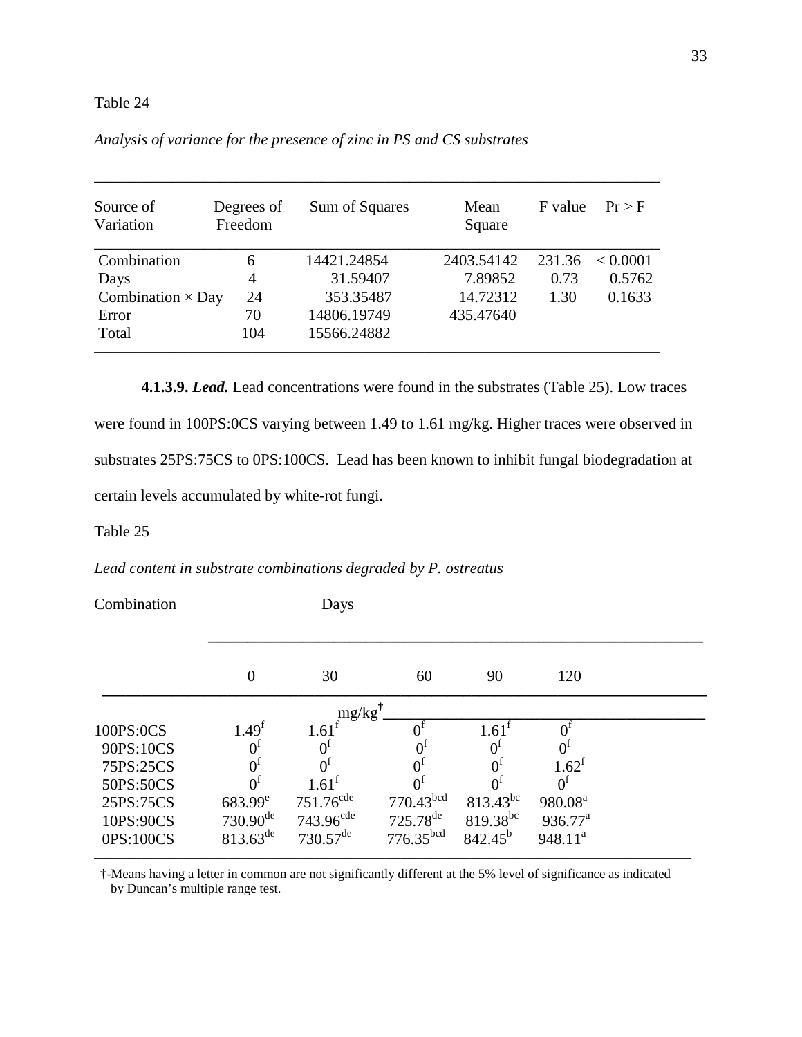Table 24

*Analysis of variance for the presence of zinc in PS and CS substrates*

| Source of Variation | Degrees of Freedom | Sum of Squares | Mean Square | F value | Pr > F |
|---|---|---|---|---|---|
| Combination | 6 | 14421.24854 | 2403.54142 | 231.36 | < 0.0001 |
| Days | 4 | 31.59407 | 7.89852 | 0.73 | 0.5762 |
| Combination × Day | 24 | 353.35487 | 14.72312 | 1.30 | 0.1633 |
| Error | 70 | 14806.19749 | 435.47640 | | |
| Total | 104 | 15566.24882 | | | |

**4.1.3.9. *Lead.*** Lead concentrations were found in the substrates (Table 25). Low traces were found in 100PS:0CS varying between 1.49 to 1.61 mg/kg. Higher traces were observed in substrates 25PS:75CS to 0PS:100CS. Lead has been known to inhibit fungal biodegradation at certain levels accumulated by white-rot fungi.

Table 25

*Lead content in substrate combinations degraded by P. ostreatus*

| Combination | Days | | | | |
|---|---|---|---|---|---|
| | 0 | 30 | 60 | 90 | 120 |
| | mg/kg† | | | | |
| 100PS:0CS | 1.49$^{f}$ | 1.61$^{f}$ | 0$^{f}$ | 1.61$^{f}$ | 0$^{f}$ |
| 90PS:10CS | 0$^{f}$ | 0$^{f}$ | 0$^{f}$ | 0$^{f}$ | 0$^{f}$ |
| 75PS:25CS | 0$^{f}$ | 0$^{f}$ | 0$^{f}$ | 0$^{f}$ | 1.62$^{f}$ |
| 50PS:50CS | 0$^{f}$ | 1.61$^{f}$ | 0$^{f}$ | 0$^{f}$ | 0$^{f}$ |
| 25PS:75CS | 683.99$^{e}$ | 751.76$^{cde}$ | 770.43$^{bcd}$ | 813.43$^{bc}$ | 980.08$^{a}$ |
| 10PS:90CS | 730.90$^{de}$ | 743.96$^{cde}$ | 725.78$^{de}$ | 819.38$^{bc}$ | 936.77$^{a}$ |
| 0PS:100CS | 813.63$^{de}$ | 730.57$^{de}$ | 776.35$^{bcd}$ | 842.45$^{b}$ | 948.11$^{a}$ |

†-Means having a letter in common are not significantly different at the 5% level of significance as indicated by Duncan's multiple range test.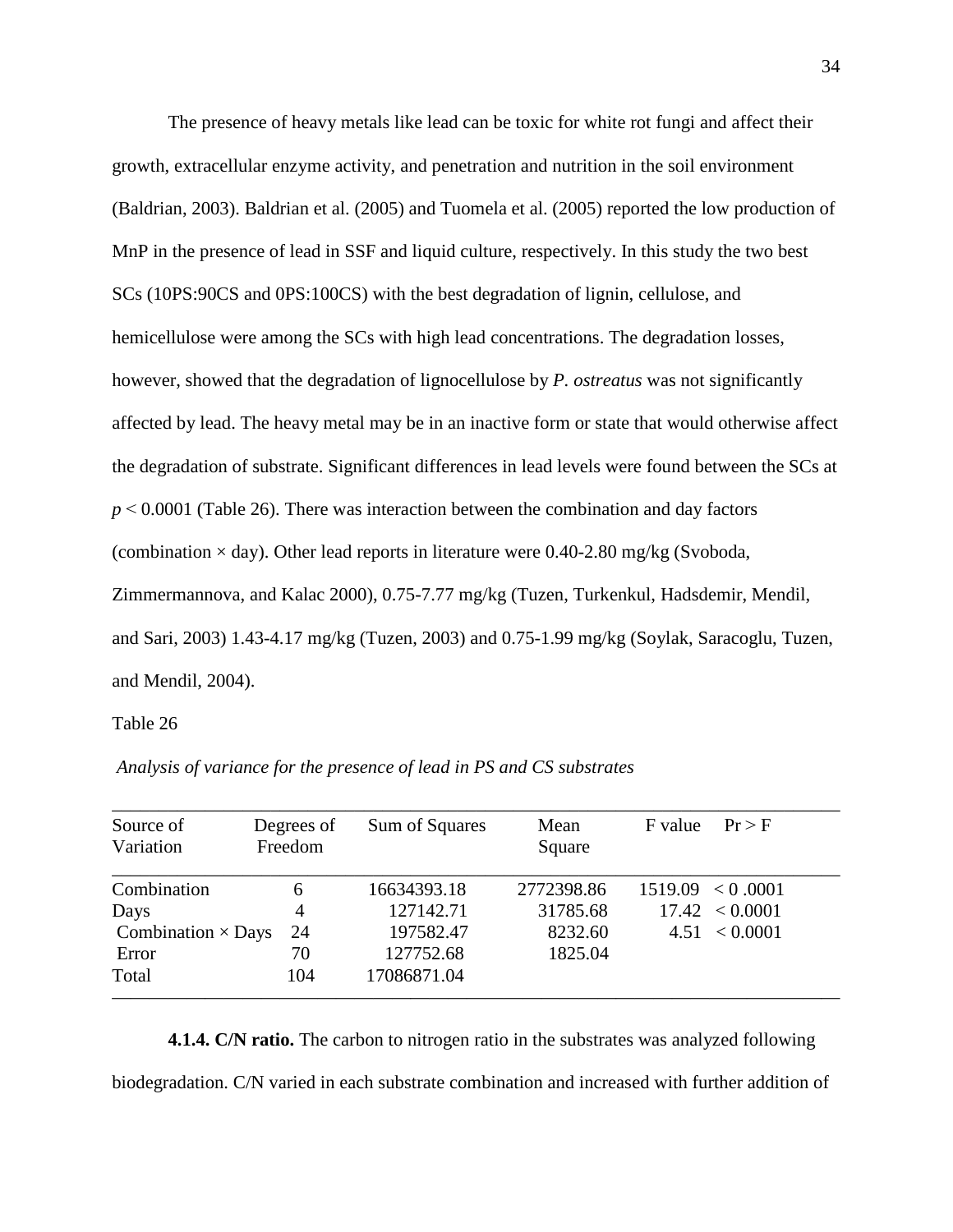The presence of heavy metals like lead can be toxic for white rot fungi and affect their growth, extracellular enzyme activity, and penetration and nutrition in the soil environment (Baldrian, 2003). Baldrian et al. (2005) and Tuomela et al. (2005) reported the low production of MnP in the presence of lead in SSF and liquid culture, respectively. In this study the two best SCs (10PS:90CS and 0PS:100CS) with the best degradation of lignin, cellulose, and hemicellulose were among the SCs with high lead concentrations. The degradation losses, however, showed that the degradation of lignocellulose by *P. ostreatus* was not significantly affected by lead. The heavy metal may be in an inactive form or state that would otherwise affect the degradation of substrate. Significant differences in lead levels were found between the SCs at $p < 0.0001$ (Table 26). There was interaction between the combination and day factors (combination × day). Other lead reports in literature were 0.40-2.80 mg/kg (Svoboda, Zimmermannova, and Kalac 2000), 0.75-7.77 mg/kg (Tuzen, Turkenkul, Hadsdemir, Mendil, and Sari, 2003) 1.43-4.17 mg/kg (Tuzen, 2003) and 0.75-1.99 mg/kg (Soylak, Saracoglu, Tuzen, and Mendil, 2004).

Table 26

*Analysis of variance for the presence of lead in PS and CS substrates*

| Source of Variation | Degrees of Freedom | Sum of Squares | Mean Square | F value | Pr > F |
|---|---|---|---|---|---|
| Combination | 6 | 16634393.18 | 2772398.86 | 1519.09 | < 0 .0001 |
| Days | 4 | 127142.71 | 31785.68 | 17.42 | < 0.0001 |
| Combination × Days | 24 | 197582.47 | 8232.60 | 4.51 | < 0.0001 |
| Error | 70 | 127752.68 | 1825.04 | | |
| Total | 104 | 17086871.04 | | | |

**4.1.4. C/N ratio.** The carbon to nitrogen ratio in the substrates was analyzed following biodegradation. C/N varied in each substrate combination and increased with further addition of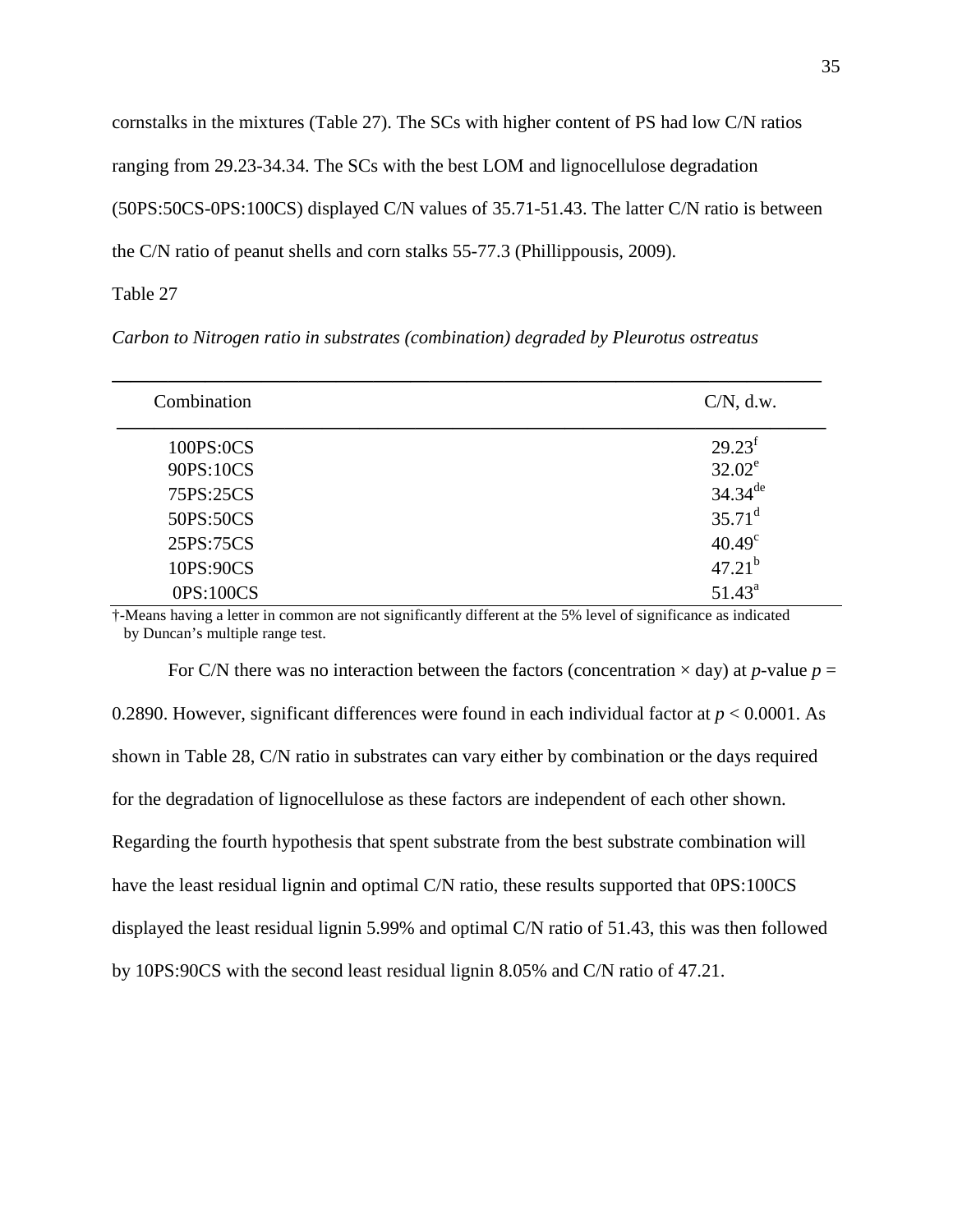cornstalks in the mixtures (Table 27). The SCs with higher content of PS had low C/N ratios ranging from 29.23-34.34. The SCs with the best LOM and lignocellulose degradation (50PS:50CS-0PS:100CS) displayed C/N values of 35.71-51.43. The latter C/N ratio is between the C/N ratio of peanut shells and corn stalks 55-77.3 (Phillippousis, 2009).

Table 27

*Carbon to Nitrogen ratio in substrates (combination) degraded by Pleurotus ostreatus*

| Combination | C/N, d.w. |
|---|---|
| 100PS:0CS | 29.23[f] |
| 90PS:10CS | 32.02[e] |
| 75PS:25CS | 34.34[de] |
| 50PS:50CS | 35.71[d] |
| 25PS:75CS | 40.49[c] |
| 10PS:90CS | 47.21[b] |
| 0PS:100CS | 51.43[a] |

†-Means having a letter in common are not significantly different at the 5% level of significance as indicated by Duncan's multiple range test.

For C/N there was no interaction between the factors (concentration × day) at *p*-value $p$ = 0.2890. However, significant differences were found in each individual factor at $p < 0.0001$. As shown in Table 28, C/N ratio in substrates can vary either by combination or the days required for the degradation of lignocellulose as these factors are independent of each other shown. Regarding the fourth hypothesis that spent substrate from the best substrate combination will have the least residual lignin and optimal C/N ratio, these results supported that 0PS:100CS displayed the least residual lignin 5.99% and optimal C/N ratio of 51.43, this was then followed by 10PS:90CS with the second least residual lignin 8.05% and C/N ratio of 47.21.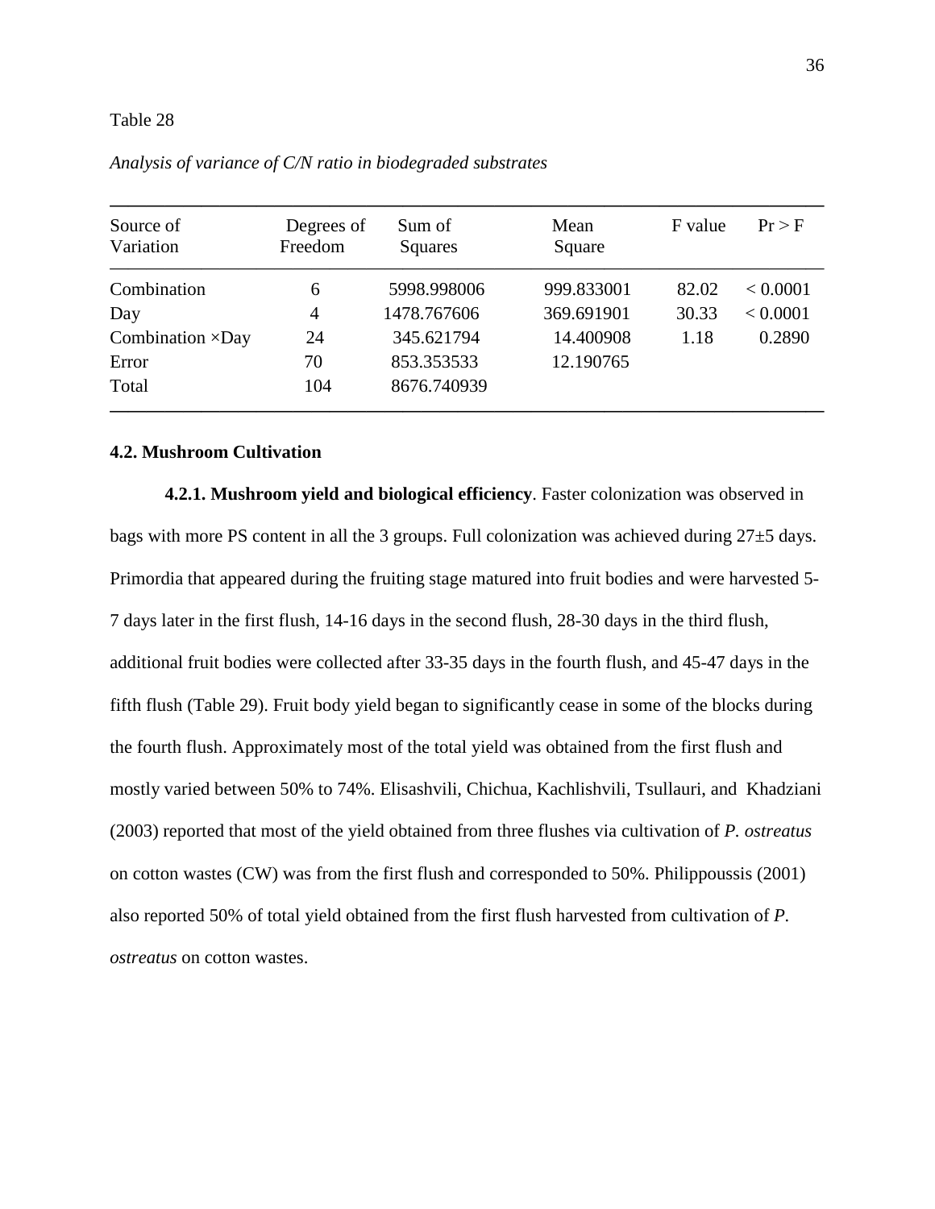Table 28

*Analysis of variance of C/N ratio in biodegraded substrates*

| Source of Variation | Degrees of Freedom | Sum of Squares | Mean Square | F value | Pr > F |
|---|---|---|---|---|---|
| Combination | 6 | 5998.998006 | 999.833001 | 82.02 | < 0.0001 |
| Day | 4 | 1478.767606 | 369.691901 | 30.33 | < 0.0001 |
| Combination ×Day | 24 | 345.621794 | 14.400908 | 1.18 | 0.2890 |
| Error | 70 | 853.353533 | 12.190765 | | |
| Total | 104 | 8676.740939 | | | |

## 4.2. Mushroom Cultivation

**4.2.1. Mushroom yield and biological efficiency**. Faster colonization was observed in bags with more PS content in all the 3 groups. Full colonization was achieved during 27±5 days. Primordia that appeared during the fruiting stage matured into fruit bodies and were harvested 5-7 days later in the first flush, 14-16 days in the second flush, 28-30 days in the third flush, additional fruit bodies were collected after 33-35 days in the fourth flush, and 45-47 days in the fifth flush (Table 29). Fruit body yield began to significantly cease in some of the blocks during the fourth flush. Approximately most of the total yield was obtained from the first flush and mostly varied between 50% to 74%. Elisashvili, Chichua, Kachlishvili, Tsullauri, and Khadziani (2003) reported that most of the yield obtained from three flushes via cultivation of *P. ostreatus* on cotton wastes (CW) was from the first flush and corresponded to 50%. Philippoussis (2001) also reported 50% of total yield obtained from the first flush harvested from cultivation of *P. ostreatus* on cotton wastes.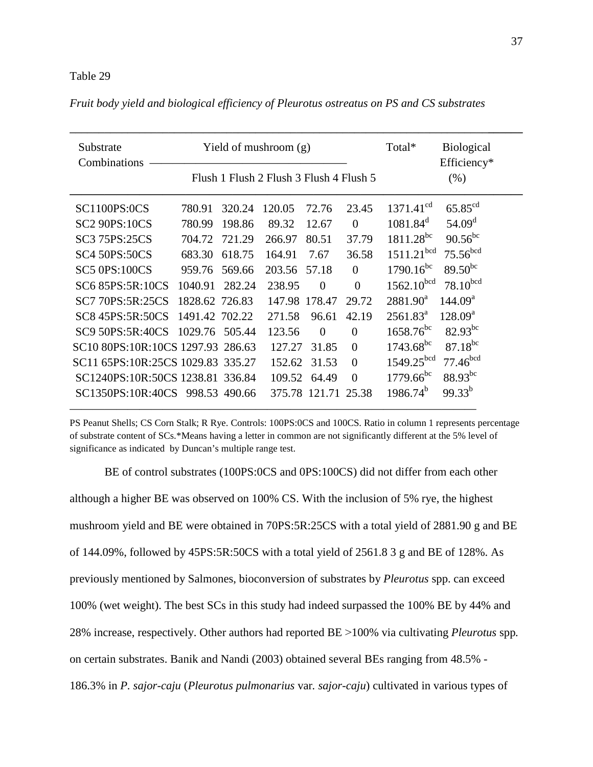Table 29

*Fruit body yield and biological efficiency of Pleurotus ostreatus on PS and CS substrates*

| Substrate Combinations | Yield of mushroom (g) | | | | | Total* | Biological Efficiency* (%) |
|---|---|---|---|---|---|---|---|
| | Flush 1 | Flush 2 | Flush 3 | Flush 4 | Flush 5 | | |
| SC1100PS:0CS | 780.91 | 320.24 | 120.05 | 72.76 | 23.45 | 1371.41[cd] | 65.85[cd] |
| SC2 90PS:10CS | 780.99 | 198.86 | 89.32 | 12.67 | 0 | 1081.84[d] | 54.09[d] |
| SC3 75PS:25CS | 704.72 | 721.29 | 266.97 | 80.51 | 37.79 | 1811.28[bc] | 90.56[bc] |
| SC4 50PS:50CS | 683.30 | 618.75 | 164.91 | 7.67 | 36.58 | 1511.21[bcd] | 75.56[bcd] |
| SC5 0PS:100CS | 959.76 | 569.66 | 203.56 | 57.18 | 0 | 1790.16[bc] | 89.50[bc] |
| SC6 85PS:5R:10CS | 1040.91 | 282.24 | 238.95 | 0 | 0 | 1562.10[bcd] | 78.10[bcd] |
| SC7 70PS:5R:25CS | 1828.62 | 726.83 | 147.98 | 178.47 | 29.72 | 2881.90[a] | 144.09[a] |
| SC8 45PS:5R:50CS | 1491.42 | 702.22 | 271.58 | 96.61 | 42.19 | 2561.83[a] | 128.09[a] |
| SC9 50PS:5R:40CS | 1029.76 | 505.44 | 123.56 | 0 | 0 | 1658.76[bc] | 82.93[bc] |
| SC10 80PS:10R:10CS | 1297.93 | 286.63 | 127.27 | 31.85 | 0 | 1743.68[bc] | 87.18[bc] |
| SC11 65PS:10R:25CS | 1029.83 | 335.27 | 152.62 | 31.53 | 0 | 1549.25[bcd] | 77.46[bcd] |
| SC1240PS:10R:50CS | 1238.81 | 336.84 | 109.52 | 64.49 | 0 | 1779.66[bc] | 88.93[bc] |
| SC1350PS:10R:40CS | 998.53 | 490.66 | 375.78 | 121.71 | 25.38 | 1986.74[b] | 99.33[b] |

PS Peanut Shells; CS Corn Stalk; R Rye. Controls: 100PS:0CS and 100CS. Ratio in column 1 represents percentage of substrate content of SCs.*Means having a letter in common are not significantly different at the 5% level of significance as indicated by Duncan's multiple range test.

BE of control substrates (100PS:0CS and 0PS:100CS) did not differ from each other although a higher BE was observed on 100% CS. With the inclusion of 5% rye, the highest mushroom yield and BE were obtained in 70PS:5R:25CS with a total yield of 2881.90 g and BE of 144.09%, followed by 45PS:5R:50CS with a total yield of 2561.8 3 g and BE of 128%. As previously mentioned by Salmones, bioconversion of substrates by *Pleurotus* spp. can exceed 100% (wet weight). The best SCs in this study had indeed surpassed the 100% BE by 44% and 28% increase, respectively. Other authors had reported BE >100% via cultivating *Pleurotus* spp*.* on certain substrates. Banik and Nandi (2003) obtained several BEs ranging from 48.5% - 186.3% in *P. sajor-caju* (*Pleurotus pulmonarius* var*. sajor-caju*) cultivated in various types of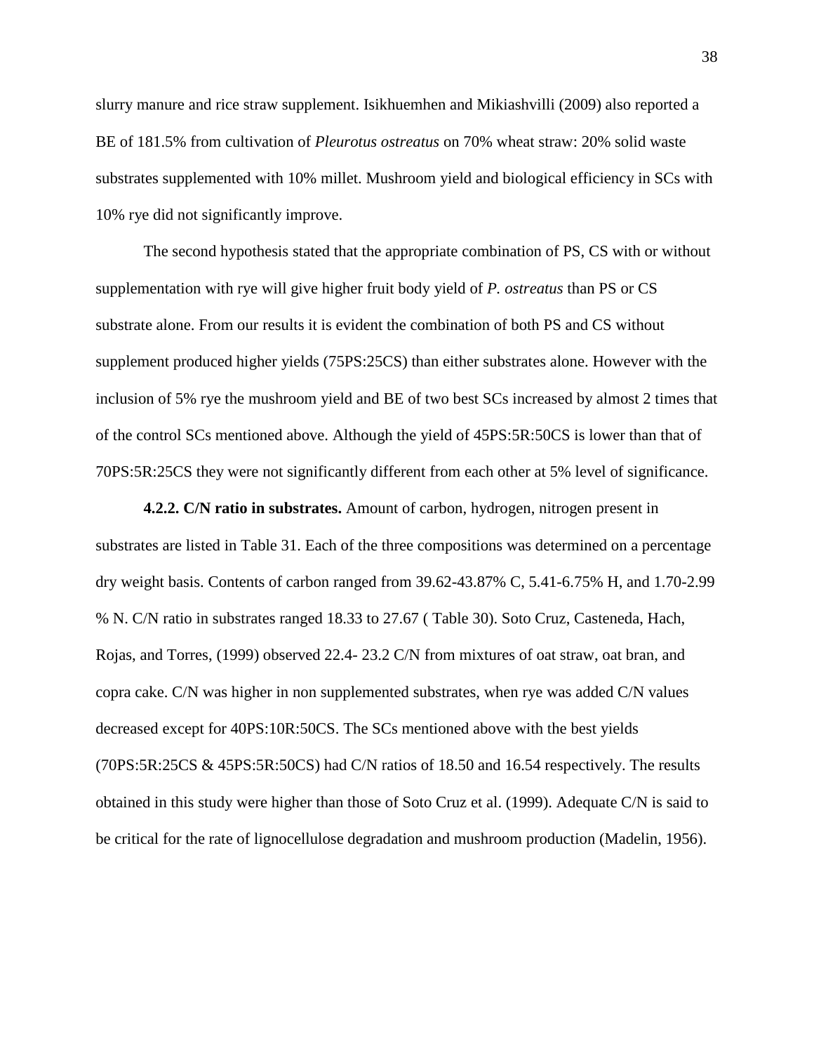slurry manure and rice straw supplement. Isikhuemhen and Mikiashvilli (2009) also reported a BE of 181.5% from cultivation of *Pleurotus ostreatus* on 70% wheat straw: 20% solid waste substrates supplemented with 10% millet. Mushroom yield and biological efficiency in SCs with 10% rye did not significantly improve.

The second hypothesis stated that the appropriate combination of PS, CS with or without supplementation with rye will give higher fruit body yield of *P. ostreatus* than PS or CS substrate alone. From our results it is evident the combination of both PS and CS without supplement produced higher yields (75PS:25CS) than either substrates alone. However with the inclusion of 5% rye the mushroom yield and BE of two best SCs increased by almost 2 times that of the control SCs mentioned above. Although the yield of 45PS:5R:50CS is lower than that of 70PS:5R:25CS they were not significantly different from each other at 5% level of significance.

**4.2.2. C/N ratio in substrates.** Amount of carbon, hydrogen, nitrogen present in substrates are listed in Table 31. Each of the three compositions was determined on a percentage dry weight basis. Contents of carbon ranged from 39.62-43.87% C, 5.41-6.75% H, and 1.70-2.99 % N. C/N ratio in substrates ranged 18.33 to 27.67 ( Table 30). Soto Cruz, Casteneda, Hach, Rojas, and Torres, (1999) observed 22.4- 23.2 C/N from mixtures of oat straw, oat bran, and copra cake. C/N was higher in non supplemented substrates, when rye was added C/N values decreased except for 40PS:10R:50CS. The SCs mentioned above with the best yields (70PS:5R:25CS & 45PS:5R:50CS) had C/N ratios of 18.50 and 16.54 respectively. The results obtained in this study were higher than those of Soto Cruz et al. (1999). Adequate C/N is said to be critical for the rate of lignocellulose degradation and mushroom production (Madelin, 1956).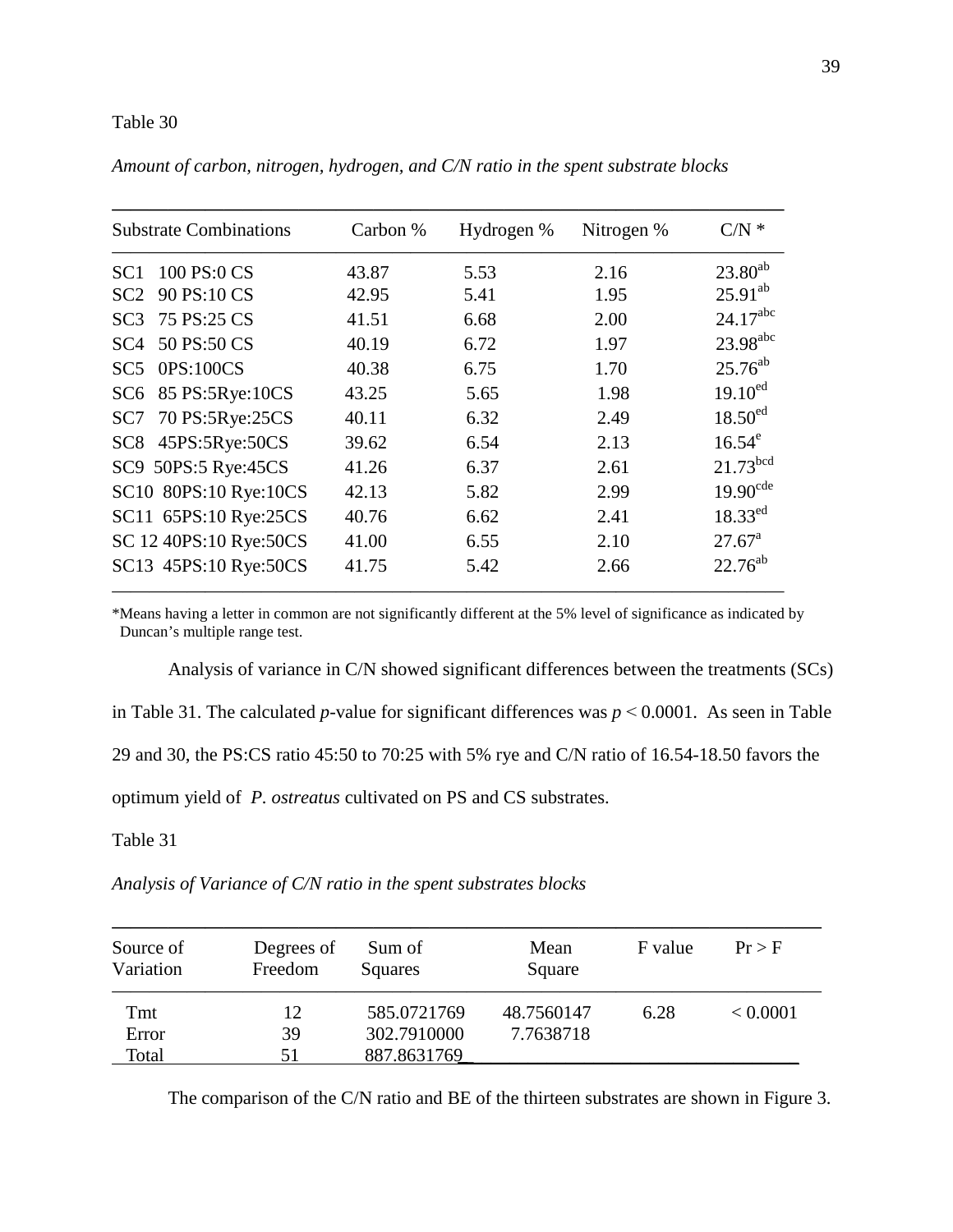Table 30

*Amount of carbon, nitrogen, hydrogen, and C/N ratio in the spent substrate blocks*

| Substrate Combinations | Carbon % | Hydrogen % | Nitrogen % | C/N * |
|---|---|---|---|---|
| SC1 100 PS:0 CS | 43.87 | 5.53 | 2.16 | 23.80[ab] |
| SC2 90 PS:10 CS | 42.95 | 5.41 | 1.95 | 25.91[ab] |
| SC3 75 PS:25 CS | 41.51 | 6.68 | 2.00 | 24.17[abc] |
| SC4 50 PS:50 CS | 40.19 | 6.72 | 1.97 | 23.98[abc] |
| SC5 0PS:100CS | 40.38 | 6.75 | 1.70 | 25.76[ab] |
| SC6 85 PS:5Rye:10CS | 43.25 | 5.65 | 1.98 | 19.10[ed] |
| SC7 70 PS:5Rye:25CS | 40.11 | 6.32 | 2.49 | 18.50[ed] |
| SC8 45PS:5Rye:50CS | 39.62 | 6.54 | 2.13 | 16.54[e] |
| SC9 50PS:5 Rye:45CS | 41.26 | 6.37 | 2.61 | 21.73[bcd] |
| SC10 80PS:10 Rye:10CS | 42.13 | 5.82 | 2.99 | 19.90[cde] |
| SC11 65PS:10 Rye:25CS | 40.76 | 6.62 | 2.41 | 18.33[ed] |
| SC 12 40PS:10 Rye:50CS | 41.00 | 6.55 | 2.10 | 27.67[a] |
| SC13 45PS:10 Rye:50CS | 41.75 | 5.42 | 2.66 | 22.76[ab] |

*Means having a letter in common are not significantly different at the 5% level of significance as indicated by Duncan's multiple range test.

Analysis of variance in C/N showed significant differences between the treatments (SCs) in Table 31. The calculated *p*-value for significant differences was $p < 0.0001$. As seen in Table 29 and 30, the PS:CS ratio 45:50 to 70:25 with 5% rye and C/N ratio of 16.54-18.50 favors the optimum yield of *P. ostreatus* cultivated on PS and CS substrates.

Table 31

*Analysis of Variance of C/N ratio in the spent substrates blocks*

| Source of Variation | Degrees of Freedom | Sum of Squares | Mean Square | F value | Pr > F |
|---|---|---|---|---|---|
| Tmt | 12 | 585.0721769 | 48.7560147 | 6.28 | < 0.0001 |
| Error | 39 | 302.7910000 | 7.7638718 | | |
| Total | 51 | 887.8631769 | | | |

The comparison of the C/N ratio and BE of the thirteen substrates are shown in Figure 3.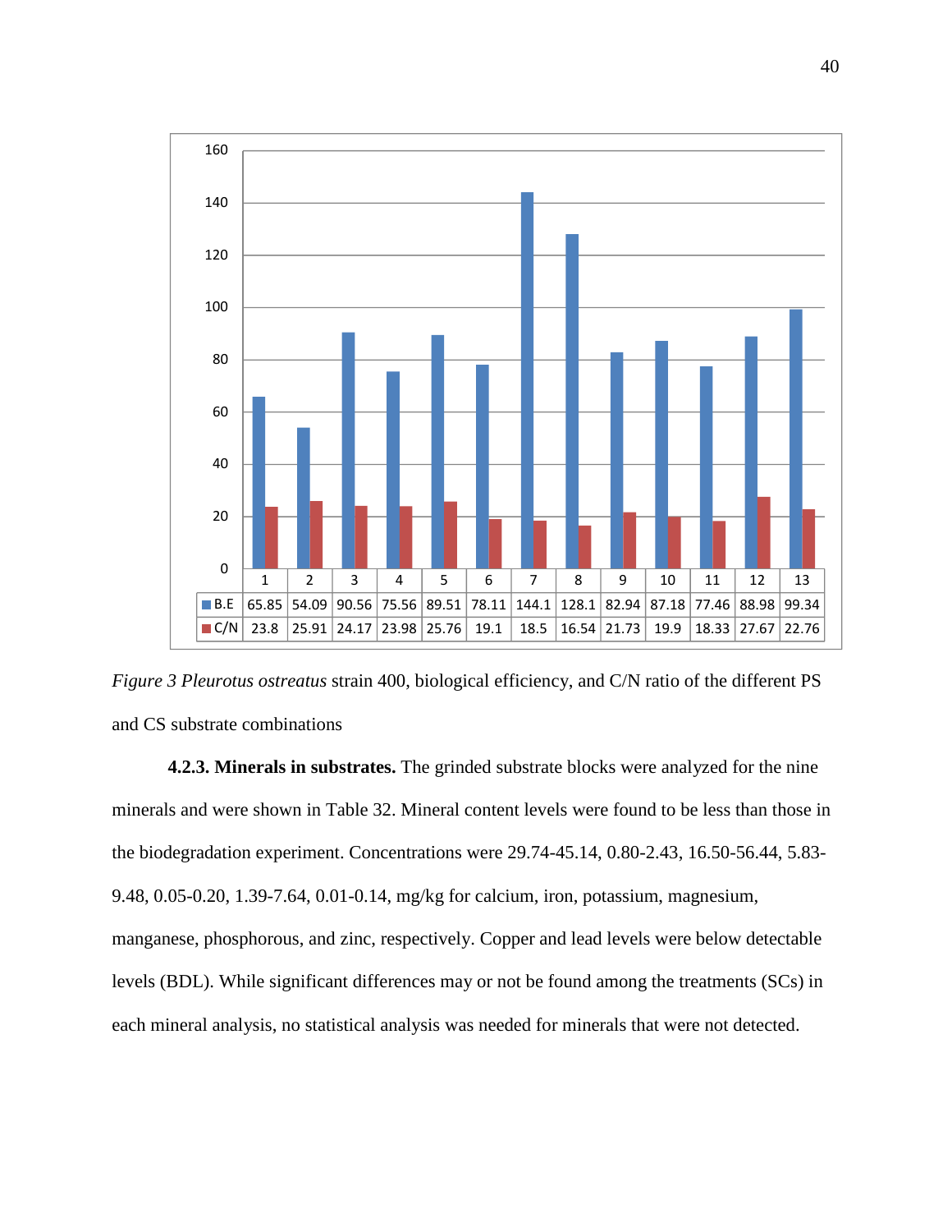| | 1 | 2 | 3 | 4 | 5 | 6 | 7 | 8 | 9 | 10 | 11 | 12 | 13 |
|---|---|---|---|---|---|---|---|---|---|---|---|---|---|
| B.E | 65.85 | 54.09 | 90.56 | 75.56 | 89.51 | 78.11 | 144.1 | 128.1 | 82.94 | 87.18 | 77.46 | 88.98 | 99.34 |
| C/N | 23.8 | 25.91 | 24.17 | 23.98 | 25.76 | 19.1 | 18.5 | 16.54 | 21.73 | 19.9 | 18.33 | 27.67 | 22.76 |

*Figure 3 Pleurotus ostreatus* strain 400, biological efficiency, and C/N ratio of the different PS and CS substrate combinations

**4.2.3. Minerals in substrates.** The grinded substrate blocks were analyzed for the nine minerals and were shown in Table 32. Mineral content levels were found to be less than those in the biodegradation experiment. Concentrations were 29.74-45.14, 0.80-2.43, 16.50-56.44, 5.83-9.48, 0.05-0.20, 1.39-7.64, 0.01-0.14, mg/kg for calcium, iron, potassium, magnesium, manganese, phosphorous, and zinc, respectively. Copper and lead levels were below detectable levels (BDL). While significant differences may or not be found among the treatments (SCs) in each mineral analysis, no statistical analysis was needed for minerals that were not detected.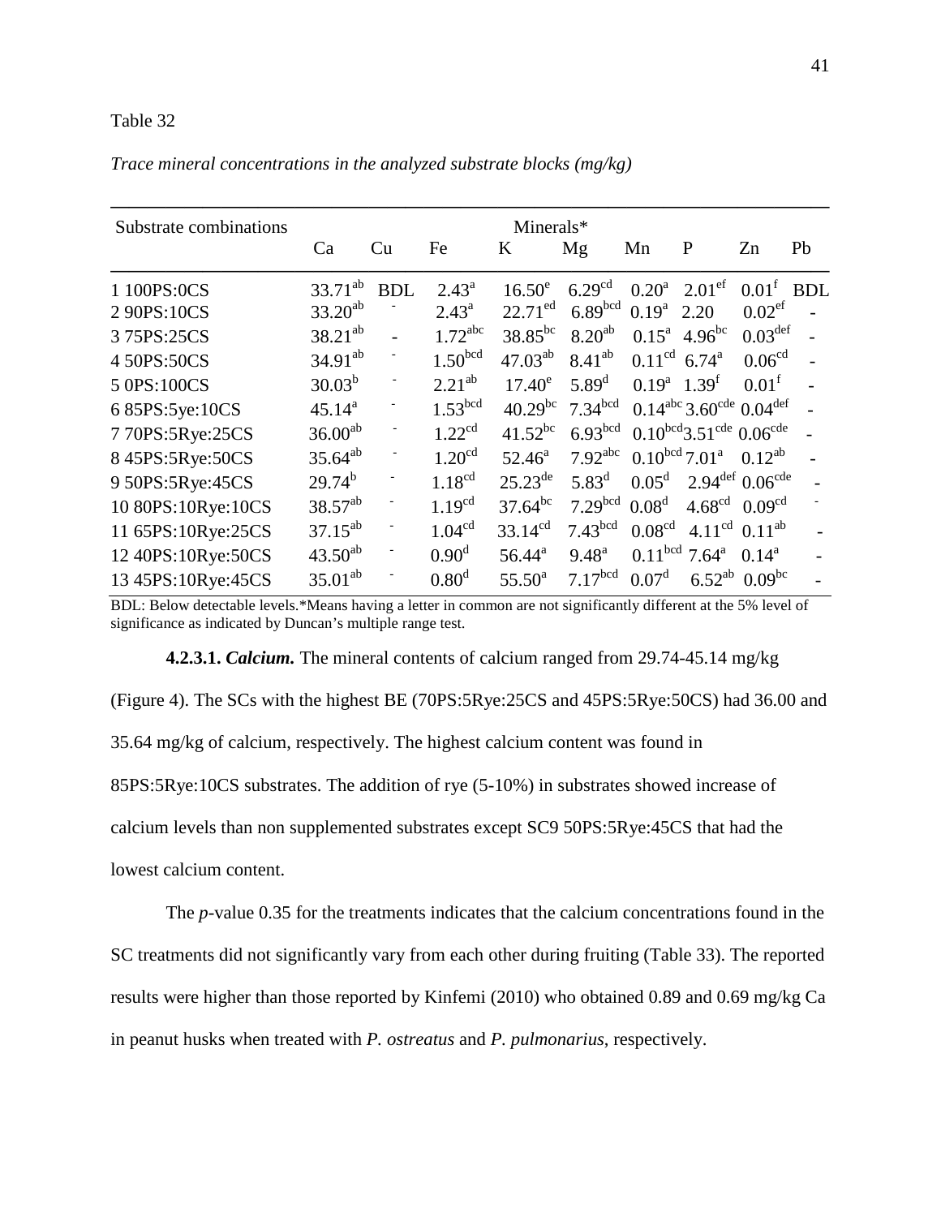Table 32

*Trace mineral concentrations in the analyzed substrate blocks (mg/kg)*

| Substrate combinations | Minerals* | | | | | | | | |
|---|---|---|---|---|---|---|---|---|---|
| | Ca | Cu | Fe | K | Mg | Mn | P | Zn | Pb |
| 1 100PS:0CS | $33.71^{ab}$ | BDL | $2.43^{a}$ | $16.50^{e}$ | $6.29^{cd}$ | $0.20^{a}$ | $2.01^{ef}$ | $0.01^{f}$ | BDL |
| 2 90PS:10CS | $33.20^{ab}$ | - | $2.43^{a}$ | $22.71^{ed}$ | $6.89^{bcd}$ | $0.19^{a}$ | 2.20 | $0.02^{ef}$ | - |
| 3 75PS:25CS | $38.21^{ab}$ | - | $1.72^{abc}$ | $38.85^{bc}$ | $8.20^{ab}$ | $0.15^{a}$ | $4.96^{bc}$ | $0.03^{def}$ | - |
| 4 50PS:50CS | $34.91^{ab}$ | - | $1.50^{bcd}$ | $47.03^{ab}$ | $8.41^{ab}$ | $0.11^{cd}$ | $6.74^{a}$ | $0.06^{cd}$ | - |
| 5 0PS:100CS | $30.03^{b}$ | - | $2.21^{ab}$ | $17.40^{e}$ | $5.89^{d}$ | $0.19^{a}$ | $1.39^{f}$ | $0.01^{f}$ | - |
| 6 85PS:5ye:10CS | $45.14^{a}$ | - | $1.53^{bcd}$ | $40.29^{bc}$ | $7.34^{bcd}$ | $0.14^{abc}$ | $3.60^{cde}$ | $0.04^{def}$ | - |
| 7 70PS:5Rye:25CS | $36.00^{ab}$ | - | $1.22^{cd}$ | $41.52^{bc}$ | $6.93^{bcd}$ | $0.10^{bcd}$ | $3.51^{cde}$ | $0.06^{cde}$ | - |
| 8 45PS:5Rye:50CS | $35.64^{ab}$ | - | $1.20^{cd}$ | $52.46^{a}$ | $7.92^{abc}$ | $0.10^{bcd}$ | $7.01^{a}$ | $0.12^{ab}$ | - |
| 9 50PS:5Rye:45CS | $29.74^{b}$ | - | $1.18^{cd}$ | $25.23^{de}$ | $5.83^{d}$ | $0.05^{d}$ | $2.94^{def}$ | $0.06^{cde}$ | - |
| 10 80PS:10Rye:10CS | $38.57^{ab}$ | - | $1.19^{cd}$ | $37.64^{bc}$ | $7.29^{bcd}$ | $0.08^{d}$ | $4.68^{cd}$ | $0.09^{cd}$ | - |
| 11 65PS:10Rye:25CS | $37.15^{ab}$ | - | $1.04^{cd}$ | $33.14^{cd}$ | $7.43^{bcd}$ | $0.08^{cd}$ | $4.11^{cd}$ | $0.11^{ab}$ | - |
| 12 40PS:10Rye:50CS | $43.50^{ab}$ | - | $0.90^{d}$ | $56.44^{a}$ | $9.48^{a}$ | $0.11^{bcd}$ | $7.64^{a}$ | $0.14^{a}$ | - |
| 13 45PS:10Rye:45CS | $35.01^{ab}$ | - | $0.80^{d}$ | $55.50^{a}$ | $7.17^{bcd}$ | $0.07^{d}$ | $6.52^{ab}$ | $0.09^{bc}$ | - |

BDL: Below detectable levels.*Means having a letter in common are not significantly different at the 5% level of significance as indicated by Duncan's multiple range test.

**4.2.3.1. *Calcium.*** The mineral contents of calcium ranged from 29.74-45.14 mg/kg (Figure 4). The SCs with the highest BE (70PS:5Rye:25CS and 45PS:5Rye:50CS) had 36.00 and 35.64 mg/kg of calcium, respectively. The highest calcium content was found in 85PS:5Rye:10CS substrates. The addition of rye (5-10%) in substrates showed increase of calcium levels than non supplemented substrates except SC9 50PS:5Rye:45CS that had the lowest calcium content.

The *p*-value 0.35 for the treatments indicates that the calcium concentrations found in the SC treatments did not significantly vary from each other during fruiting (Table 33). The reported results were higher than those reported by Kinfemi (2010) who obtained 0.89 and 0.69 mg/kg Ca in peanut husks when treated with *P. ostreatus* and *P. pulmonarius*, respectively.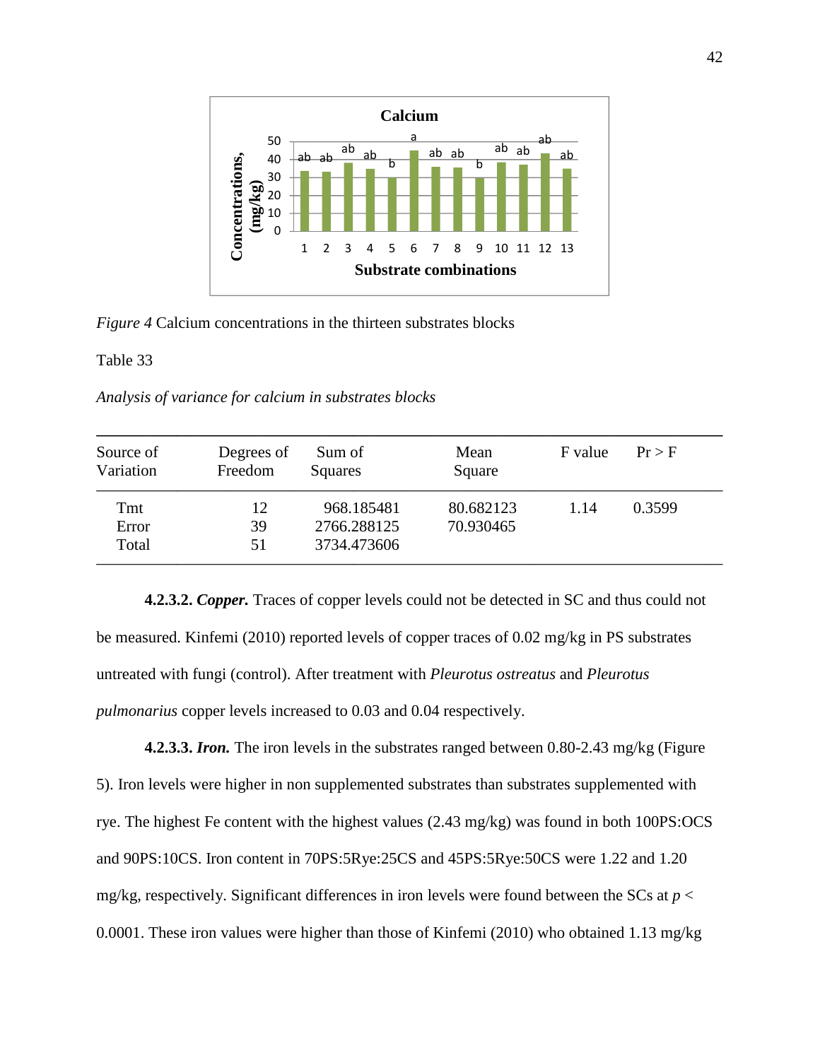*Figure 4* Calcium concentrations in the thirteen substrates blocks

Table 33

*Analysis of variance for calcium in substrates blocks*

| Source of Variation | Degrees of Freedom | Sum of Squares | Mean Square | F value | Pr > F |
|---|---|---|---|---|---|
| Tmt | 12 | 968.185481 | 80.682123 | 1.14 | 0.3599 |
| Error | 39 | 2766.288125 | 70.930465 | | |
| Total | 51 | 3734.473606 | | | |

**4.2.3.2. *Copper.*** Traces of copper levels could not be detected in SC and thus could not be measured. Kinfemi (2010) reported levels of copper traces of 0.02 mg/kg in PS substrates untreated with fungi (control). After treatment with *Pleurotus ostreatus* and *Pleurotus pulmonarius* copper levels increased to 0.03 and 0.04 respectively.

**4.2.3.3. *Iron.*** The iron levels in the substrates ranged between 0.80-2.43 mg/kg (Figure 5). Iron levels were higher in non supplemented substrates than substrates supplemented with rye. The highest Fe content with the highest values (2.43 mg/kg) was found in both 100PS:OCS and 90PS:10CS. Iron content in 70PS:5Rye:25CS and 45PS:5Rye:50CS were 1.22 and 1.20 mg/kg, respectively. Significant differences in iron levels were found between the SCs at $p < 0.0001$. These iron values were higher than those of Kinfemi (2010) who obtained 1.13 mg/kg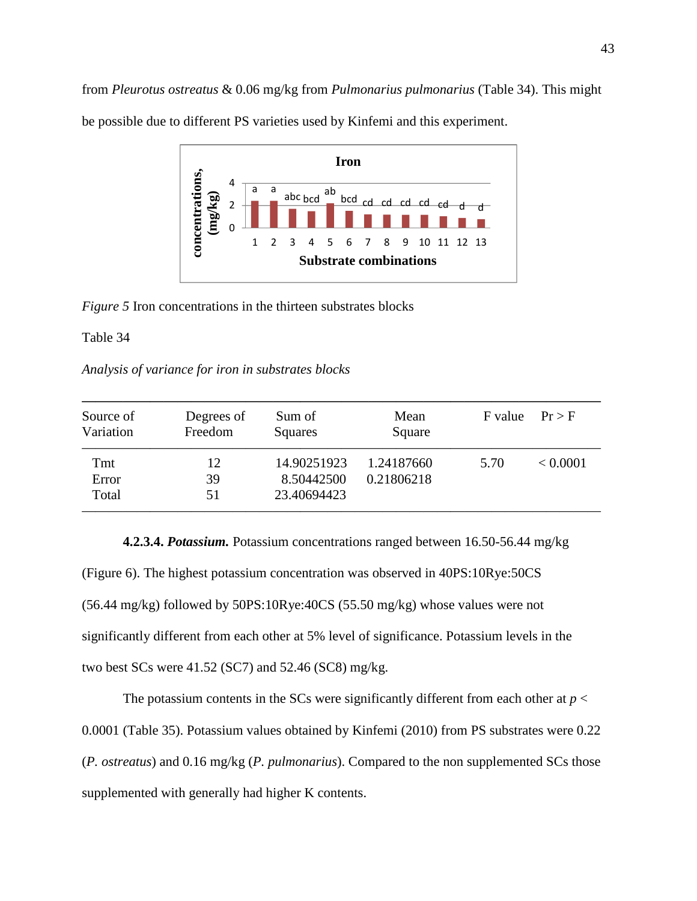from *Pleurotus ostreatus* & 0.06 mg/kg from *Pulmonarius pulmonarius* (Table 34). This might be possible due to different PS varieties used by Kinfemi and this experiment.

*Figure 5* Iron concentrations in the thirteen substrates blocks

Table 34

*Analysis of variance for iron in substrates blocks*

| Source of Variation | Degrees of Freedom | Sum of Squares | Mean Square | F value | Pr > F |
|---|---|---|---|---|---|
| Tmt | 12 | 14.90251923 | 1.24187660 | 5.70 | < 0.0001 |
| Error | 39 | 8.50442500 | 0.21806218 | | |
| Total | 51 | 23.40694423 | | | |

**4.2.3.4. *Potassium.*** Potassium concentrations ranged between 16.50-56.44 mg/kg (Figure 6). The highest potassium concentration was observed in 40PS:10Rye:50CS (56.44 mg/kg) followed by 50PS:10Rye:40CS (55.50 mg/kg) whose values were not significantly different from each other at 5% level of significance. Potassium levels in the two best SCs were 41.52 (SC7) and 52.46 (SC8) mg/kg.

The potassium contents in the SCs were significantly different from each other at $p < 0.0001$ (Table 35). Potassium values obtained by Kinfemi (2010) from PS substrates were 0.22 (*P. ostreatus*) and 0.16 mg/kg (*P. pulmonarius*). Compared to the non supplemented SCs those supplemented with generally had higher K contents.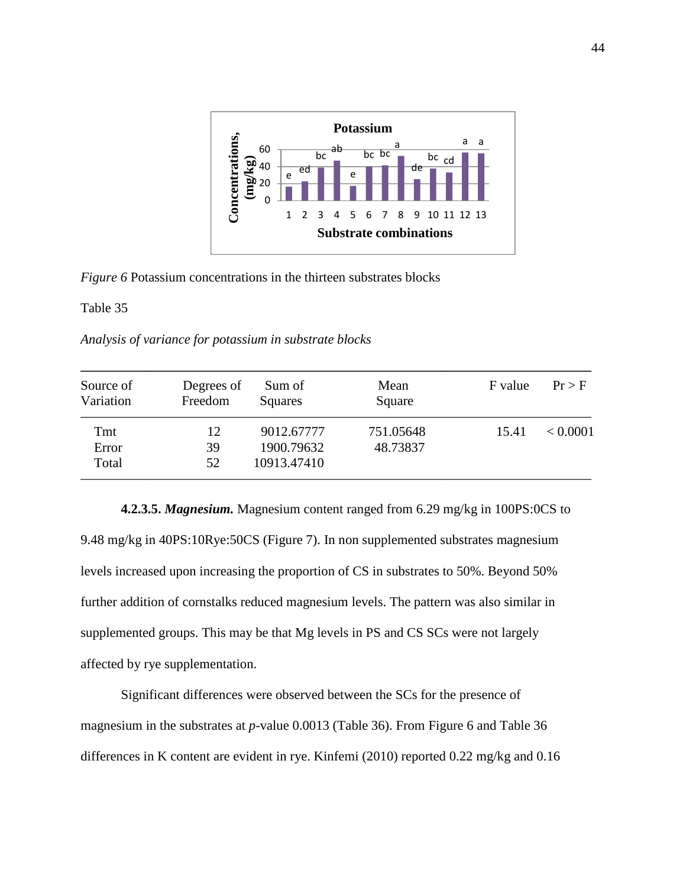*Figure 6* Potassium concentrations in the thirteen substrates blocks

Table 35

*Analysis of variance for potassium in substrate blocks*

| Source of Variation | Degrees of Freedom | Sum of Squares | Mean Square | F value | Pr > F |
|---|---|---|---|---|---|
| Tmt | 12 | 9012.67777 | 751.05648 | 15.41 | < 0.0001 |
| Error | 39 | 1900.79632 | 48.73837 | | |
| Total | 52 | 10913.47410 | | | |

**4.2.3.5. *Magnesium.*** Magnesium content ranged from 6.29 mg/kg in 100PS:0CS to 9.48 mg/kg in 40PS:10Rye:50CS (Figure 7). In non supplemented substrates magnesium levels increased upon increasing the proportion of CS in substrates to 50%. Beyond 50% further addition of cornstalks reduced magnesium levels. The pattern was also similar in supplemented groups. This may be that Mg levels in PS and CS SCs were not largely affected by rye supplementation.

Significant differences were observed between the SCs for the presence of magnesium in the substrates at *p*-value 0.0013 (Table 36). From Figure 6 and Table 36 differences in K content are evident in rye. Kinfemi (2010) reported 0.22 mg/kg and 0.16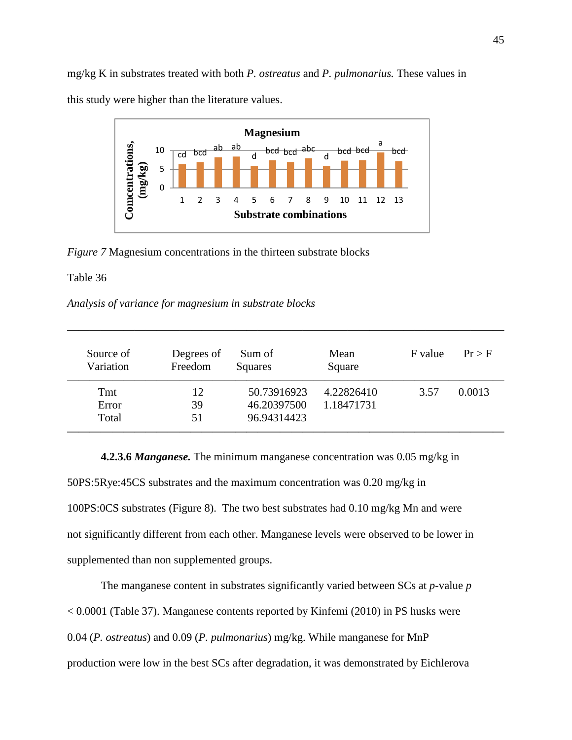mg/kg K in substrates treated with both *P. ostreatus* and *P. pulmonarius.* These values in this study were higher than the literature values.

*Figure 7* Magnesium concentrations in the thirteen substrate blocks

Table 36

*Analysis of variance for magnesium in substrate blocks*

| Source of Variation | Degrees of Freedom | Sum of Squares | Mean Square | F value | Pr > F |
|---|---|---|---|---|---|
| Tmt | 12 | 50.73916923 | 4.22826410 | 3.57 | 0.0013 |
| Error | 39 | 46.20397500 | 1.18471731 | | |
| Total | 51 | 96.94314423 | | | |

**4.2.3.6 *Manganese.*** The minimum manganese concentration was 0.05 mg/kg in 50PS:5Rye:45CS substrates and the maximum concentration was 0.20 mg/kg in 100PS:0CS substrates (Figure 8). The two best substrates had 0.10 mg/kg Mn and were not significantly different from each other. Manganese levels were observed to be lower in supplemented than non supplemented groups.

The manganese content in substrates significantly varied between SCs at *p*-value $p < 0.0001$ (Table 37). Manganese contents reported by Kinfemi (2010) in PS husks were 0.04 (*P. ostreatus*) and 0.09 (*P. pulmonarius*) mg/kg. While manganese for MnP production were low in the best SCs after degradation, it was demonstrated by Eichlerova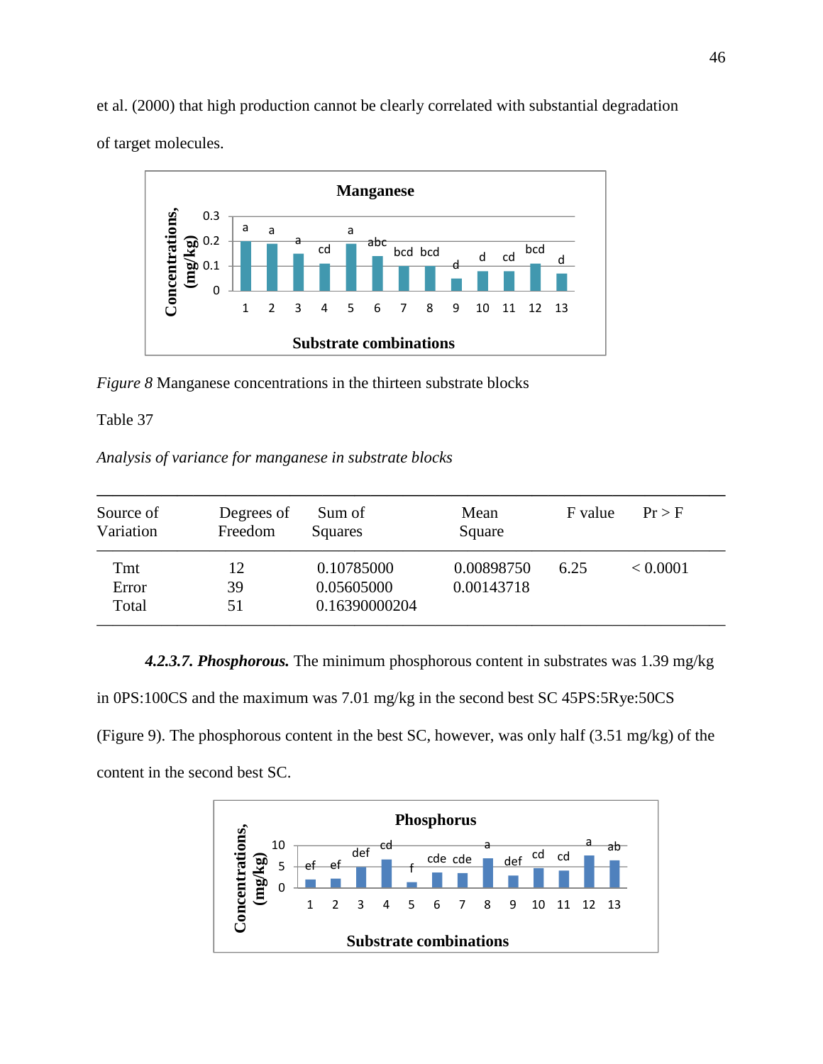et al. (2000) that high production cannot be clearly correlated with substantial degradation of target molecules.

*Figure 8* Manganese concentrations in the thirteen substrate blocks

Table 37

*Analysis of variance for manganese in substrate blocks*

| Source of Variation | Degrees of Freedom | Sum of Squares | Mean Square | F value | Pr > F |
|---|---|---|---|---|---|
| Tmt | 12 | 0.10785000 | 0.00898750 | 6.25 | < 0.0001 |
| Error | 39 | 0.05605000 | 0.00143718 | | |
| Total | 51 | 0.16390000204 | | | |

***4.2.3.7. Phosphorous.*** The minimum phosphorous content in substrates was 1.39 mg/kg in 0PS:100CS and the maximum was 7.01 mg/kg in the second best SC 45PS:5Rye:50CS (Figure 9). The phosphorous content in the best SC, however, was only half (3.51 mg/kg) of the content in the second best SC.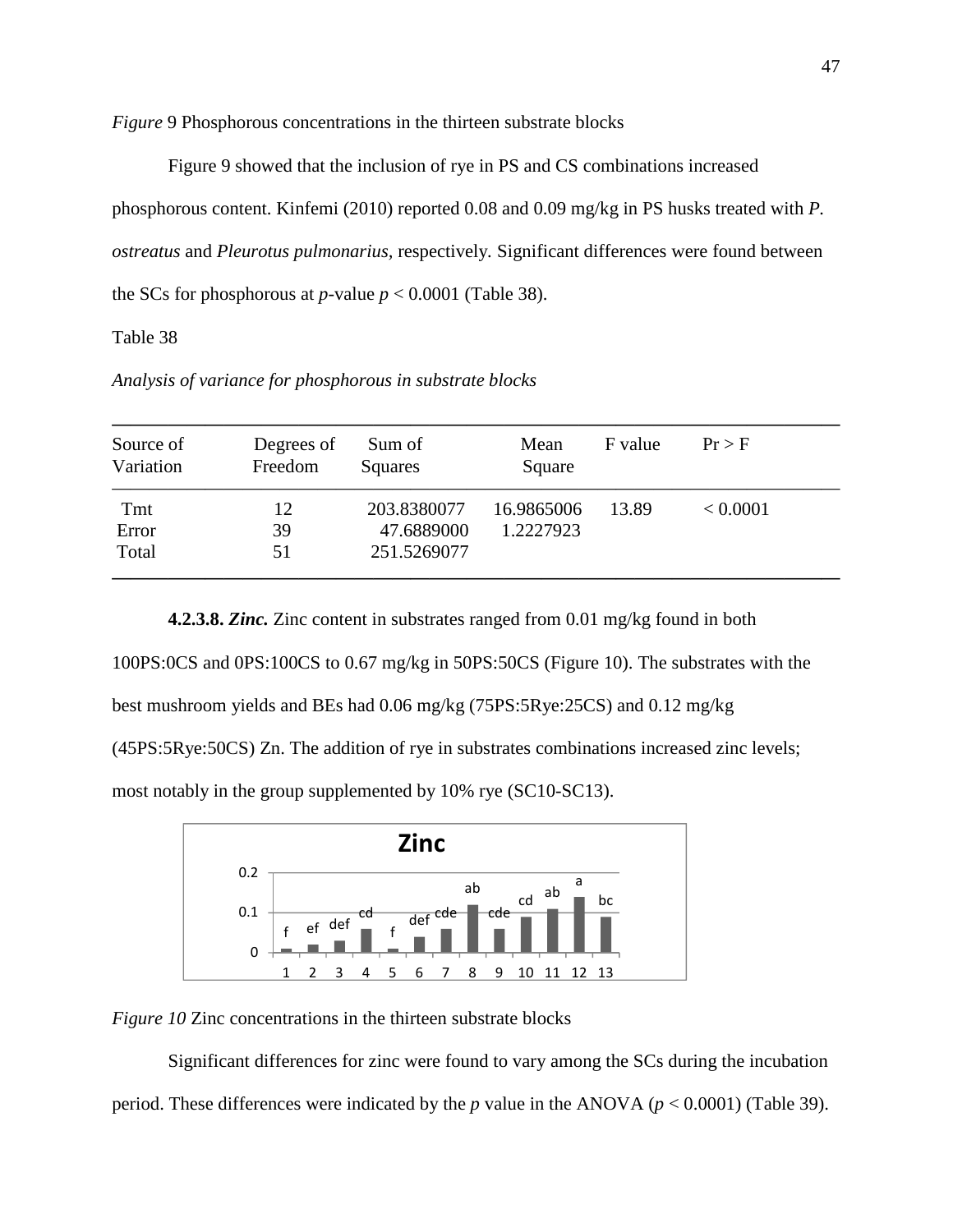*Figure* 9 Phosphorous concentrations in the thirteen substrate blocks

Figure 9 showed that the inclusion of rye in PS and CS combinations increased phosphorous content. Kinfemi (2010) reported 0.08 and 0.09 mg/kg in PS husks treated with *P. ostreatus* and *Pleurotus pulmonarius,* respectively. Significant differences were found between the SCs for phosphorous at *p*-value $p < 0.0001$ (Table 38).

Table 38

*Analysis of variance for phosphorous in substrate blocks*

| Source of Variation | Degrees of Freedom | Sum of Squares | Mean Square | F value | Pr > F |
|---|---|---|---|---|---|
| Tmt | 12 | 203.8380077 | 16.9865006 | 13.89 | < 0.0001 |
| Error | 39 | 47.6889000 | 1.2227923 | | |
| Total | 51 | 251.5269077 | | | |

**4.2.3.8. *Zinc.*** Zinc content in substrates ranged from 0.01 mg/kg found in both 100PS:0CS and 0PS:100CS to 0.67 mg/kg in 50PS:50CS (Figure 10). The substrates with the best mushroom yields and BEs had 0.06 mg/kg (75PS:5Rye:25CS) and 0.12 mg/kg (45PS:5Rye:50CS) Zn. The addition of rye in substrates combinations increased zinc levels; most notably in the group supplemented by 10% rye (SC10-SC13).

*Figure 10* Zinc concentrations in the thirteen substrate blocks

Significant differences for zinc were found to vary among the SCs during the incubation period. These differences were indicated by the *p* value in the ANOVA ($p < 0.0001$) (Table 39).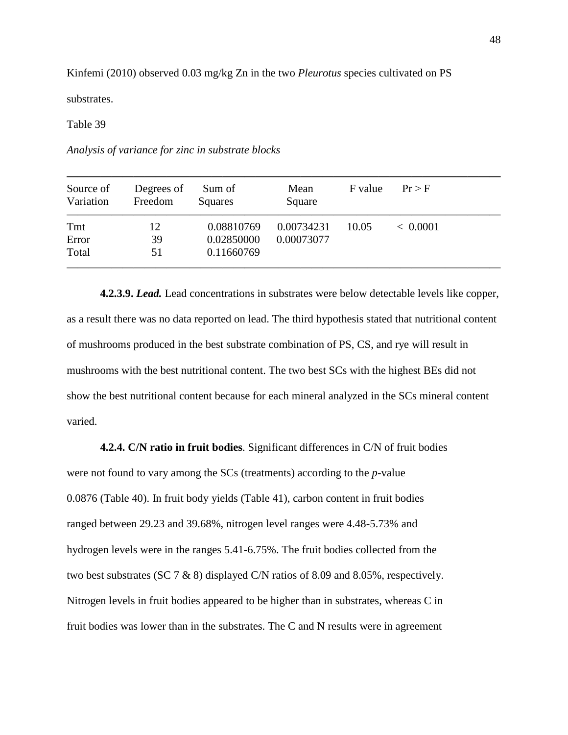Kinfemi (2010) observed 0.03 mg/kg Zn in the two *Pleurotus* species cultivated on PS substrates.

Table 39

*Analysis of variance for zinc in substrate blocks*

| Source of Variation | Degrees of Freedom | Sum of Squares | Mean Square | F value | Pr > F |
|---|---|---|---|---|---|
| Tmt | 12 | 0.08810769 | 0.00734231 | 10.05 | < 0.0001 |
| Error | 39 | 0.02850000 | 0.00073077 | | |
| Total | 51 | 0.11660769 | | | |

**4.2.3.9. *Lead.*** Lead concentrations in substrates were below detectable levels like copper, as a result there was no data reported on lead. The third hypothesis stated that nutritional content of mushrooms produced in the best substrate combination of PS, CS, and rye will result in mushrooms with the best nutritional content. The two best SCs with the highest BEs did not show the best nutritional content because for each mineral analyzed in the SCs mineral content varied.

**4.2.4. C/N ratio in fruit bodies**. Significant differences in C/N of fruit bodies were not found to vary among the SCs (treatments) according to the *p*-value 0.0876 (Table 40). In fruit body yields (Table 41), carbon content in fruit bodies ranged between 29.23 and 39.68%, nitrogen level ranges were 4.48-5.73% and hydrogen levels were in the ranges 5.41-6.75%. The fruit bodies collected from the two best substrates (SC 7 & 8) displayed C/N ratios of 8.09 and 8.05%, respectively. Nitrogen levels in fruit bodies appeared to be higher than in substrates, whereas C in fruit bodies was lower than in the substrates. The C and N results were in agreement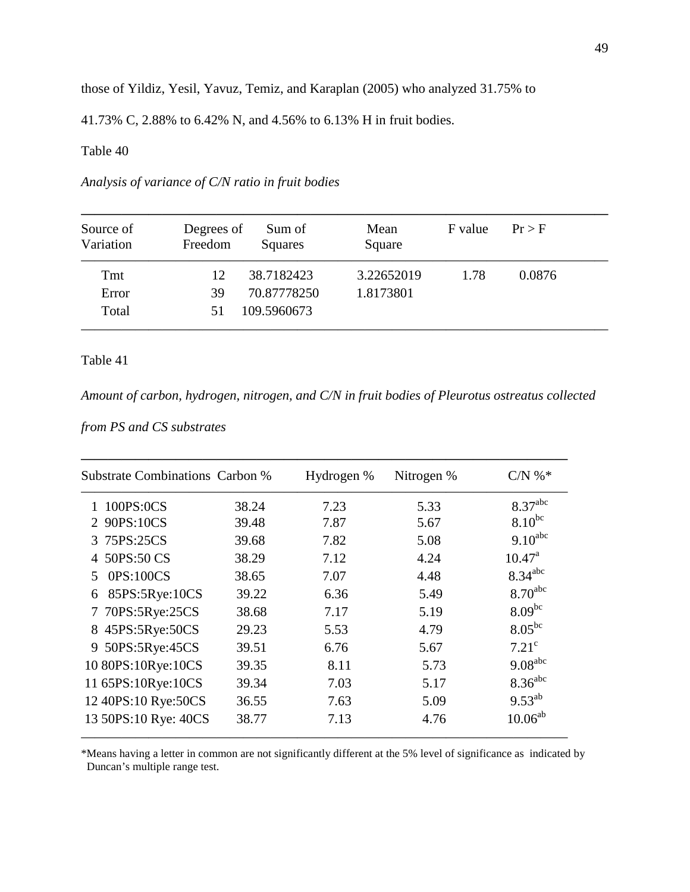those of Yildiz, Yesil, Yavuz, Temiz, and Karaplan (2005) who analyzed 31.75% to 41.73% C, 2.88% to 6.42% N, and 4.56% to 6.13% H in fruit bodies.

Table 40

*Analysis of variance of C/N ratio in fruit bodies*

| Source of Variation | Degrees of Freedom | Sum of Squares | Mean Square | F value | Pr > F |
|---|---|---|---|---|---|
| Tmt | 12 | 38.7182423 | 3.22652019 | 1.78 | 0.0876 |
| Error | 39 | 70.87778250 | 1.8173801 | | |
| Total | 51 | 109.5960673 | | | |

Table 41

*Amount of carbon, hydrogen, nitrogen, and C/N in fruit bodies of Pleurotus ostreatus collected from PS and CS substrates*

| Substrate Combinations | Carbon % | Hydrogen % | Nitrogen % | C/N %* |
|---|---|---|---|---|
| 1 100PS:0CS | 38.24 | 7.23 | 5.33 | $8.37^{abc}$ |
| 2 90PS:10CS | 39.48 | 7.87 | 5.67 | $8.10^{bc}$ |
| 3 75PS:25CS | 39.68 | 7.82 | 5.08 | $9.10^{abc}$ |
| 4 50PS:50 CS | 38.29 | 7.12 | 4.24 | $10.47^{a}$ |
| 5 0PS:100CS | 38.65 | 7.07 | 4.48 | $8.34^{abc}$ |
| 6 85PS:5Rye:10CS | 39.22 | 6.36 | 5.49 | $8.70^{abc}$ |
| 7 70PS:5Rye:25CS | 38.68 | 7.17 | 5.19 | $8.09^{bc}$ |
| 8 45PS:5Rye:50CS | 29.23 | 5.53 | 4.79 | $8.05^{bc}$ |
| 9 50PS:5Rye:45CS | 39.51 | 6.76 | 5.67 | $7.21^{c}$ |
| 10 80PS:10Rye:10CS | 39.35 | 8.11 | 5.73 | $9.08^{abc}$ |
| 11 65PS:10Rye:10CS | 39.34 | 7.03 | 5.17 | $8.36^{abc}$ |
| 12 40PS:10 Rye:50CS | 36.55 | 7.63 | 5.09 | $9.53^{ab}$ |
| 13 50PS:10 Rye: 40CS | 38.77 | 7.13 | 4.76 | $10.06^{ab}$ |

*Means having a letter in common are not significantly different at the 5% level of significance as indicated by Duncan's multiple range test.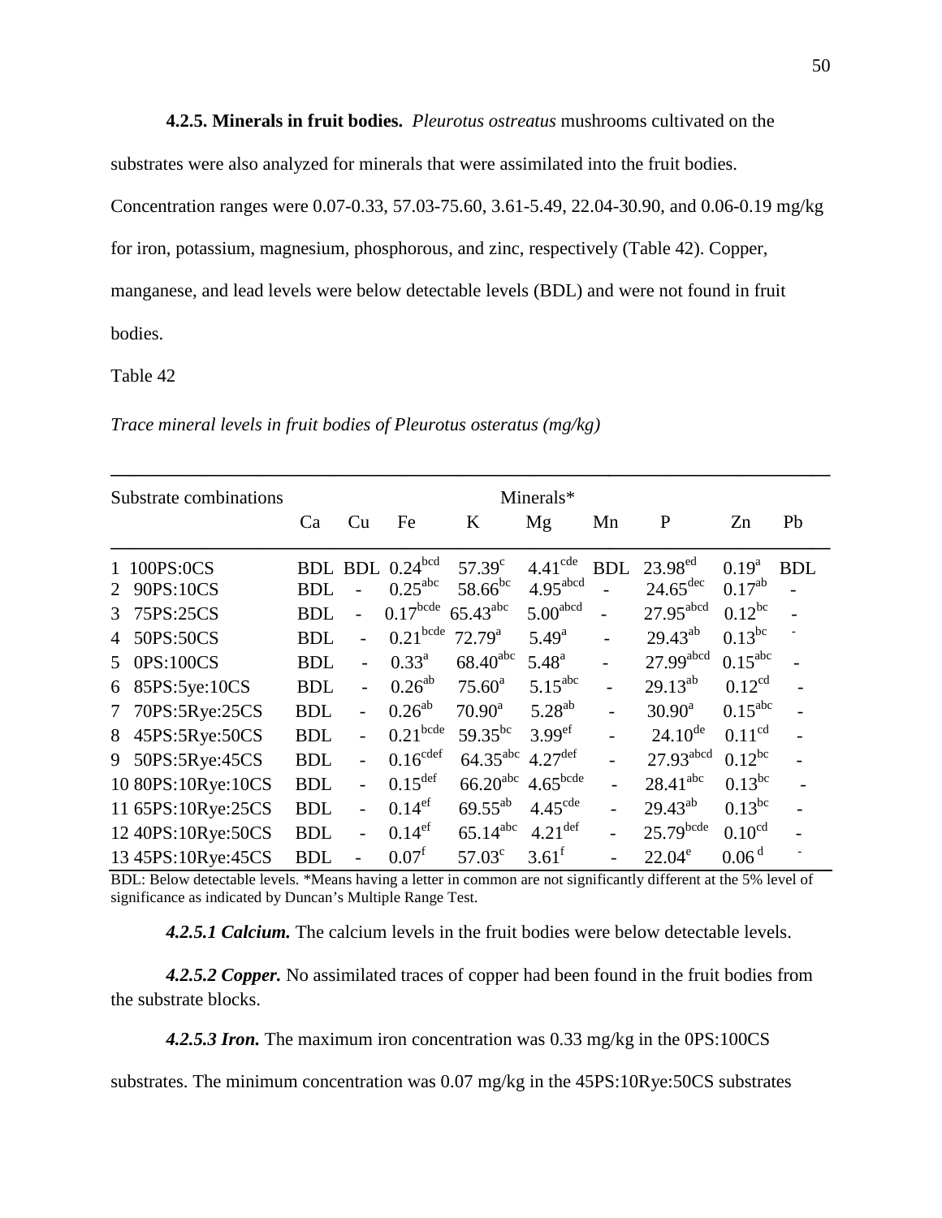**4.2.5. Minerals in fruit bodies.** *Pleurotus ostreatus* mushrooms cultivated on the substrates were also analyzed for minerals that were assimilated into the fruit bodies. Concentration ranges were 0.07-0.33, 57.03-75.60, 3.61-5.49, 22.04-30.90, and 0.06-0.19 mg/kg for iron, potassium, magnesium, phosphorous, and zinc, respectively (Table 42). Copper, manganese, and lead levels were below detectable levels (BDL) and were not found in fruit bodies.

Table 42

*Trace mineral levels in fruit bodies of Pleurotus osteratus (mg/kg)*

| Substrate combinations | Minerals* | | | | | | | | |
|---|---|---|---|---|---|---|---|---|---|
| | Ca | Cu | Fe | K | Mg | Mn | P | Zn | Pb |
| 1 100PS:0CS | BDL | BDL | $0.24^{bcd}$ | $57.39^{c}$ | $4.41^{cde}$ | BDL | $23.98^{ed}$ | $0.19^{a}$ | BDL |
| 2 90PS:10CS | BDL | - | $0.25^{abc}$ | $58.66^{bc}$ | $4.95^{abcd}$ | - | $24.65^{dec}$ | $0.17^{ab}$ | - |
| 3 75PS:25CS | BDL | - | $0.17^{bcde}$ | $65.43^{abc}$ | $5.00^{abcd}$ | - | $27.95^{abcd}$ | $0.12^{bc}$ | - |
| 4 50PS:50CS | BDL | - | $0.21^{bcde}$ | $72.79^{a}$ | $5.49^{a}$ | - | $29.43^{ab}$ | $0.13^{bc}$ | - |
| 5 0PS:100CS | BDL | - | $0.33^{a}$ | $68.40^{abc}$ | $5.48^{a}$ | - | $27.99^{abcd}$ | $0.15^{abc}$ | - |
| 6 85PS:5ye:10CS | BDL | - | $0.26^{ab}$ | $75.60^{a}$ | $5.15^{abc}$ | - | $29.13^{ab}$ | $0.12^{cd}$ | - |
| 7 70PS:5Rye:25CS | BDL | - | $0.26^{ab}$ | $70.90^{a}$ | $5.28^{ab}$ | - | $30.90^{a}$ | $0.15^{abc}$ | - |
| 8 45PS:5Rye:50CS | BDL | - | $0.21^{bcde}$ | $59.35^{bc}$ | $3.99^{ef}$ | - | $24.10^{de}$ | $0.11^{cd}$ | - |
| 9 50PS:5Rye:45CS | BDL | - | $0.16^{cdef}$ | $64.35^{abc}$ | $4.27^{def}$ | - | $27.93^{abcd}$ | $0.12^{bc}$ | - |
| 10 80PS:10Rye:10CS | BDL | - | $0.15^{def}$ | $66.20^{abc}$ | $4.65^{bcde}$ | - | $28.41^{abc}$ | $0.13^{bc}$ | - |
| 11 65PS:10Rye:25CS | BDL | - | $0.14^{ef}$ | $69.55^{ab}$ | $4.45^{cde}$ | - | $29.43^{ab}$ | $0.13^{bc}$ | - |
| 12 40PS:10Rye:50CS | BDL | - | $0.14^{ef}$ | $65.14^{abc}$ | $4.21^{def}$ | - | $25.79^{bcde}$ | $0.10^{cd}$ | - |
| 13 45PS:10Rye:45CS | BDL | - | $0.07^{f}$ | $57.03^{c}$ | $3.61^{f}$ | - | $22.04^{e}$ | $0.06^{d}$ | - |

BDL: Below detectable levels. *Means having a letter in common are not significantly different at the 5% level of significance as indicated by Duncan's Multiple Range Test.

***4.2.5.1 Calcium.*** The calcium levels in the fruit bodies were below detectable levels.

***4.2.5.2 Copper.*** No assimilated traces of copper had been found in the fruit bodies from the substrate blocks.

***4.2.5.3 Iron.*** The maximum iron concentration was 0.33 mg/kg in the 0PS:100CS substrates. The minimum concentration was 0.07 mg/kg in the 45PS:10Rye:50CS substrates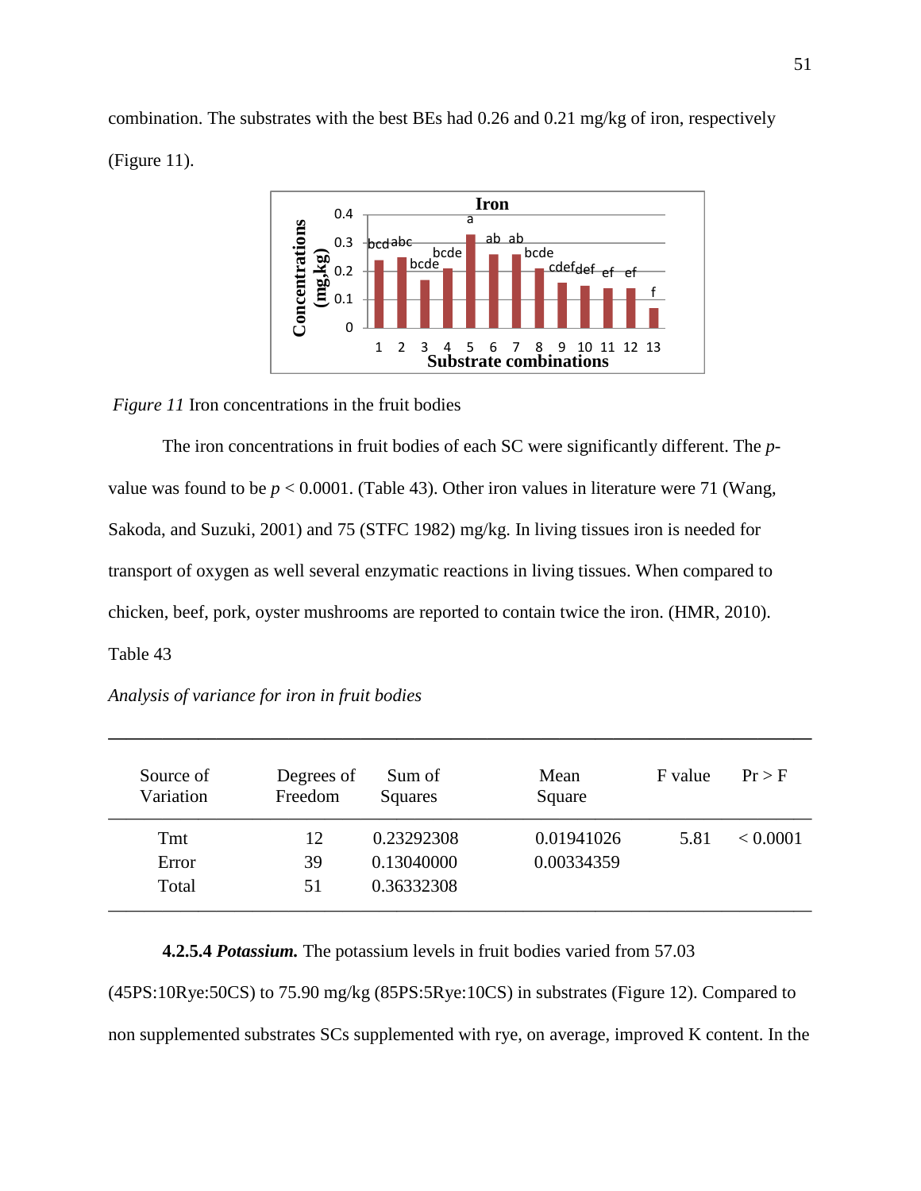combination. The substrates with the best BEs had 0.26 and 0.21 mg/kg of iron, respectively (Figure 11).

*Figure 11* Iron concentrations in the fruit bodies

The iron concentrations in fruit bodies of each SC were significantly different. The *p*-value was found to be $p < 0.0001$. (Table 43). Other iron values in literature were 71 (Wang, Sakoda, and Suzuki, 2001) and 75 (STFC 1982) mg/kg. In living tissues iron is needed for transport of oxygen as well several enzymatic reactions in living tissues. When compared to chicken, beef, pork, oyster mushrooms are reported to contain twice the iron. (HMR, 2010).

Table 43

*Analysis of variance for iron in fruit bodies*

| Source of Variation | Degrees of Freedom | Sum of Squares | Mean Square | F value | Pr > F |
|---|---|---|---|---|---|
| Tmt | 12 | 0.23292308 | 0.01941026 | 5.81 | < 0.0001 |
| Error | 39 | 0.13040000 | 0.00334359 | | |
| Total | 51 | 0.36332308 | | | |

**4.2.5.4 *Potassium.*** The potassium levels in fruit bodies varied from 57.03 (45PS:10Rye:50CS) to 75.90 mg/kg (85PS:5Rye:10CS) in substrates (Figure 12). Compared to non supplemented substrates SCs supplemented with rye, on average, improved K content. In the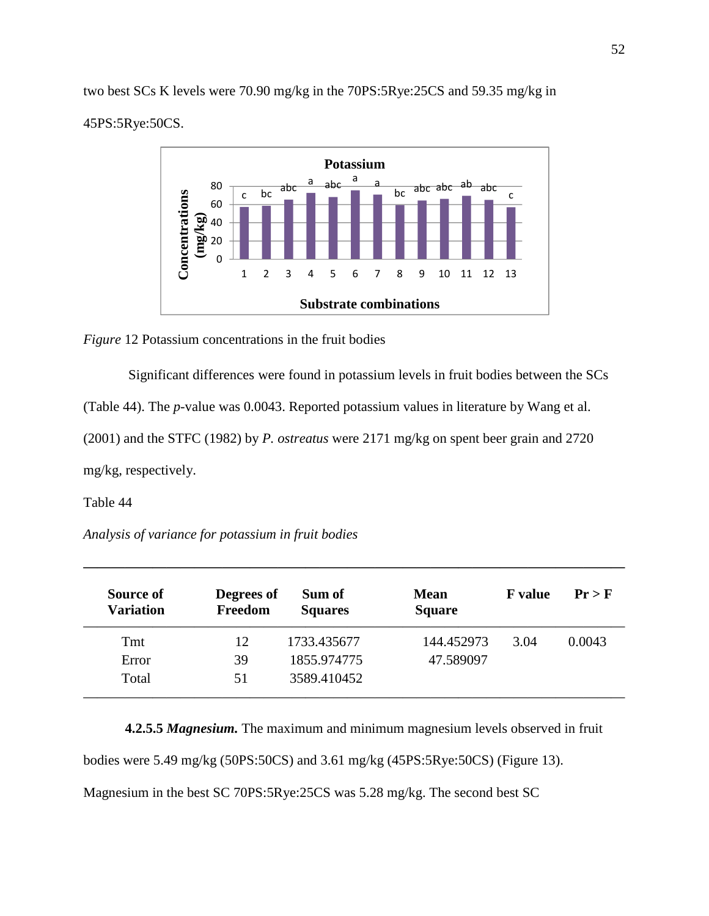two best SCs K levels were 70.90 mg/kg in the 70PS:5Rye:25CS and 59.35 mg/kg in 45PS:5Rye:50CS.

*Figure* 12 Potassium concentrations in the fruit bodies

Significant differences were found in potassium levels in fruit bodies between the SCs (Table 44). The *p*-value was 0.0043. Reported potassium values in literature by Wang et al. (2001) and the STFC (1982) by *P. ostreatus* were 2171 mg/kg on spent beer grain and 2720 mg/kg, respectively.

Table 44

*Analysis of variance for potassium in fruit bodies*

| Source of Variation | Degrees of Freedom | Sum of Squares | Mean Square | F value | Pr > F |
|---|---|---|---|---|---|
| Tmt | 12 | 1733.435677 | 144.452973 | 3.04 | 0.0043 |
| Error | 39 | 1855.974775 | 47.589097 | | |
| Total | 51 | 3589.410452 | | | |

**4.2.5.5 *Magnesium.*** The maximum and minimum magnesium levels observed in fruit bodies were 5.49 mg/kg (50PS:50CS) and 3.61 mg/kg (45PS:5Rye:50CS) (Figure 13). Magnesium in the best SC 70PS:5Rye:25CS was 5.28 mg/kg. The second best SC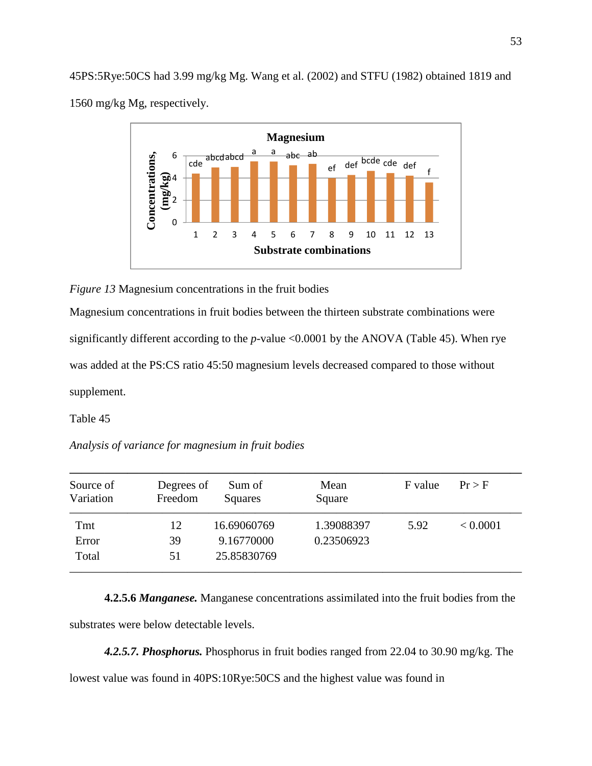45PS:5Rye:50CS had 3.99 mg/kg Mg. Wang et al. (2002) and STFU (1982) obtained 1819 and 1560 mg/kg Mg, respectively.

*Figure 13* Magnesium concentrations in the fruit bodies

Magnesium concentrations in fruit bodies between the thirteen substrate combinations were significantly different according to the *p*-value <0.0001 by the ANOVA (Table 45). When rye was added at the PS:CS ratio 45:50 magnesium levels decreased compared to those without supplement.

Table 45

*Analysis of variance for magnesium in fruit bodies*

| Source of Variation | Degrees of Freedom | Sum of Squares | Mean Square | F value | Pr > F |
|---|---|---|---|---|---|
| Tmt | 12 | 16.69060769 | 1.39088397 | 5.92 | < 0.0001 |
| Error | 39 | 9.16770000 | 0.23506923 | | |
| Total | 51 | 25.85830769 | | | |

**4.2.5.6 *Manganese.*** Manganese concentrations assimilated into the fruit bodies from the substrates were below detectable levels.

***4.2.5.7. Phosphorus.*** Phosphorus in fruit bodies ranged from 22.04 to 30.90 mg/kg. The lowest value was found in 40PS:10Rye:50CS and the highest value was found in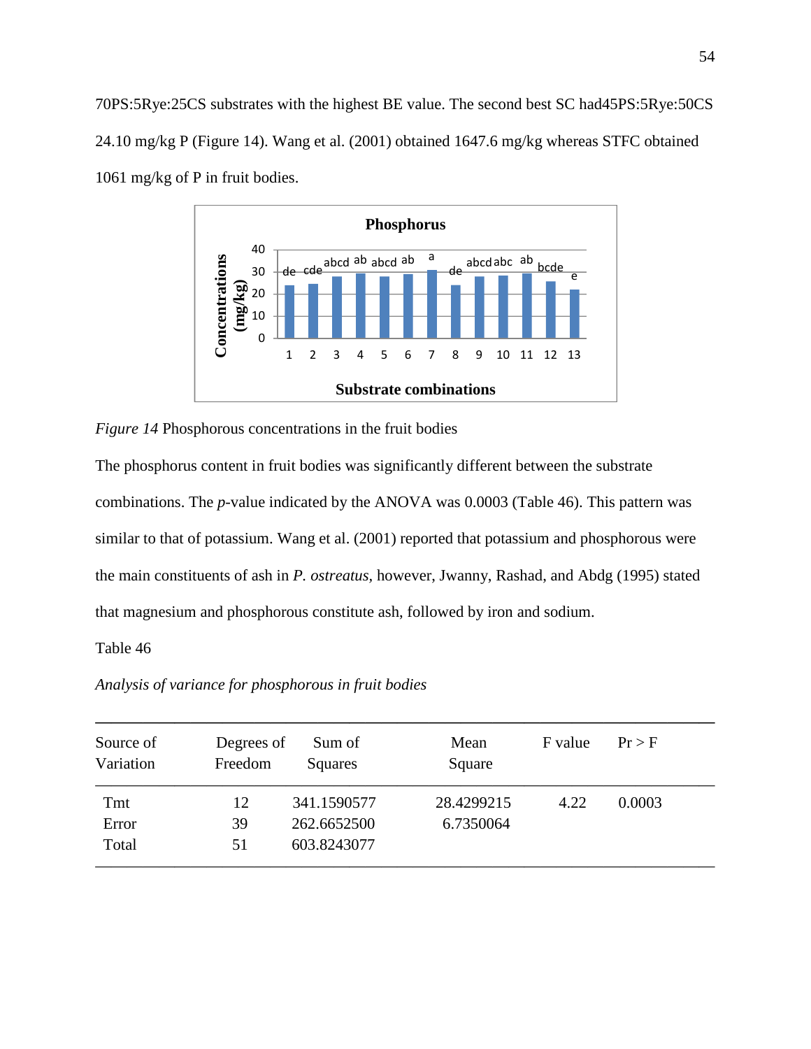70PS:5Rye:25CS substrates with the highest BE value. The second best SC had45PS:5Rye:50CS 24.10 mg/kg P (Figure 14). Wang et al. (2001) obtained 1647.6 mg/kg whereas STFC obtained 1061 mg/kg of P in fruit bodies.

*Figure 14* Phosphorous concentrations in the fruit bodies

The phosphorus content in fruit bodies was significantly different between the substrate combinations. The *p*-value indicated by the ANOVA was 0.0003 (Table 46). This pattern was similar to that of potassium. Wang et al. (2001) reported that potassium and phosphorous were the main constituents of ash in *P. ostreatus*, however, Jwanny, Rashad, and Abdg (1995) stated that magnesium and phosphorous constitute ash, followed by iron and sodium.

Table 46

*Analysis of variance for phosphorous in fruit bodies*

| Source of Variation | Degrees of Freedom | Sum of Squares | Mean Square | F value | Pr > F |
|---|---|---|---|---|---|
| Tmt | 12 | 341.1590577 | 28.4299215 | 4.22 | 0.0003 |
| Error | 39 | 262.6652500 | 6.7350064 | | |
| Total | 51 | 603.8243077 | | | |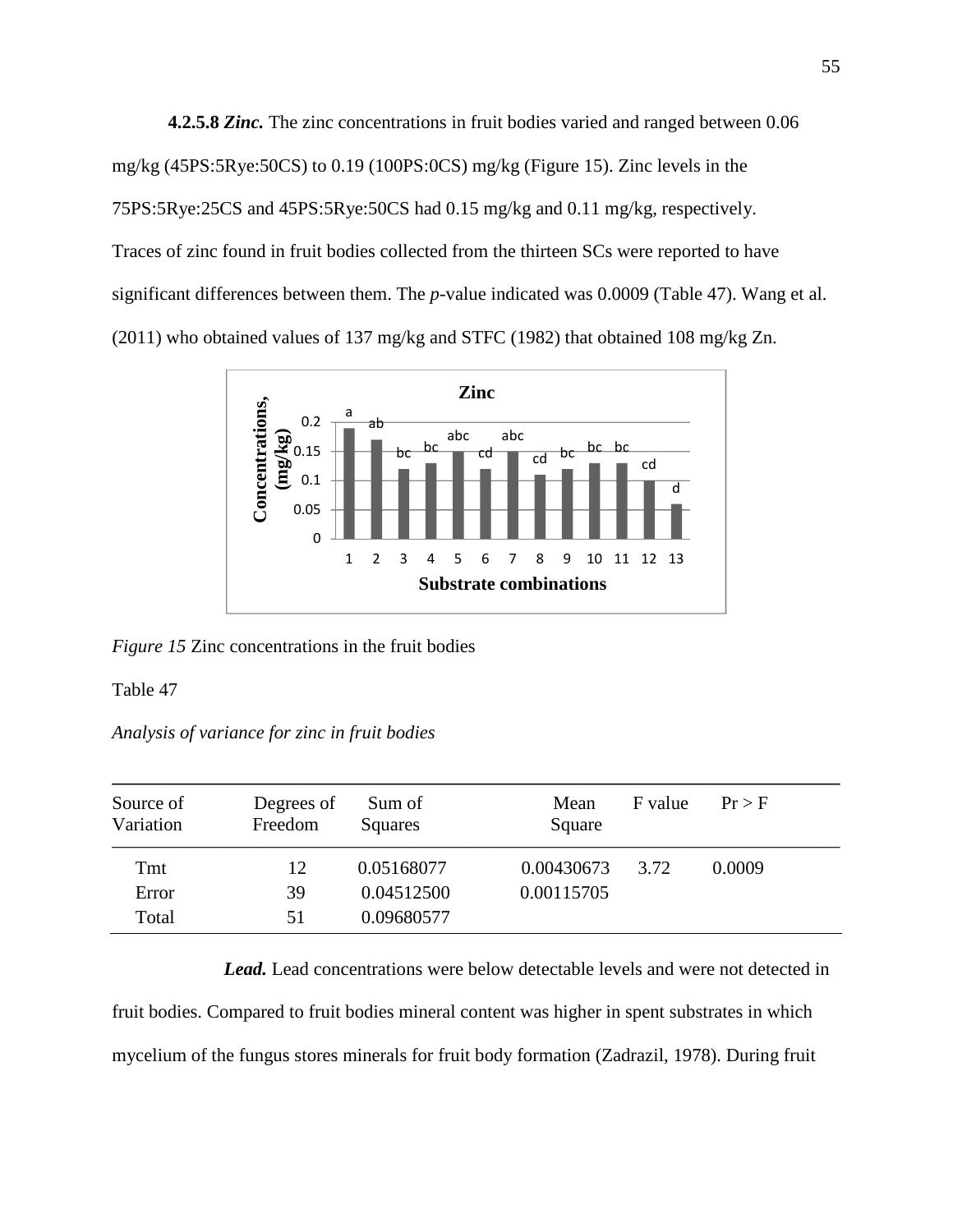**4.2.5.8** ***Zinc.*** The zinc concentrations in fruit bodies varied and ranged between 0.06 mg/kg (45PS:5Rye:50CS) to 0.19 (100PS:0CS) mg/kg (Figure 15). Zinc levels in the 75PS:5Rye:25CS and 45PS:5Rye:50CS had 0.15 mg/kg and 0.11 mg/kg, respectively. Traces of zinc found in fruit bodies collected from the thirteen SCs were reported to have significant differences between them. The *p*-value indicated was 0.0009 (Table 47). Wang et al. (2011) who obtained values of 137 mg/kg and STFC (1982) that obtained 108 mg/kg Zn.

*Figure 15* Zinc concentrations in the fruit bodies

Table 47

*Analysis of variance for zinc in fruit bodies*

| Source of Variation | Degrees of Freedom | Sum of Squares | Mean Square | F value | Pr > F |
|---|---|---|---|---|---|
| Tmt | 12 | 0.05168077 | 0.00430673 | 3.72 | 0.0009 |
| Error | 39 | 0.04512500 | 0.00115705 | | |
| Total | 51 | 0.09680577 | | | |

***Lead.*** Lead concentrations were below detectable levels and were not detected in fruit bodies. Compared to fruit bodies mineral content was higher in spent substrates in which mycelium of the fungus stores minerals for fruit body formation (Zadrazil, 1978). During fruit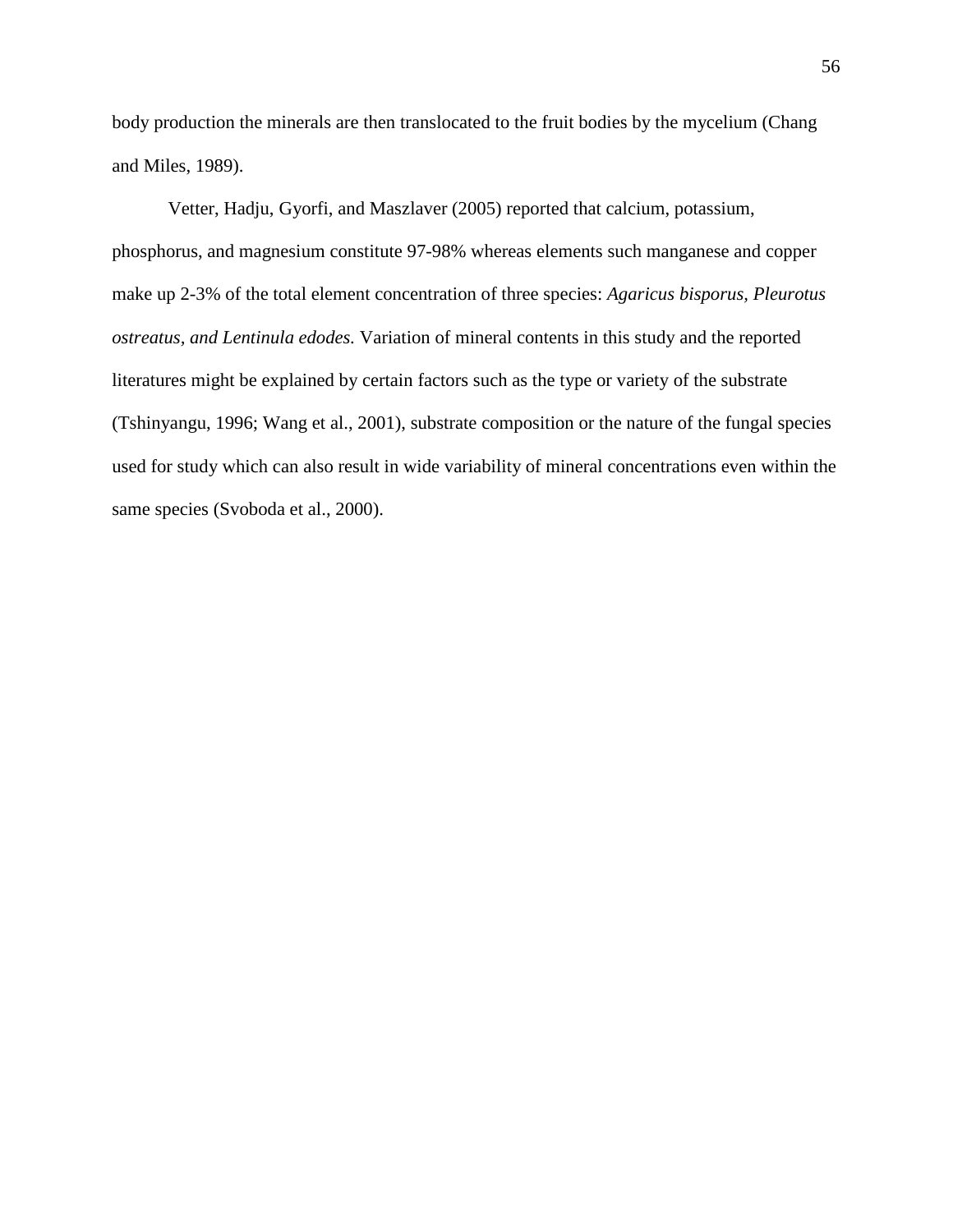body production the minerals are then translocated to the fruit bodies by the mycelium (Chang and Miles, 1989).

Vetter, Hadju, Gyorfi, and Maszlaver (2005) reported that calcium, potassium, phosphorus, and magnesium constitute 97-98% whereas elements such manganese and copper make up 2-3% of the total element concentration of three species: *Agaricus bisporus, Pleurotus ostreatus, and Lentinula edodes.* Variation of mineral contents in this study and the reported literatures might be explained by certain factors such as the type or variety of the substrate (Tshinyangu, 1996; Wang et al., 2001), substrate composition or the nature of the fungal species used for study which can also result in wide variability of mineral concentrations even within the same species (Svoboda et al., 2000).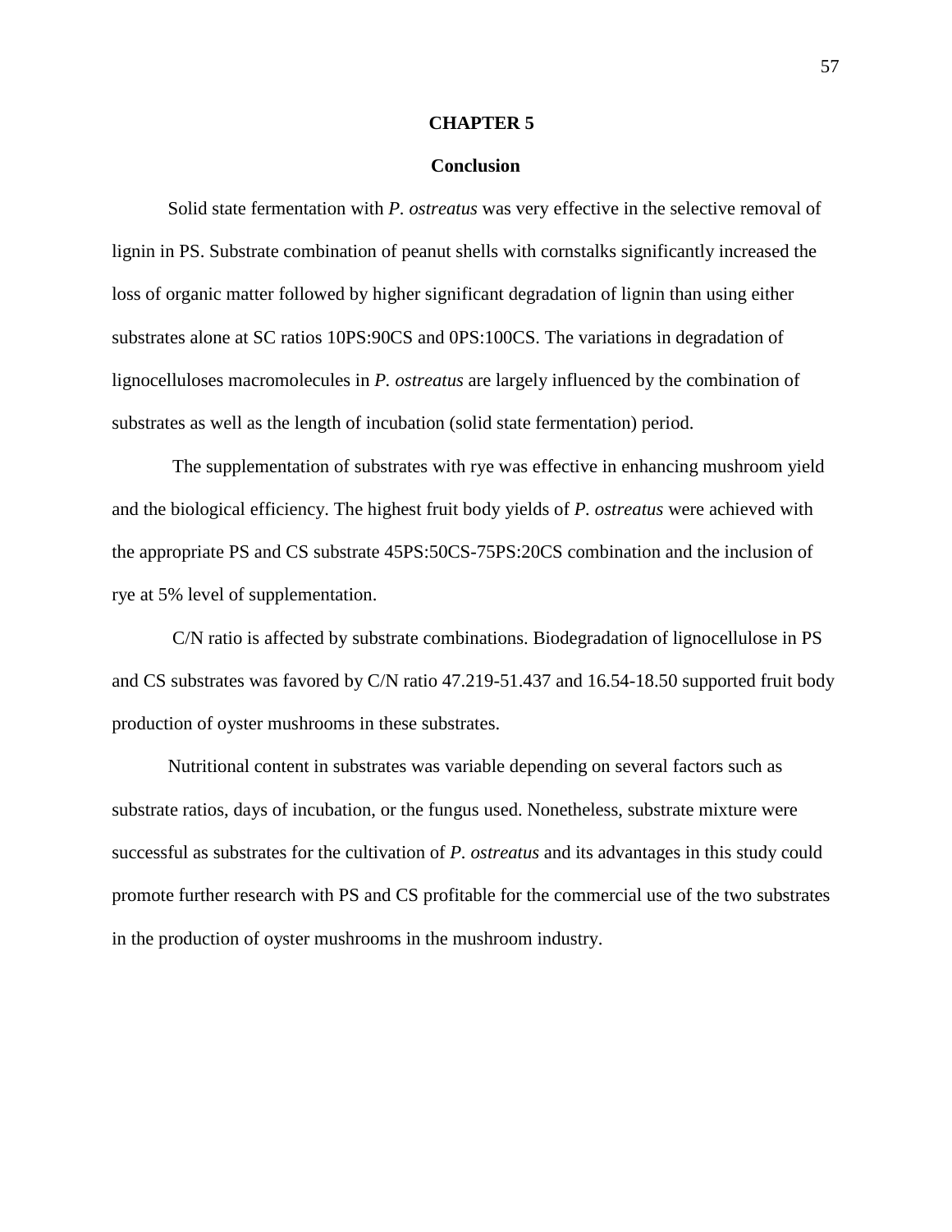# CHAPTER 5

## Conclusion

Solid state fermentation with *P. ostreatus* was very effective in the selective removal of lignin in PS. Substrate combination of peanut shells with cornstalks significantly increased the loss of organic matter followed by higher significant degradation of lignin than using either substrates alone at SC ratios 10PS:90CS and 0PS:100CS. The variations in degradation of lignocelluloses macromolecules in *P. ostreatus* are largely influenced by the combination of substrates as well as the length of incubation (solid state fermentation) period.

The supplementation of substrates with rye was effective in enhancing mushroom yield and the biological efficiency. The highest fruit body yields of *P. ostreatus* were achieved with the appropriate PS and CS substrate 45PS:50CS-75PS:20CS combination and the inclusion of rye at 5% level of supplementation.

C/N ratio is affected by substrate combinations. Biodegradation of lignocellulose in PS and CS substrates was favored by C/N ratio 47.219-51.437 and 16.54-18.50 supported fruit body production of oyster mushrooms in these substrates.

Nutritional content in substrates was variable depending on several factors such as substrate ratios, days of incubation, or the fungus used. Nonetheless, substrate mixture were successful as substrates for the cultivation of *P. ostreatus* and its advantages in this study could promote further research with PS and CS profitable for the commercial use of the two substrates in the production of oyster mushrooms in the mushroom industry.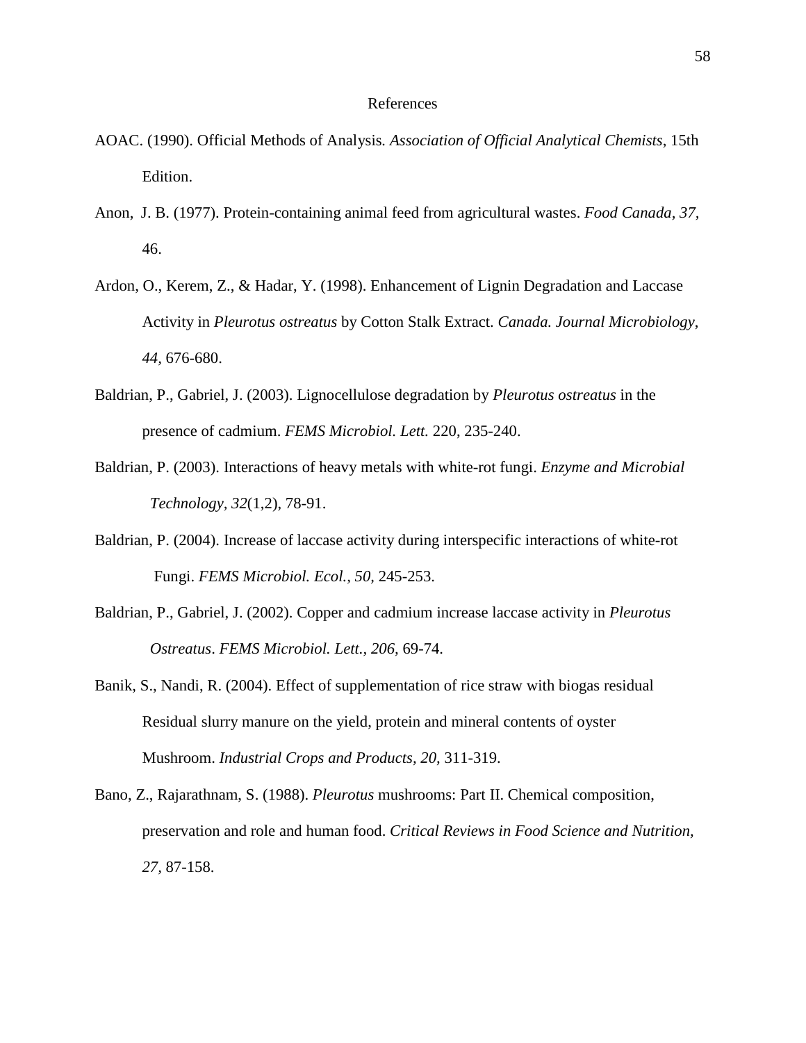# References

AOAC. (1990). Official Methods of Analysis. *Association of Official Analytical Chemists*, 15th Edition.

Anon, J. B. (1977). Protein-containing animal feed from agricultural wastes. *Food Canada, 37,* 46.

Ardon, O., Kerem, Z., & Hadar, Y. (1998). Enhancement of Lignin Degradation and Laccase Activity in *Pleurotus ostreatus* by Cotton Stalk Extract. *Canada. Journal Microbiology*, *44*, 676-680.

Baldrian, P., Gabriel, J. (2003). Lignocellulose degradation by *Pleurotus ostreatus* in the presence of cadmium. *FEMS Microbiol. Lett.* 220, 235-240.

Baldrian, P. (2003). Interactions of heavy metals with white-rot fungi. *Enzyme and Microbial Technology, 32*(1,2), 78-91.

Baldrian, P. (2004). Increase of laccase activity during interspecific interactions of white-rot Fungi. *FEMS Microbiol. Ecol., 50,* 245-253.

Baldrian, P., Gabriel, J. (2002). Copper and cadmium increase laccase activity in *Pleurotus Ostreatus*. *FEMS Microbiol. Lett., 206*, 69-74.

Banik, S., Nandi, R. (2004). Effect of supplementation of rice straw with biogas residual Residual slurry manure on the yield, protein and mineral contents of oyster Mushroom. *Industrial Crops and Products, 20,* 311-319.

Bano, Z., Rajarathnam, S. (1988). *Pleurotus* mushrooms: Part II. Chemical composition, preservation and role and human food. *Critical Reviews in Food Science and Nutrition, 27,* 87-158.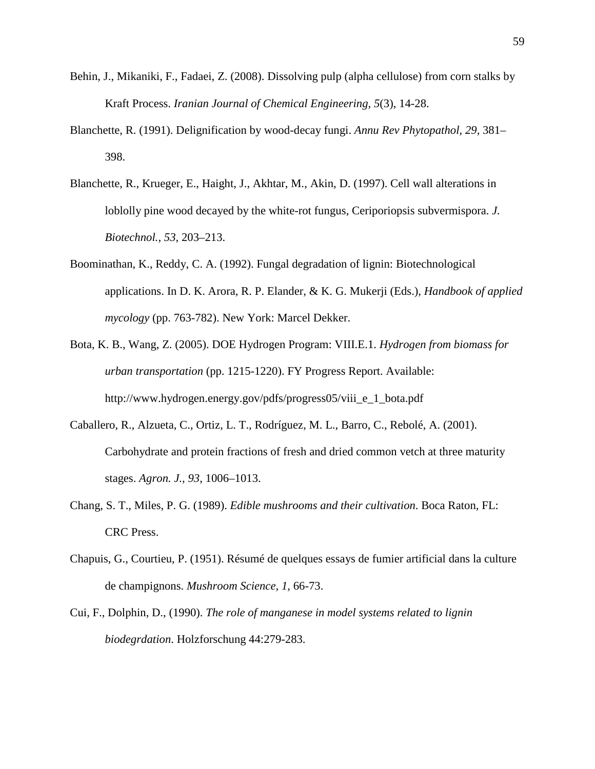Behin, J., Mikaniki, F., Fadaei, Z. (2008). Dissolving pulp (alpha cellulose) from corn stalks by Kraft Process. *Iranian Journal of Chemical Engineering, 5*(3), 14-28.

Blanchette, R. (1991). Delignification by wood-decay fungi. *Annu Rev Phytopathol, 29*, 381–398.

Blanchette, R., Krueger, E., Haight, J., Akhtar, M., Akin, D. (1997). Cell wall alterations in loblolly pine wood decayed by the white-rot fungus, Ceriporiopsis subvermispora. *J. Biotechnol.*, *53*, 203–213.

Boominathan, K., Reddy, C. A. (1992). Fungal degradation of lignin: Biotechnological applications. In D. K. Arora, R. P. Elander, & K. G. Mukerji (Eds.), *Handbook of applied mycology* (pp. 763-782). New York: Marcel Dekker.

Bota, K. B., Wang, Z. (2005). DOE Hydrogen Program: VIII.E.1. *Hydrogen from biomass for urban transportation* (pp. 1215-1220). FY Progress Report. Available: http://www.hydrogen.energy.gov/pdfs/progress05/viii_e_1_bota.pdf

Caballero, R., Alzueta, C., Ortiz, L. T., Rodríguez, M. L., Barro, C., Rebolé, A. (2001). Carbohydrate and protein fractions of fresh and dried common vetch at three maturity stages. *Agron. J., 93*, 1006–1013.

Chang, S. T., Miles, P. G. (1989). *Edible mushrooms and their cultivation*. Boca Raton, FL: CRC Press.

Chapuis, G., Courtieu, P. (1951). Résumé de quelques essays de fumier artificial dans la culture de champignons. *Mushroom Science, 1*, 66-73.

Cui, F., Dolphin, D., (1990). *The role of manganese in model systems related to lignin biodegrdation*. Holzforschung 44:279-283.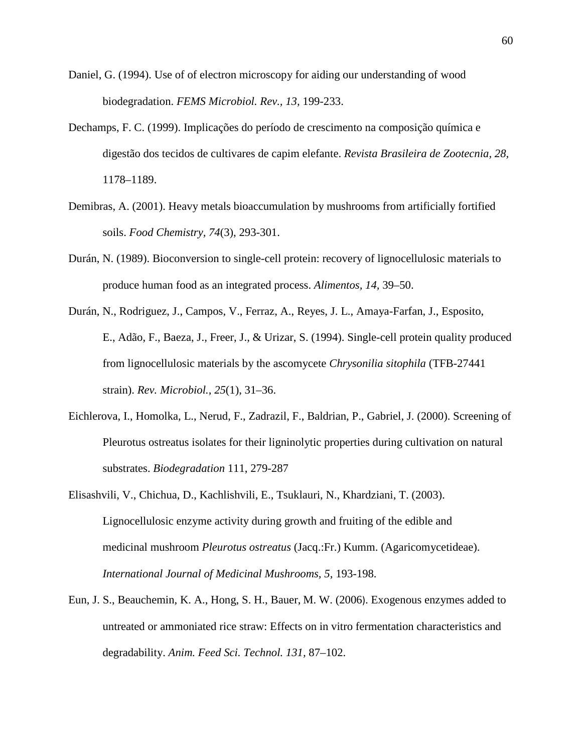Daniel, G. (1994). Use of of electron microscopy for aiding our understanding of wood biodegradation. *FEMS Microbiol. Rev., 13,* 199-233.

Dechamps, F. C. (1999). Implicações do período de crescimento na composição química e digestão dos tecidos de cultivares de capim elefante. *Revista Brasileira de Zootecnia, 28,* 1178–1189.

Demibras, A. (2001). Heavy metals bioaccumulation by mushrooms from artificially fortified soils. *Food Chemistry, 74*(3), 293-301.

Durán, N. (1989). Bioconversion to single-cell protein: recovery of lignocellulosic materials to produce human food as an integrated process. *Alimentos, 14,* 39–50.

Durán, N., Rodriguez, J., Campos, V., Ferraz, A., Reyes, J. L., Amaya-Farfan, J., Esposito, E., Adão, F., Baeza, J., Freer, J., & Urizar, S. (1994). Single-cell protein quality produced from lignocellulosic materials by the ascomycete *Chrysonilia sitophila* (TFB-27441 strain). *Rev. Microbiol., 25*(1), 31–36.

Eichlerova, I., Homolka, L., Nerud, F., Zadrazil, F., Baldrian, P., Gabriel, J. (2000). Screening of Pleurotus ostreatus isolates for their ligninolytic properties during cultivation on natural substrates. *Biodegradation* 111, 279-287

Elisashvili, V., Chichua, D., Kachlishvili, E., Tsuklauri, N., Khardziani, T. (2003). Lignocellulosic enzyme activity during growth and fruiting of the edible and medicinal mushroom *Pleurotus ostreatus* (Jacq.:Fr.) Kumm. (Agaricomycetideae). *International Journal of Medicinal Mushrooms, 5,* 193-198.

Eun, J. S., Beauchemin, K. A., Hong, S. H., Bauer, M. W. (2006). Exogenous enzymes added to untreated or ammoniated rice straw: Effects on in vitro fermentation characteristics and degradability. *Anim. Feed Sci. Technol. 131,* 87–102.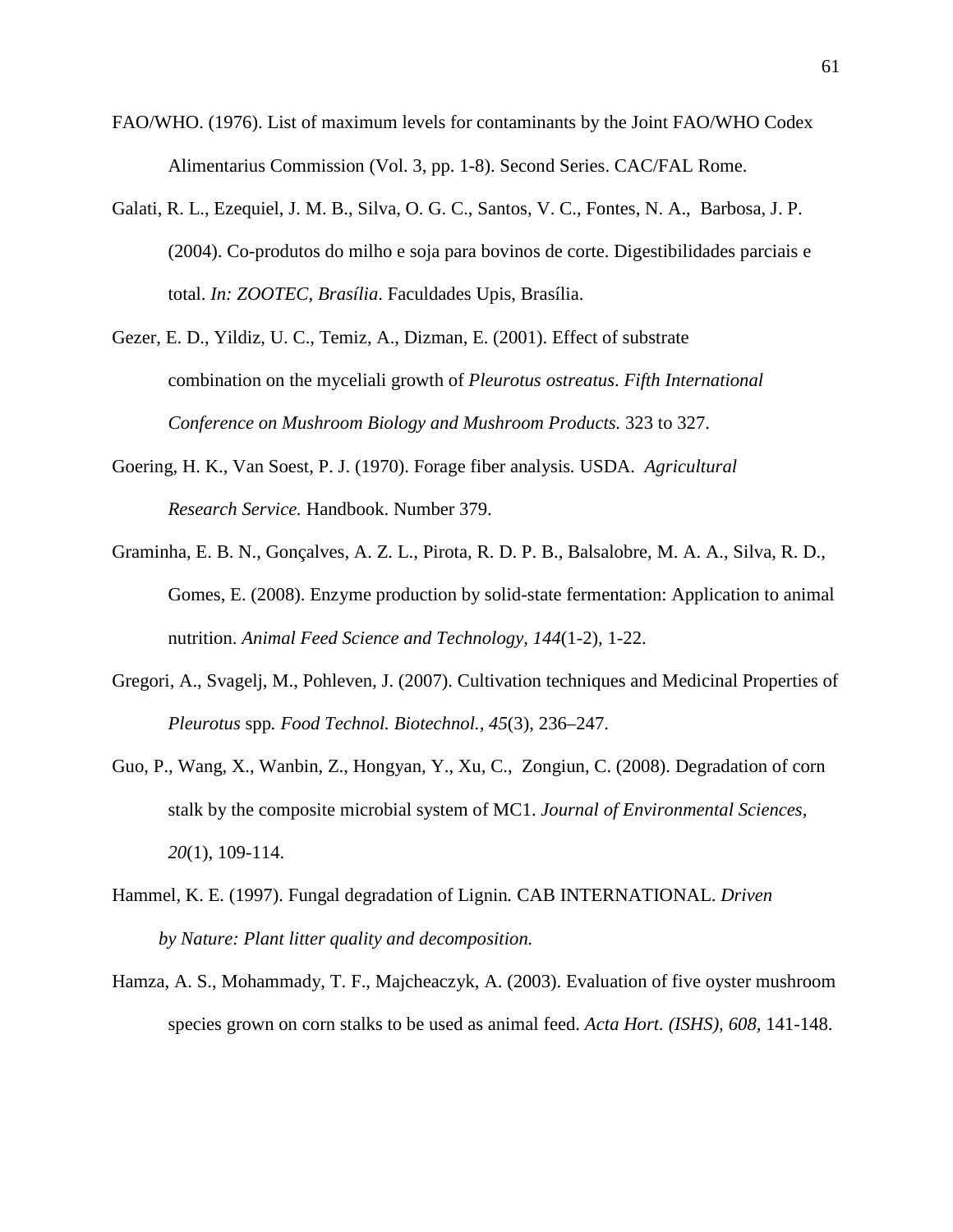FAO/WHO. (1976). List of maximum levels for contaminants by the Joint FAO/WHO Codex Alimentarius Commission (Vol. 3, pp. 1-8). Second Series. CAC/FAL Rome.

Galati, R. L., Ezequiel, J. M. B., Silva, O. G. C., Santos, V. C., Fontes, N. A., Barbosa, J. P. (2004). Co-produtos do milho e soja para bovinos de corte. Digestibilidades parciais e total. *In: ZOOTEC, Brasília*. Faculdades Upis, Brasília.

Gezer, E. D., Yildiz, U. C., Temiz, A., Dizman, E. (2001). Effect of substrate combination on the myceliali growth of *Pleurotus ostreatus*. *Fifth International Conference on Mushroom Biology and Mushroom Products.* 323 to 327.

Goering, H. K., Van Soest, P. J. (1970). Forage fiber analysis. USDA. *Agricultural Research Service.* Handbook. Number 379.

Graminha, E. B. N., Gonçalves, A. Z. L., Pirota, R. D. P. B., Balsalobre, M. A. A., Silva, R. D., Gomes, E. (2008). Enzyme production by solid-state fermentation: Application to animal nutrition. *Animal Feed Science and Technology, 144*(1-2), 1-22.

Gregori, A., Svagelj, M., Pohleven, J. (2007). Cultivation techniques and Medicinal Properties of *Pleurotus* spp*. Food Technol. Biotechnol.*, *45*(3), 236–247.

Guo, P., Wang, X., Wanbin, Z., Hongyan, Y., Xu, C., Zongiun, C. (2008). Degradation of corn stalk by the composite microbial system of MC1. *Journal of Environmental Sciences, 20*(1), 109-114.

Hammel, K. E. (1997). Fungal degradation of Lignin*.* CAB INTERNATIONAL. *Driven by Nature: Plant litter quality and decomposition.*

Hamza, A. S., Mohammady, T. F., Majcheaczyk, A. (2003). Evaluation of five oyster mushroom species grown on corn stalks to be used as animal feed. *Acta Hort. (ISHS)*, *608*, 141-148.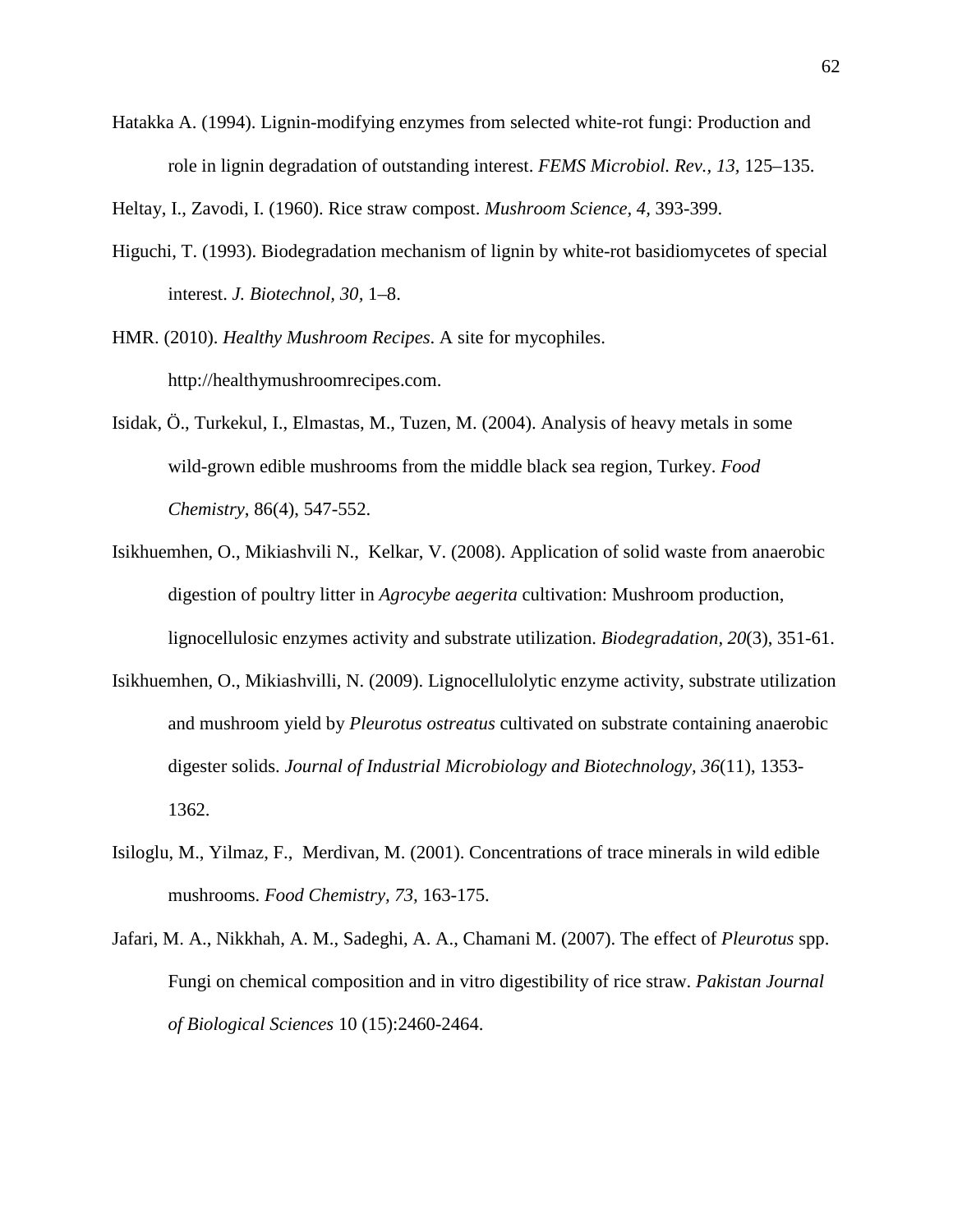Hatakka A. (1994). Lignin-modifying enzymes from selected white-rot fungi: Production and role in lignin degradation of outstanding interest. *FEMS Microbiol. Rev., 13*, 125–135.

Heltay, I., Zavodi, I. (1960). Rice straw compost. *Mushroom Science, 4,* 393-399.

Higuchi, T. (1993). Biodegradation mechanism of lignin by white-rot basidiomycetes of special interest. *J. Biotechnol, 30,* 1–8.

HMR. (2010). *Healthy Mushroom Recipes*. A site for mycophiles. http://healthymushroomrecipes.com.

Isidak, Ö., Turkekul, I., Elmastas, M., Tuzen, M. (2004). Analysis of heavy metals in some wild-grown edible mushrooms from the middle black sea region, Turkey. *Food Chemistry*, 86(4), 547-552.

Isikhuemhen, O., Mikiashvili N., Kelkar, V. (2008). Application of solid waste from anaerobic digestion of poultry litter in *Agrocybe aegerita* cultivation: Mushroom production, lignocellulosic enzymes activity and substrate utilization. *Biodegradation, 20*(3), 351-61.

Isikhuemhen, O., Mikiashvilli, N. (2009). Lignocellulolytic enzyme activity, substrate utilization and mushroom yield by *Pleurotus ostreatus* cultivated on substrate containing anaerobic digester solids. *Journal of Industrial Microbiology and Biotechnology, 36*(11), 1353-1362.

Isiloglu, M., Yilmaz, F., Merdivan, M. (2001). Concentrations of trace minerals in wild edible mushrooms. *Food Chemistry, 73,* 163-175.

Jafari, M. A., Nikkhah, A. M., Sadeghi, A. A., Chamani M. (2007). The effect of *Pleurotus* spp. Fungi on chemical composition and in vitro digestibility of rice straw. *Pakistan Journal of Biological Sciences* 10 (15):2460-2464.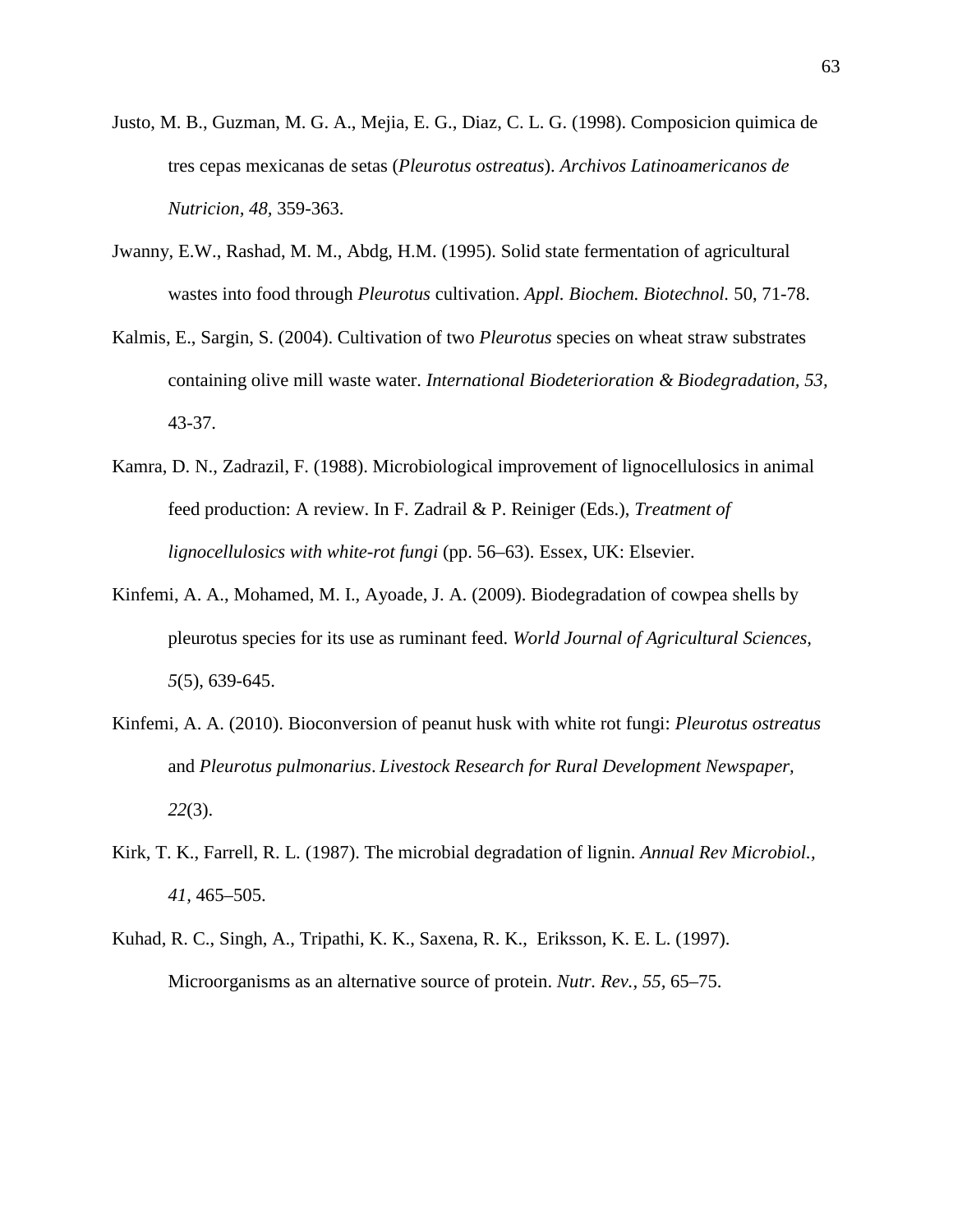Justo, M. B., Guzman, M. G. A., Mejia, E. G., Diaz, C. L. G. (1998). Composicion quimica de tres cepas mexicanas de setas (*Pleurotus ostreatus*). *Archivos Latinoamericanos de Nutricion, 48*, 359-363.

Jwanny, E.W., Rashad, M. M., Abdg, H.M. (1995). Solid state fermentation of agricultural wastes into food through *Pleurotus* cultivation. *Appl. Biochem. Biotechnol.* 50, 71-78.

Kalmis, E., Sargin, S. (2004). Cultivation of two *Pleurotus* species on wheat straw substrates containing olive mill waste water. *International Biodeterioration & Biodegradation, 53,* 43-37.

Kamra, D. N., Zadrazil, F. (1988). Microbiological improvement of lignocellulosics in animal feed production: A review. In F. Zadrail & P. Reiniger (Eds.), *Treatment of lignocellulosics with white-rot fungi* (pp. 56–63). Essex, UK: Elsevier.

Kinfemi, A. A., Mohamed, M. I., Ayoade, J. A. (2009). Biodegradation of cowpea shells by pleurotus species for its use as ruminant feed. *World Journal of Agricultural Sciences, 5*(5), 639-645.

Kinfemi, A. A. (2010). Bioconversion of peanut husk with white rot fungi: *Pleurotus ostreatus* and *Pleurotus pulmonarius*. *Livestock Research for Rural Development Newspaper, 22*(3).

Kirk, T. K., Farrell, R. L. (1987). The microbial degradation of lignin. *Annual Rev Microbiol., 41,* 465–505.

Kuhad, R. C., Singh, A., Tripathi, K. K., Saxena, R. K., Eriksson, K. E. L. (1997). Microorganisms as an alternative source of protein. *Nutr. Rev., 55,* 65–75.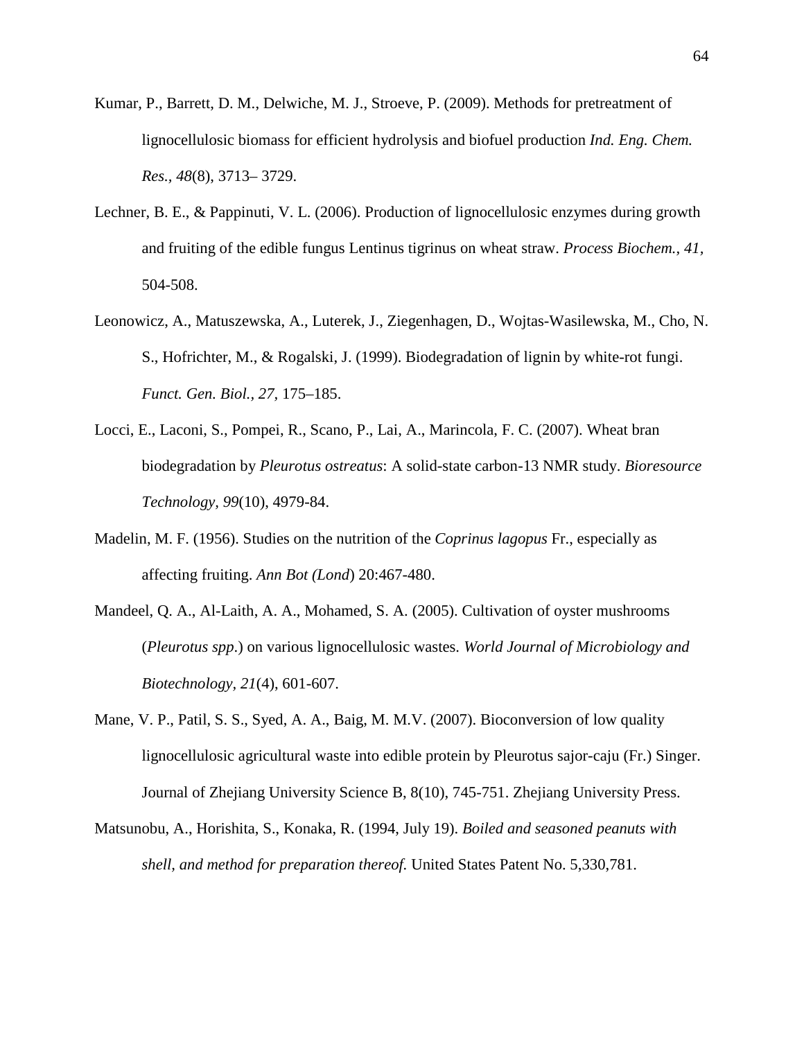Kumar, P., Barrett, D. M., Delwiche, M. J., Stroeve, P. (2009). Methods for pretreatment of lignocellulosic biomass for efficient hydrolysis and biofuel production *Ind. Eng. Chem. Res., 48*(8), 3713– 3729.

Lechner, B. E., & Pappinuti, V. L. (2006). Production of lignocellulosic enzymes during growth and fruiting of the edible fungus Lentinus tigrinus on wheat straw. *Process Biochem., 41,* 504-508.

Leonowicz, A., Matuszewska, A., Luterek, J., Ziegenhagen, D., Wojtas-Wasilewska, M., Cho, N. S., Hofrichter, M., & Rogalski, J. (1999). Biodegradation of lignin by white-rot fungi. *Funct. Gen. Biol., 27,* 175–185.

Locci, E., Laconi, S., Pompei, R., Scano, P., Lai, A., Marincola, F. C. (2007). Wheat bran biodegradation by *Pleurotus ostreatus*: A solid-state carbon-13 NMR study. *Bioresource Technology, 99*(10), 4979-84.

Madelin, M. F. (1956). Studies on the nutrition of the *Coprinus lagopus* Fr., especially as affecting fruiting. *Ann Bot (Lond*) 20:467-480.

Mandeel, Q. A., Al-Laith, A. A., Mohamed, S. A. (2005). Cultivation of oyster mushrooms (*Pleurotus spp*.) on various lignocellulosic wastes. *World Journal of Microbiology and Biotechnology*, *21*(4), 601-607.

Mane, V. P., Patil, S. S., Syed, A. A., Baig, M. M.V. (2007). Bioconversion of low quality lignocellulosic agricultural waste into edible protein by Pleurotus sajor-caju (Fr.) Singer. Journal of Zhejiang University Science B, 8(10), 745-751. Zhejiang University Press.

Matsunobu, A., Horishita, S., Konaka, R. (1994, July 19). *Boiled and seasoned peanuts with shell, and method for preparation thereof.* United States Patent No. 5,330,781.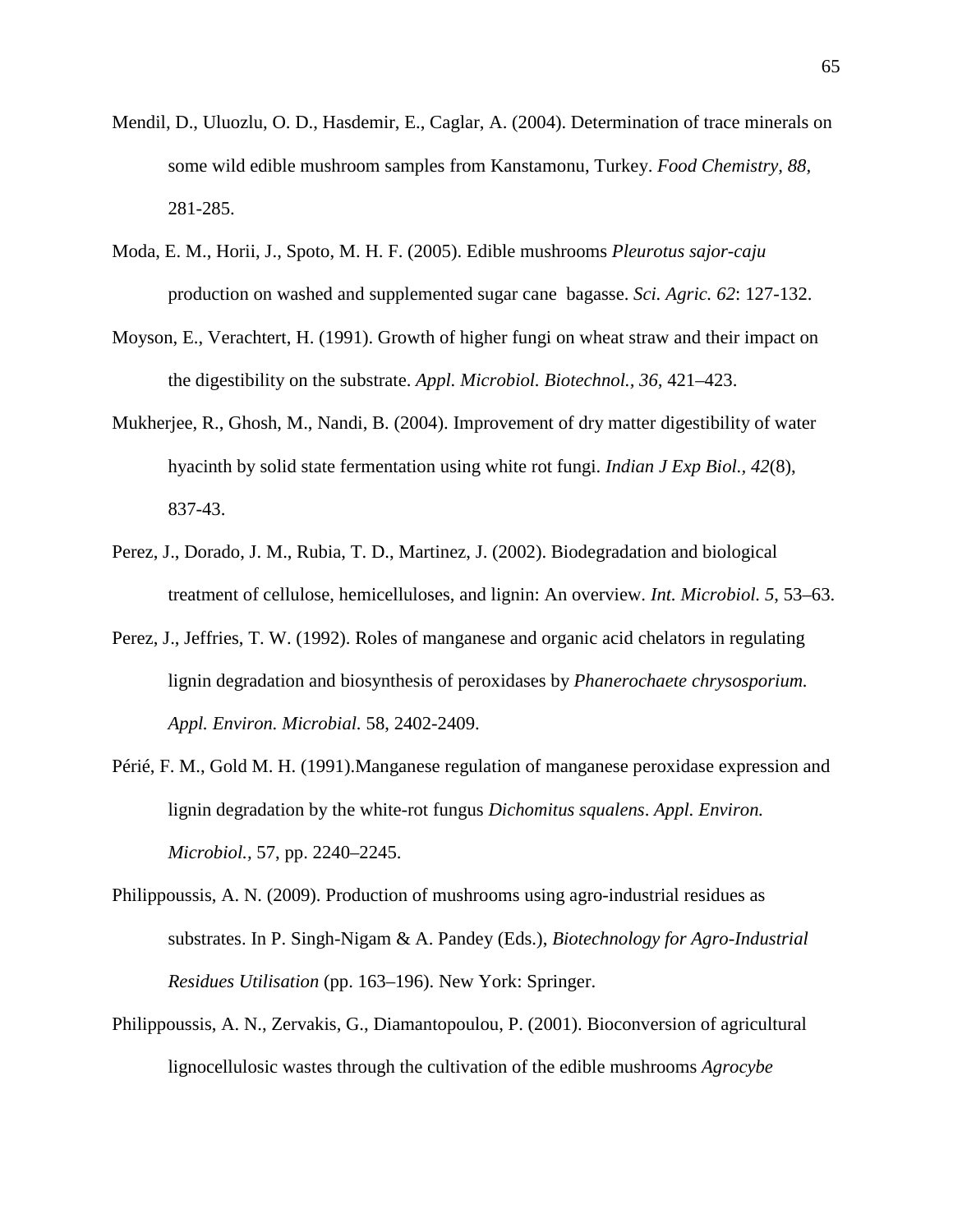Mendil, D., Uluozlu, O. D., Hasdemir, E., Caglar, A. (2004). Determination of trace minerals on some wild edible mushroom samples from Kanstamonu, Turkey. *Food Chemistry, 88,* 281-285.

Moda, E. M., Horii, J., Spoto, M. H. F. (2005). Edible mushrooms *Pleurotus sajor-caju* production on washed and supplemented sugar cane bagasse. *Sci. Agric. 62*: 127-132.

Moyson, E., Verachtert, H. (1991). Growth of higher fungi on wheat straw and their impact on the digestibility on the substrate. *Appl. Microbiol. Biotechnol., 36*, 421–423.

Mukherjee, R., Ghosh, M., Nandi, B. (2004). Improvement of dry matter digestibility of water hyacinth by solid state fermentation using white rot fungi. *Indian J Exp Biol., 42*(8), 837-43.

Perez, J., Dorado, J. M., Rubia, T. D., Martinez, J. (2002). Biodegradation and biological treatment of cellulose, hemicelluloses, and lignin: An overview. *Int. Microbiol. 5*, 53–63.

Perez, J., Jeffries, T. W. (1992). Roles of manganese and organic acid chelators in regulating lignin degradation and biosynthesis of peroxidases by *Phanerochaete chrysosporium. Appl. Environ. Microbial.* 58, 2402-2409.

Périé, F. M., Gold M. H. (1991).Manganese regulation of manganese peroxidase expression and lignin degradation by the white-rot fungus *Dichomitus squalens*. *Appl. Environ. Microbiol.*, 57, pp. 2240–2245.

Philippoussis, A. N. (2009). Production of mushrooms using agro-industrial residues as substrates. In P. Singh-Nigam & A. Pandey (Eds.), *Biotechnology for Agro-Industrial Residues Utilisation* (pp. 163–196). New York: Springer.

Philippoussis, A. N., Zervakis, G., Diamantopoulou, P. (2001). Bioconversion of agricultural lignocellulosic wastes through the cultivation of the edible mushrooms *Agrocybe*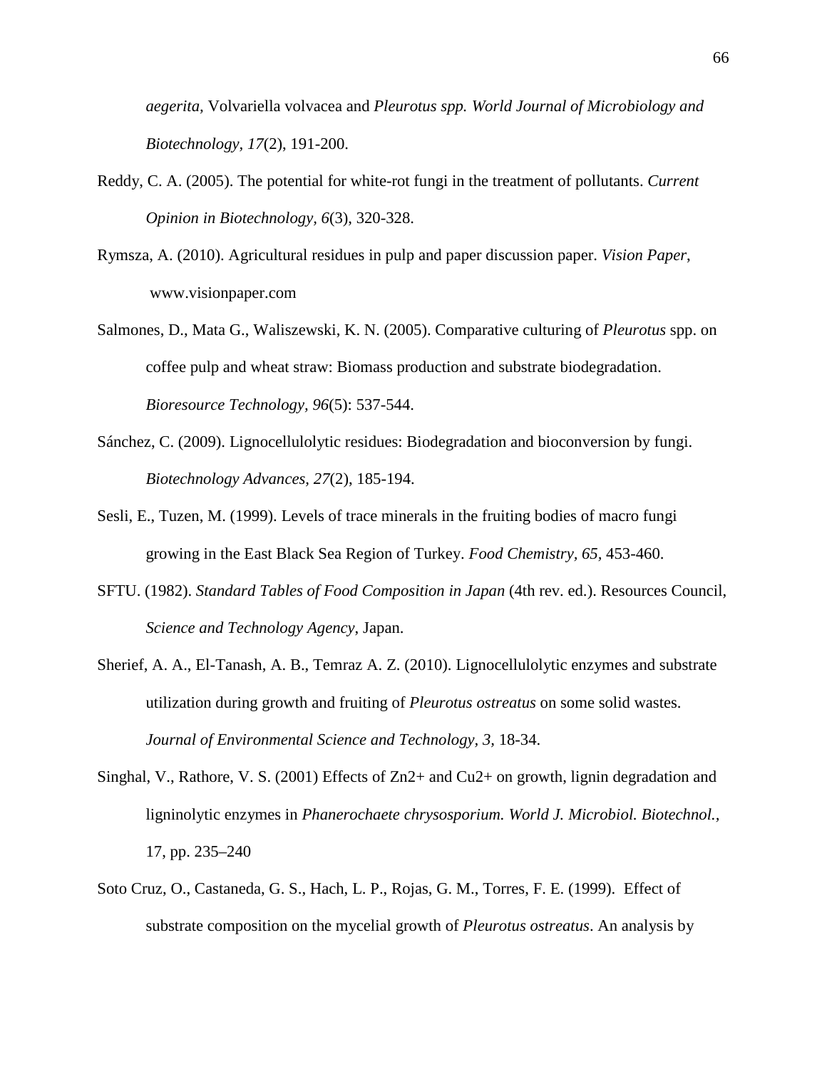*aegerita*, Volvariella volvacea and *Pleurotus spp. World Journal of Microbiology and Biotechnology, 17*(2), 191-200.

Reddy, C. A. (2005). The potential for white-rot fungi in the treatment of pollutants. *Current Opinion in Biotechnology, 6*(3), 320-328.

Rymsza, A. (2010). Agricultural residues in pulp and paper discussion paper. *Vision Paper*, www.visionpaper.com

Salmones, D., Mata G., Waliszewski, K. N. (2005). Comparative culturing of *Pleurotus* spp. on coffee pulp and wheat straw: Biomass production and substrate biodegradation. *Bioresource Technology, 96*(5): 537-544.

Sánchez, C. (2009). Lignocellulolytic residues: Biodegradation and bioconversion by fungi. *Biotechnology Advances, 27*(2), 185-194.

Sesli, E., Tuzen, M. (1999). Levels of trace minerals in the fruiting bodies of macro fungi growing in the East Black Sea Region of Turkey. *Food Chemistry, 65*, 453-460.

SFTU. (1982). *Standard Tables of Food Composition in Japan* (4th rev. ed.). Resources Council, *Science and Technology Agency*, Japan.

Sherief, A. A., El-Tanash, A. B., Temraz A. Z. (2010). Lignocellulolytic enzymes and substrate utilization during growth and fruiting of *Pleurotus ostreatus* on some solid wastes. *Journal of Environmental Science and Technology, 3*, 18-34.

Singhal, V., Rathore, V. S. (2001) Effects of $Zn^{2+}$ and $Cu^{2+}$ on growth, lignin degradation and ligninolytic enzymes in *Phanerochaete chrysosporium. World J. Microbiol. Biotechnol.*, 17, pp. 235–240

Soto Cruz, O., Castaneda, G. S., Hach, L. P., Rojas, G. M., Torres, F. E. (1999). Effect of substrate composition on the mycelial growth of *Pleurotus ostreatus*. An analysis by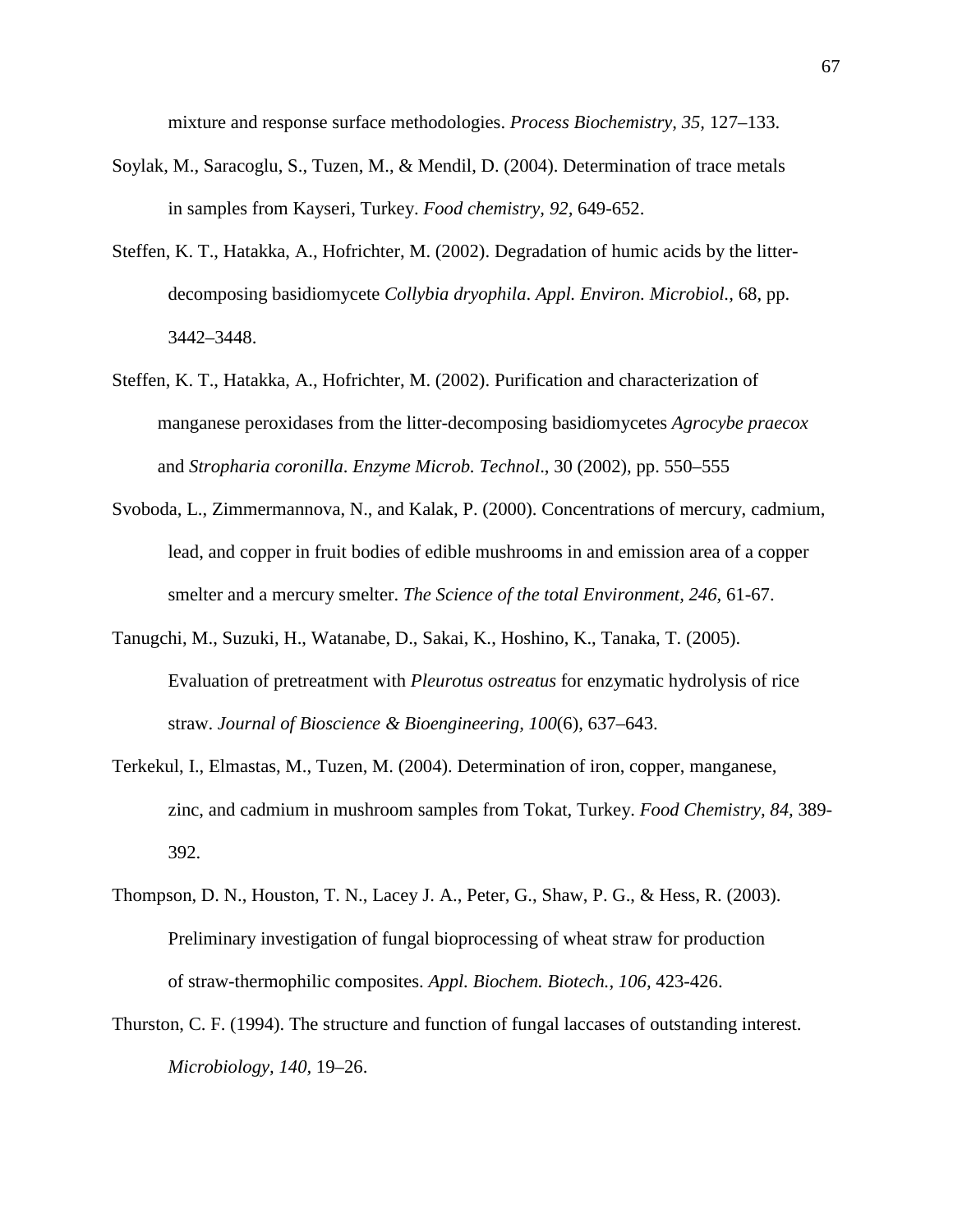mixture and response surface methodologies. *Process Biochemistry, 35,* 127–133.

Soylak, M., Saracoglu, S., Tuzen, M., & Mendil, D. (2004). Determination of trace metals in samples from Kayseri, Turkey. *Food chemistry, 92*, 649-652.

Steffen, K. T., Hatakka, A., Hofrichter, M. (2002). Degradation of humic acids by the litter-decomposing basidiomycete *Collybia dryophila*. *Appl. Environ. Microbiol.*, 68, pp. 3442–3448.

Steffen, K. T., Hatakka, A., Hofrichter, M. (2002). Purification and characterization of manganese peroxidases from the litter-decomposing basidiomycetes *Agrocybe praecox* and *Stropharia coronilla*. *Enzyme Microb. Technol*., 30 (2002), pp. 550–555

Svoboda, L., Zimmermannova, N., and Kalak, P. (2000). Concentrations of mercury, cadmium, lead, and copper in fruit bodies of edible mushrooms in and emission area of a copper smelter and a mercury smelter. *The Science of the total Environment, 246,* 61-67.

Tanugchi, M., Suzuki, H., Watanabe, D., Sakai, K., Hoshino, K., Tanaka, T. (2005). Evaluation of pretreatment with *Pleurotus ostreatus* for enzymatic hydrolysis of rice straw. *Journal of Bioscience & Bioengineering, 100*(6)*,* 637–643.

Terkekul, I., Elmastas, M., Tuzen, M. (2004). Determination of iron, copper, manganese, zinc, and cadmium in mushroom samples from Tokat, Turkey. *Food Chemistry, 84,* 389-392.

Thompson, D. N., Houston, T. N., Lacey J. A., Peter, G., Shaw, P. G., & Hess, R. (2003). Preliminary investigation of fungal bioprocessing of wheat straw for production of straw-thermophilic composites. *Appl. Biochem. Biotech., 106,* 423-426.

Thurston, C. F. (1994). The structure and function of fungal laccases of outstanding interest. *Microbiology, 140,* 19–26.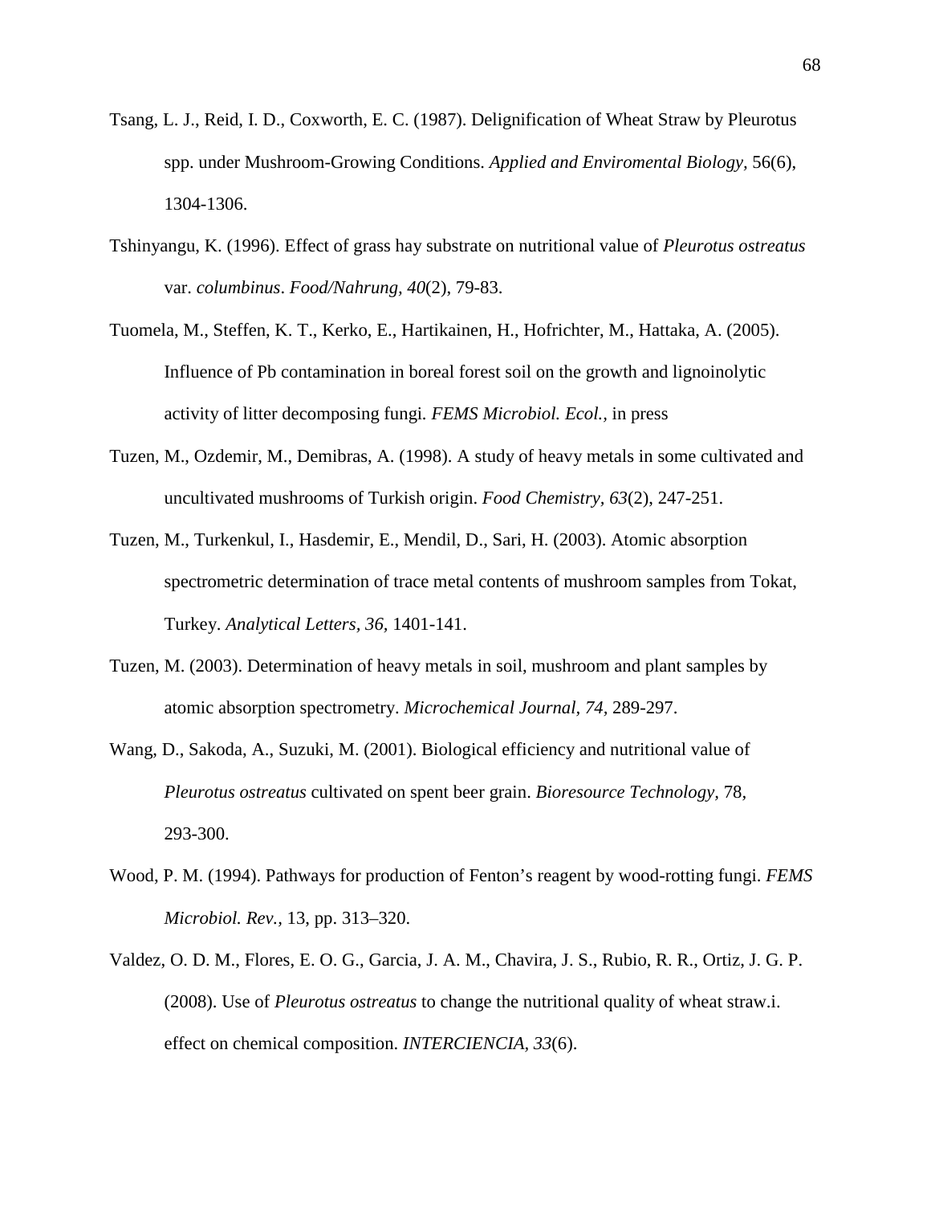Tsang, L. J., Reid, I. D., Coxworth, E. C. (1987). Delignification of Wheat Straw by Pleurotus spp. under Mushroom-Growing Conditions. *Applied and Enviromental Biology*, 56(6), 1304-1306.

Tshinyangu, K. (1996). Effect of grass hay substrate on nutritional value of *Pleurotus ostreatus* var. *columbinus*. *Food/Nahrung, 40*(2), 79-83.

Tuomela, M., Steffen, K. T., Kerko, E., Hartikainen, H., Hofrichter, M., Hattaka, A. (2005). Influence of Pb contamination in boreal forest soil on the growth and lignoinolytic activity of litter decomposing fungi. *FEMS Microbiol. Ecol.*, in press

Tuzen, M., Ozdemir, M., Demibras, A. (1998). A study of heavy metals in some cultivated and uncultivated mushrooms of Turkish origin. *Food Chemistry, 63*(2), 247-251.

Tuzen, M., Turkenkul, I., Hasdemir, E., Mendil, D., Sari, H. (2003). Atomic absorption spectrometric determination of trace metal contents of mushroom samples from Tokat, Turkey. *Analytical Letters, 36*, 1401-141.

Tuzen, M. (2003). Determination of heavy metals in soil, mushroom and plant samples by atomic absorption spectrometry. *Microchemical Journal, 74*, 289-297.

Wang, D., Sakoda, A., Suzuki, M. (2001). Biological efficiency and nutritional value of *Pleurotus ostreatus* cultivated on spent beer grain. *Bioresource Technology,* 78, 293-300.

Wood, P. M. (1994). Pathways for production of Fenton's reagent by wood-rotting fungi. *FEMS Microbiol. Rev.*, 13, pp. 313–320.

Valdez, O. D. M., Flores, E. O. G., Garcia, J. A. M., Chavira, J. S., Rubio, R. R., Ortiz, J. G. P. (2008). Use of *Pleurotus ostreatus* to change the nutritional quality of wheat straw.i. effect on chemical composition. *INTERCIENCIA, 33*(6).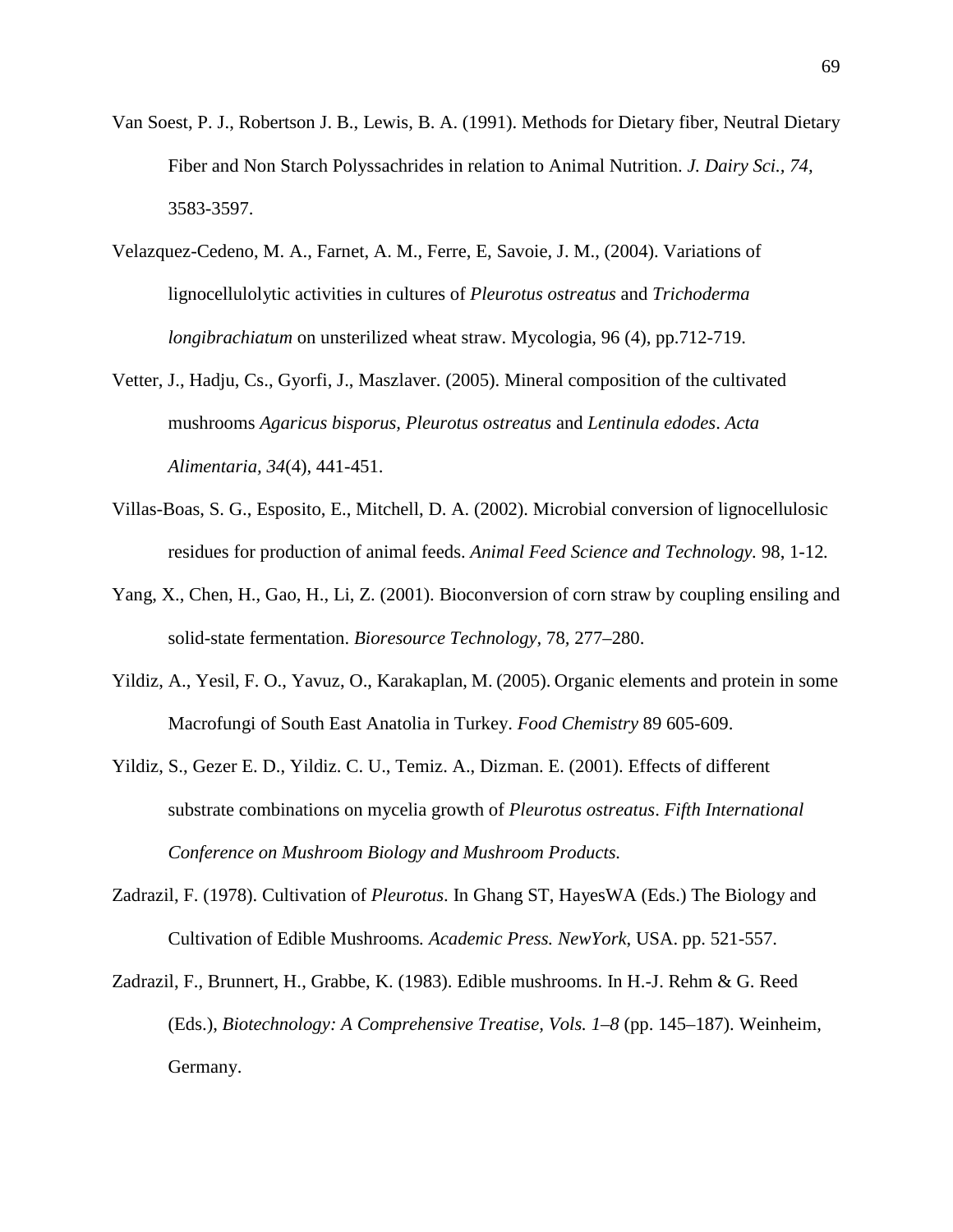Van Soest, P. J., Robertson J. B., Lewis, B. A. (1991). Methods for Dietary fiber, Neutral Dietary Fiber and Non Starch Polyssachrides in relation to Animal Nutrition. *J. Dairy Sci., 74,* 3583-3597.

Velazquez-Cedeno, M. A., Farnet, A. M., Ferre, E, Savoie, J. M., (2004). Variations of lignocellulolytic activities in cultures of *Pleurotus ostreatus* and *Trichoderma longibrachiatum* on unsterilized wheat straw. Mycologia, 96 (4), pp.712-719.

Vetter, J., Hadju, Cs., Gyorfi, J., Maszlaver. (2005). Mineral composition of the cultivated mushrooms *Agaricus bisporus, Pleurotus ostreatus* and *Lentinula edodes*. *Acta Alimentaria, 34*(4), 441-451.

Villas-Boas, S. G., Esposito, E., Mitchell, D. A. (2002). Microbial conversion of lignocellulosic residues for production of animal feeds. *Animal Feed Science and Technology.* 98, 1-12*.*

Yang, X., Chen, H., Gao, H., Li, Z. (2001). Bioconversion of corn straw by coupling ensiling and solid-state fermentation. *Bioresource Technology*, 78, 277–280.

Yildiz, A., Yesil, F. O., Yavuz, O., Karakaplan, M. (2005). Organic elements and protein in some Macrofungi of South East Anatolia in Turkey. *Food Chemistry* 89 605-609.

Yildiz, S., Gezer E. D., Yildiz. C. U., Temiz. A., Dizman. E. (2001). Effects of different substrate combinations on mycelia growth of *Pleurotus ostreatus*. *Fifth International Conference on Mushroom Biology and Mushroom Products.*

Zadrazil, F. (1978). Cultivation of *Pleurotus*. In Ghang ST, HayesWA (Eds.) The Biology and Cultivation of Edible Mushrooms*. Academic Press. NewYork*, USA. pp. 521-557.

Zadrazil, F., Brunnert, H., Grabbe, K. (1983). Edible mushrooms. In H.-J. Rehm & G. Reed (Eds.), *Biotechnology: A Comprehensive Treatise, Vols. 1–8* (pp. 145–187). Weinheim, Germany.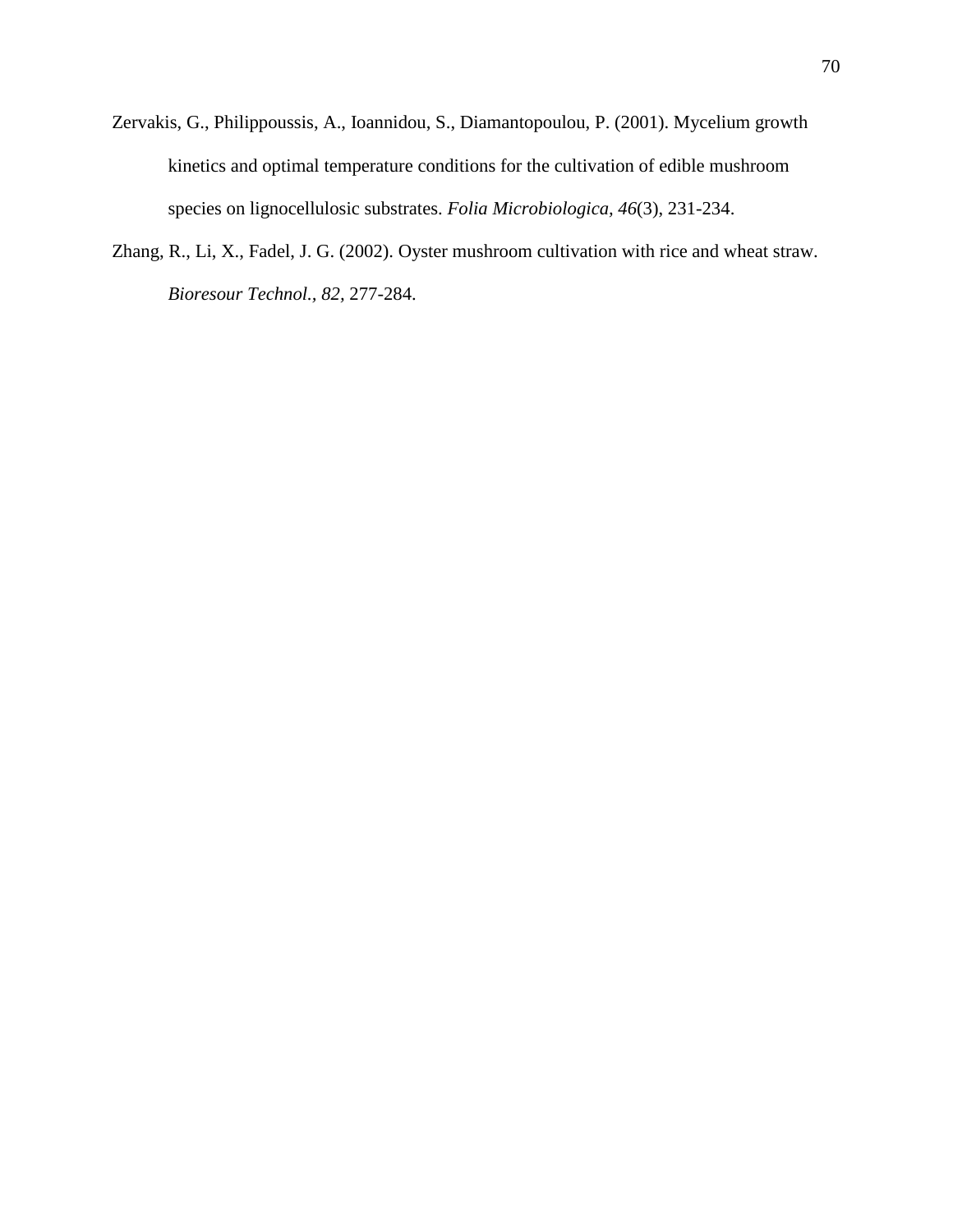Zervakis, G., Philippoussis, A., Ioannidou, S., Diamantopoulou, P. (2001). Mycelium growth kinetics and optimal temperature conditions for the cultivation of edible mushroom species on lignocellulosic substrates. *Folia Microbiologica, 46*(3), 231-234.

Zhang, R., Li, X., Fadel, J. G. (2002). Oyster mushroom cultivation with rice and wheat straw. *Bioresour Technol., 82*, 277-284.